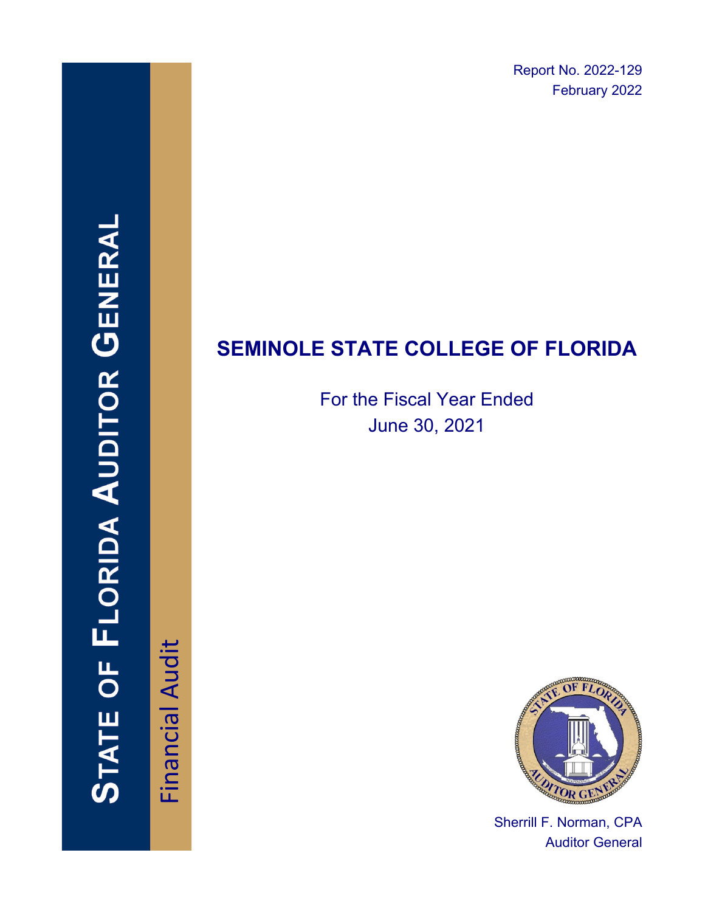Report No. 2022-129
February 2022

# STATE OF FLORIDA AUDITOR GENERAL

Financial Audit

# SEMINOLE STATE COLLEGE OF FLORIDA

For the Fiscal Year Ended
June 30, 2021

Sherrill F. Norman, CPA
Auditor General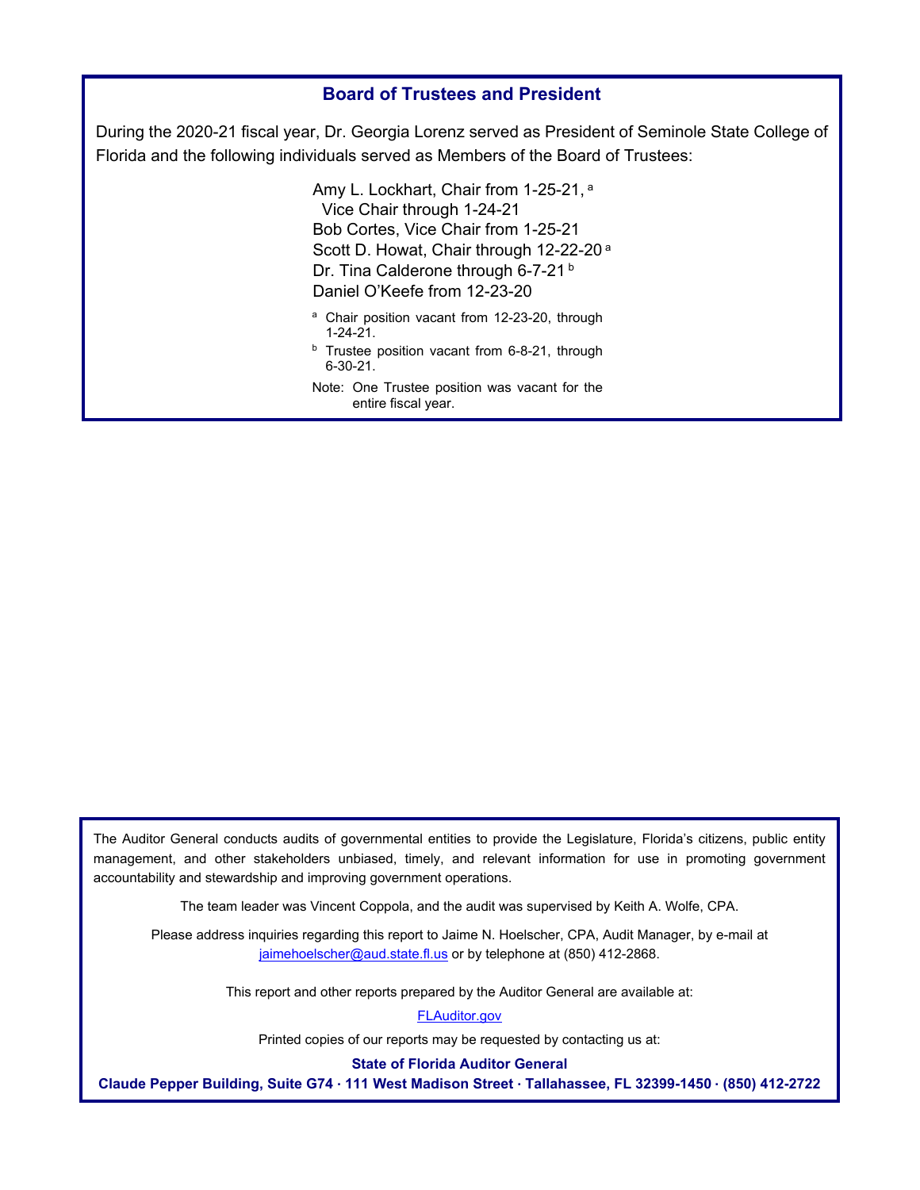## Board of Trustees and President

During the 2020-21 fiscal year, Dr. Georgia Lorenz served as President of Seminole State College of Florida and the following individuals served as Members of the Board of Trustees:

Amy L. Lockhart, Chair from 1-25-21, [a]
Vice Chair through 1-24-21
Bob Cortes, Vice Chair from 1-25-21
Scott D. Howat, Chair through 12-22-20 [a]
Dr. Tina Calderone through 6-7-21 [b]
Daniel O'Keefe from 12-23-20

[a] Chair position vacant from 12-23-20, through 1-24-21.

[b] Trustee position vacant from 6-8-21, through 6-30-21.

Note: One Trustee position was vacant for the entire fiscal year.

The Auditor General conducts audits of governmental entities to provide the Legislature, Florida's citizens, public entity management, and other stakeholders unbiased, timely, and relevant information for use in promoting government accountability and stewardship and improving government operations.

The team leader was Vincent Coppola, and the audit was supervised by Keith A. Wolfe, CPA.

Please address inquiries regarding this report to Jaime N. Hoelscher, CPA, Audit Manager, by e-mail at jaimehoelscher@aud.state.fl.us or by telephone at (850) 412-2868.

This report and other reports prepared by the Auditor General are available at:

FLAuditor.gov

Printed copies of our reports may be requested by contacting us at:

**State of Florida Auditor General**

**Claude Pepper Building, Suite G74 · 111 West Madison Street · Tallahassee, FL 32399-1450 · (850) 412-2722**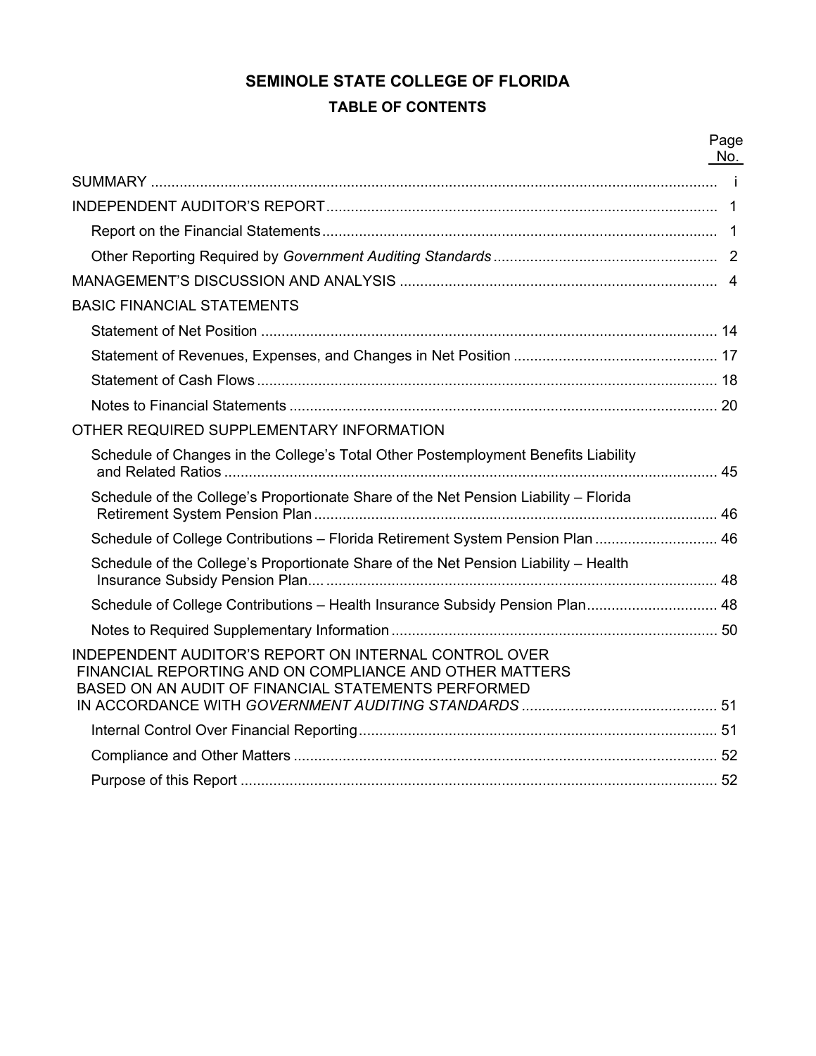# SEMINOLE STATE COLLEGE OF FLORIDA

## TABLE OF CONTENTS

| | Page No. |
|---|---|
| SUMMARY | i |
| INDEPENDENT AUDITOR'S REPORT | 1 |
| Report on the Financial Statements | 1 |
| Other Reporting Required by *Government Auditing Standards* | 2 |
| MANAGEMENT'S DISCUSSION AND ANALYSIS | 4 |
| BASIC FINANCIAL STATEMENTS | |
| Statement of Net Position | 14 |
| Statement of Revenues, Expenses, and Changes in Net Position | 17 |
| Statement of Cash Flows | 18 |
| Notes to Financial Statements | 20 |
| OTHER REQUIRED SUPPLEMENTARY INFORMATION | |
| Schedule of Changes in the College's Total Other Postemployment Benefits Liability and Related Ratios | 45 |
| Schedule of the College's Proportionate Share of the Net Pension Liability – Florida Retirement System Pension Plan | 46 |
| Schedule of College Contributions – Florida Retirement System Pension Plan | 46 |
| Schedule of the College's Proportionate Share of the Net Pension Liability – Health Insurance Subsidy Pension Plan | 48 |
| Schedule of College Contributions – Health Insurance Subsidy Pension Plan | 48 |
| Notes to Required Supplementary Information | 50 |
| INDEPENDENT AUDITOR'S REPORT ON INTERNAL CONTROL OVER FINANCIAL REPORTING AND ON COMPLIANCE AND OTHER MATTERS BASED ON AN AUDIT OF FINANCIAL STATEMENTS PERFORMED IN ACCORDANCE WITH *GOVERNMENT AUDITING STANDARDS* | 51 |
| Internal Control Over Financial Reporting | 51 |
| Compliance and Other Matters | 52 |
| Purpose of this Report | 52 |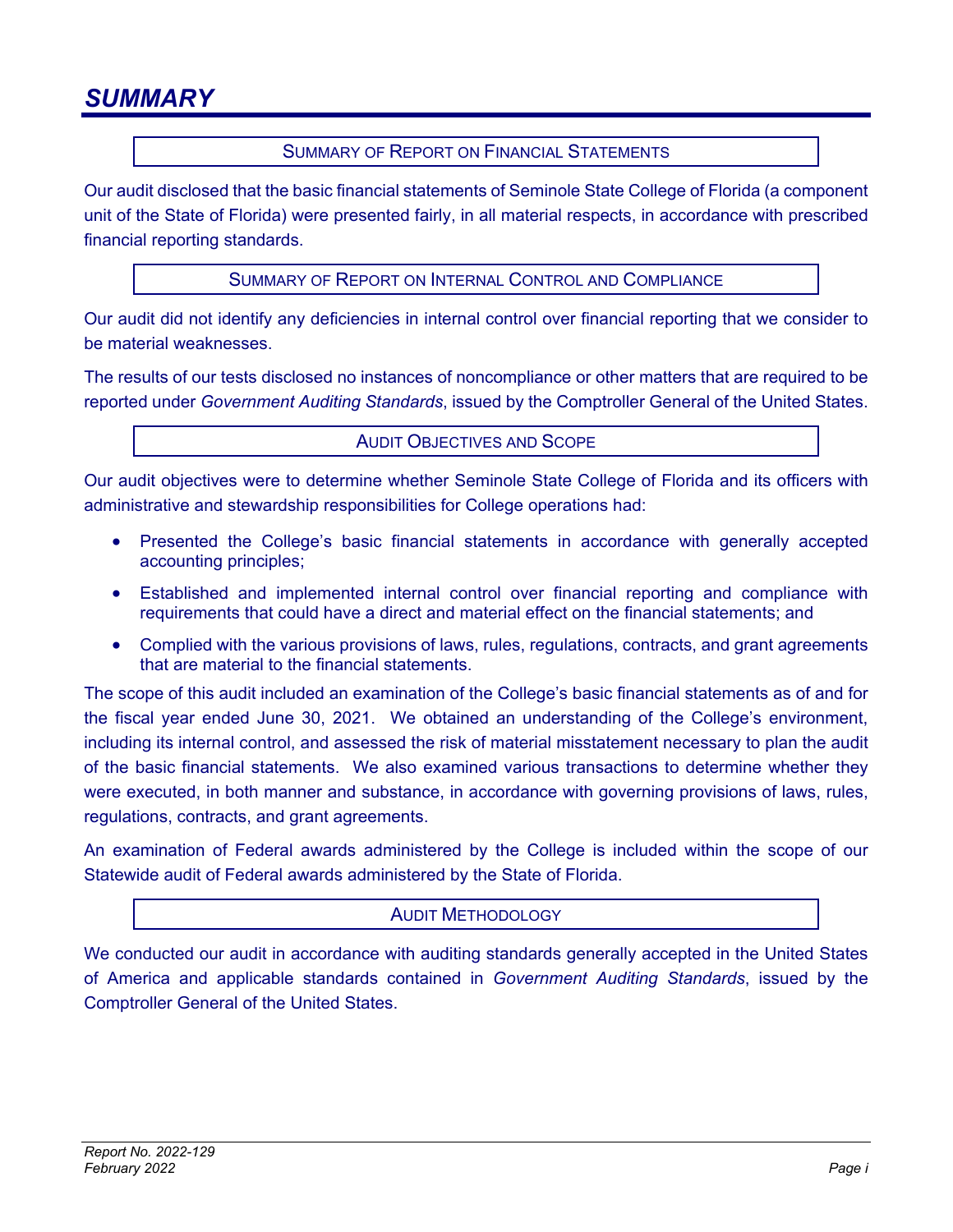# SUMMARY

## SUMMARY OF REPORT ON FINANCIAL STATEMENTS

Our audit disclosed that the basic financial statements of Seminole State College of Florida (a component unit of the State of Florida) were presented fairly, in all material respects, in accordance with prescribed financial reporting standards.

## SUMMARY OF REPORT ON INTERNAL CONTROL AND COMPLIANCE

Our audit did not identify any deficiencies in internal control over financial reporting that we consider to be material weaknesses.

The results of our tests disclosed no instances of noncompliance or other matters that are required to be reported under *Government Auditing Standards*, issued by the Comptroller General of the United States.

## AUDIT OBJECTIVES AND SCOPE

Our audit objectives were to determine whether Seminole State College of Florida and its officers with administrative and stewardship responsibilities for College operations had:

- Presented the College's basic financial statements in accordance with generally accepted accounting principles;
- Established and implemented internal control over financial reporting and compliance with requirements that could have a direct and material effect on the financial statements; and
- Complied with the various provisions of laws, rules, regulations, contracts, and grant agreements that are material to the financial statements.

The scope of this audit included an examination of the College's basic financial statements as of and for the fiscal year ended June 30, 2021. We obtained an understanding of the College's environment, including its internal control, and assessed the risk of material misstatement necessary to plan the audit of the basic financial statements. We also examined various transactions to determine whether they were executed, in both manner and substance, in accordance with governing provisions of laws, rules, regulations, contracts, and grant agreements.

An examination of Federal awards administered by the College is included within the scope of our Statewide audit of Federal awards administered by the State of Florida.

## AUDIT METHODOLOGY

We conducted our audit in accordance with auditing standards generally accepted in the United States of America and applicable standards contained in *Government Auditing Standards*, issued by the Comptroller General of the United States.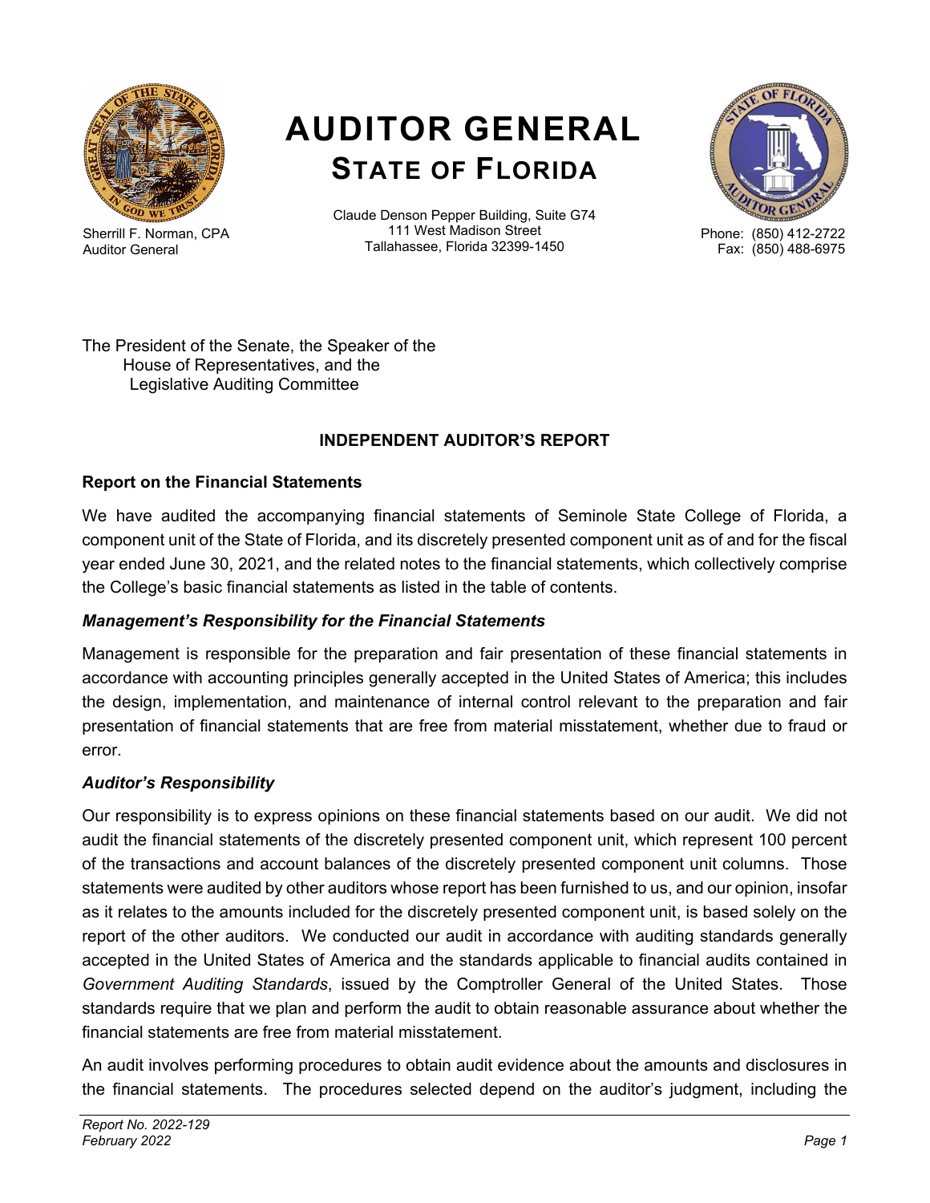# AUDITOR GENERAL
## STATE OF FLORIDA

Sherrill F. Norman, CPA
Auditor General

Claude Denson Pepper Building, Suite G74
111 West Madison Street
Tallahassee, Florida 32399-1450

Phone: (850) 412-2722
Fax: (850) 488-6975

The President of the Senate, the Speaker of the House of Representatives, and the Legislative Auditing Committee

### INDEPENDENT AUDITOR'S REPORT

#### Report on the Financial Statements

We have audited the accompanying financial statements of Seminole State College of Florida, a component unit of the State of Florida, and its discretely presented component unit as of and for the fiscal year ended June 30, 2021, and the related notes to the financial statements, which collectively comprise the College's basic financial statements as listed in the table of contents.

#### *Management's Responsibility for the Financial Statements*

Management is responsible for the preparation and fair presentation of these financial statements in accordance with accounting principles generally accepted in the United States of America; this includes the design, implementation, and maintenance of internal control relevant to the preparation and fair presentation of financial statements that are free from material misstatement, whether due to fraud or error.

#### *Auditor's Responsibility*

Our responsibility is to express opinions on these financial statements based on our audit. We did not audit the financial statements of the discretely presented component unit, which represent 100 percent of the transactions and account balances of the discretely presented component unit columns. Those statements were audited by other auditors whose report has been furnished to us, and our opinion, insofar as it relates to the amounts included for the discretely presented component unit, is based solely on the report of the other auditors. We conducted our audit in accordance with auditing standards generally accepted in the United States of America and the standards applicable to financial audits contained in *Government Auditing Standards*, issued by the Comptroller General of the United States. Those standards require that we plan and perform the audit to obtain reasonable assurance about whether the financial statements are free from material misstatement.

An audit involves performing procedures to obtain audit evidence about the amounts and disclosures in the financial statements. The procedures selected depend on the auditor's judgment, including the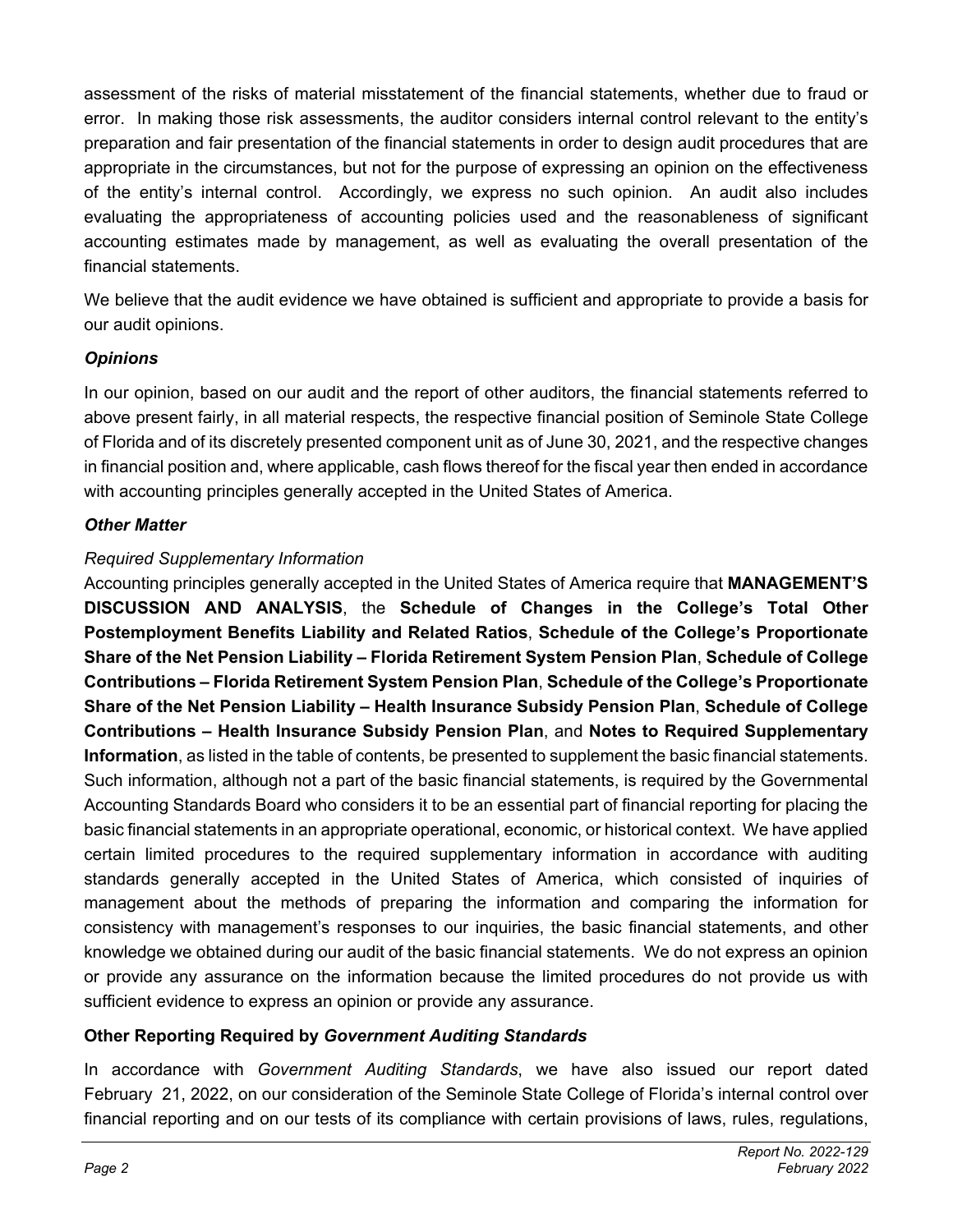assessment of the risks of material misstatement of the financial statements, whether due to fraud or error. In making those risk assessments, the auditor considers internal control relevant to the entity's preparation and fair presentation of the financial statements in order to design audit procedures that are appropriate in the circumstances, but not for the purpose of expressing an opinion on the effectiveness of the entity's internal control. Accordingly, we express no such opinion. An audit also includes evaluating the appropriateness of accounting policies used and the reasonableness of significant accounting estimates made by management, as well as evaluating the overall presentation of the financial statements.

We believe that the audit evidence we have obtained is sufficient and appropriate to provide a basis for our audit opinions.

### *Opinions*

In our opinion, based on our audit and the report of other auditors, the financial statements referred to above present fairly, in all material respects, the respective financial position of Seminole State College of Florida and of its discretely presented component unit as of June 30, 2021, and the respective changes in financial position and, where applicable, cash flows thereof for the fiscal year then ended in accordance with accounting principles generally accepted in the United States of America.

### *Other Matter*

*Required Supplementary Information*

Accounting principles generally accepted in the United States of America require that **MANAGEMENT'S DISCUSSION AND ANALYSIS**, the **Schedule of Changes in the College's Total Other Postemployment Benefits Liability and Related Ratios**, **Schedule of the College's Proportionate Share of the Net Pension Liability – Florida Retirement System Pension Plan**, **Schedule of College Contributions – Florida Retirement System Pension Plan**, **Schedule of the College's Proportionate Share of the Net Pension Liability – Health Insurance Subsidy Pension Plan**, **Schedule of College Contributions – Health Insurance Subsidy Pension Plan**, and **Notes to Required Supplementary Information**, as listed in the table of contents, be presented to supplement the basic financial statements. Such information, although not a part of the basic financial statements, is required by the Governmental Accounting Standards Board who considers it to be an essential part of financial reporting for placing the basic financial statements in an appropriate operational, economic, or historical context. We have applied certain limited procedures to the required supplementary information in accordance with auditing standards generally accepted in the United States of America, which consisted of inquiries of management about the methods of preparing the information and comparing the information for consistency with management's responses to our inquiries, the basic financial statements, and other knowledge we obtained during our audit of the basic financial statements. We do not express an opinion or provide any assurance on the information because the limited procedures do not provide us with sufficient evidence to express an opinion or provide any assurance.

## Other Reporting Required by *Government Auditing Standards*

In accordance with *Government Auditing Standards*, we have also issued our report dated February 21, 2022, on our consideration of the Seminole State College of Florida's internal control over financial reporting and on our tests of its compliance with certain provisions of laws, rules, regulations,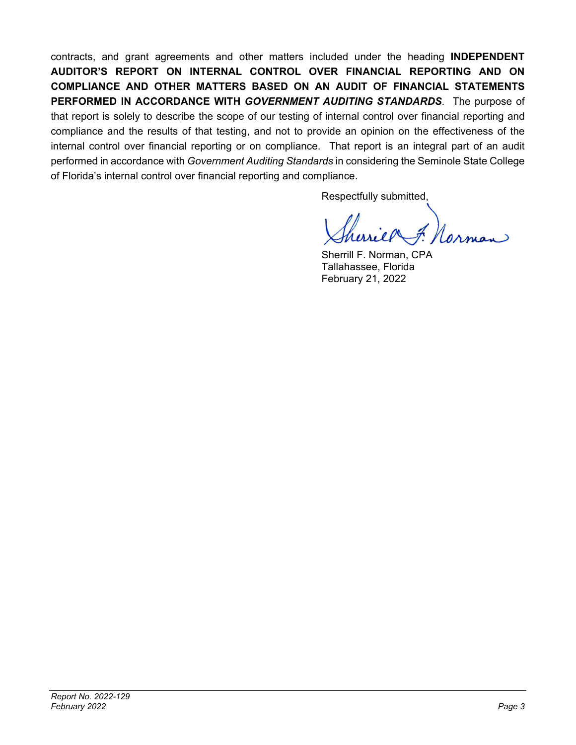contracts, and grant agreements and other matters included under the heading **INDEPENDENT AUDITOR'S REPORT ON INTERNAL CONTROL OVER FINANCIAL REPORTING AND ON COMPLIANCE AND OTHER MATTERS BASED ON AN AUDIT OF FINANCIAL STATEMENTS PERFORMED IN ACCORDANCE WITH *GOVERNMENT AUDITING STANDARDS***. The purpose of that report is solely to describe the scope of our testing of internal control over financial reporting and compliance and the results of that testing, and not to provide an opinion on the effectiveness of the internal control over financial reporting or on compliance. That report is an integral part of an audit performed in accordance with *Government Auditing Standards* in considering the Seminole State College of Florida's internal control over financial reporting and compliance.

Respectfully submitted,

Sherrill F. Norman, CPA
Tallahassee, Florida
February 21, 2022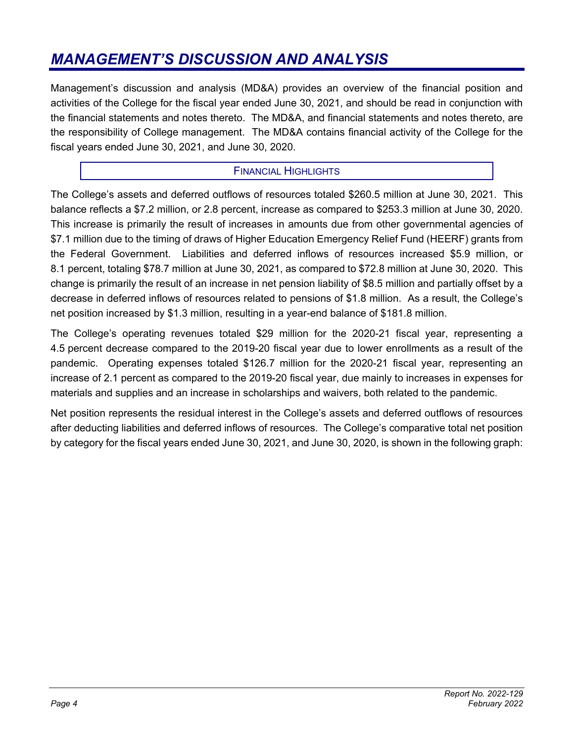# *MANAGEMENT'S DISCUSSION AND ANALYSIS*

Management's discussion and analysis (MD&A) provides an overview of the financial position and activities of the College for the fiscal year ended June 30, 2021, and should be read in conjunction with the financial statements and notes thereto. The MD&A, and financial statements and notes thereto, are the responsibility of College management. The MD&A contains financial activity of the College for the fiscal years ended June 30, 2021, and June 30, 2020.

## FINANCIAL HIGHLIGHTS

The College's assets and deferred outflows of resources totaled $260.5 million at June 30, 2021. This balance reflects a $7.2 million, or 2.8 percent, increase as compared to $253.3 million at June 30, 2020. This increase is primarily the result of increases in amounts due from other governmental agencies of $7.1 million due to the timing of draws of Higher Education Emergency Relief Fund (HEERF) grants from the Federal Government. Liabilities and deferred inflows of resources increased $5.9 million, or 8.1 percent, totaling $78.7 million at June 30, 2021, as compared to $72.8 million at June 30, 2020. This change is primarily the result of an increase in net pension liability of $8.5 million and partially offset by a decrease in deferred inflows of resources related to pensions of $1.8 million. As a result, the College's net position increased by $1.3 million, resulting in a year-end balance of $181.8 million.

The College's operating revenues totaled $29 million for the 2020-21 fiscal year, representing a 4.5 percent decrease compared to the 2019-20 fiscal year due to lower enrollments as a result of the pandemic. Operating expenses totaled $126.7 million for the 2020-21 fiscal year, representing an increase of 2.1 percent as compared to the 2019-20 fiscal year, due mainly to increases in expenses for materials and supplies and an increase in scholarships and waivers, both related to the pandemic.

Net position represents the residual interest in the College's assets and deferred outflows of resources after deducting liabilities and deferred inflows of resources. The College's comparative total net position by category for the fiscal years ended June 30, 2021, and June 30, 2020, is shown in the following graph: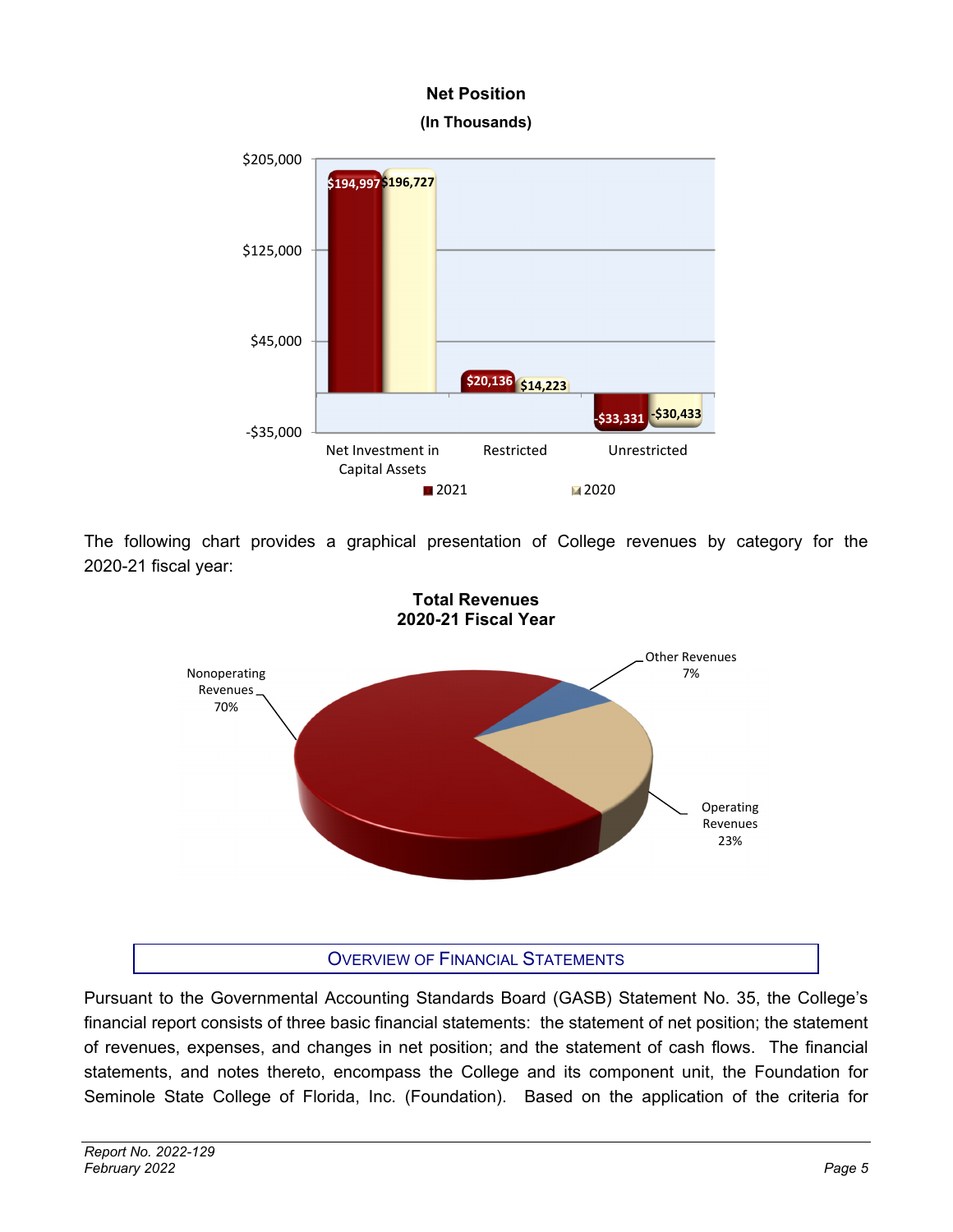**Net Position**

**(In Thousands)**

| | 2021 | 2020 |
|---|---|---|
| Net Investment in Capital Assets | $194,997 | $196,727 |
| Restricted | $20,136 | $14,223 |
| Unrestricted | -$33,331 | -$30,433 |

The following chart provides a graphical presentation of College revenues by category for the 2020-21 fiscal year:

**Total Revenues**
**2020-21 Fiscal Year**

| Category | Percent |
|---|---|
| Nonoperating Revenues | 70% |
| Operating Revenues | 23% |
| Other Revenues | 7% |

## Overview of Financial Statements

Pursuant to the Governmental Accounting Standards Board (GASB) Statement No. 35, the College's financial report consists of three basic financial statements: the statement of net position; the statement of revenues, expenses, and changes in net position; and the statement of cash flows. The financial statements, and notes thereto, encompass the College and its component unit, the Foundation for Seminole State College of Florida, Inc. (Foundation). Based on the application of the criteria for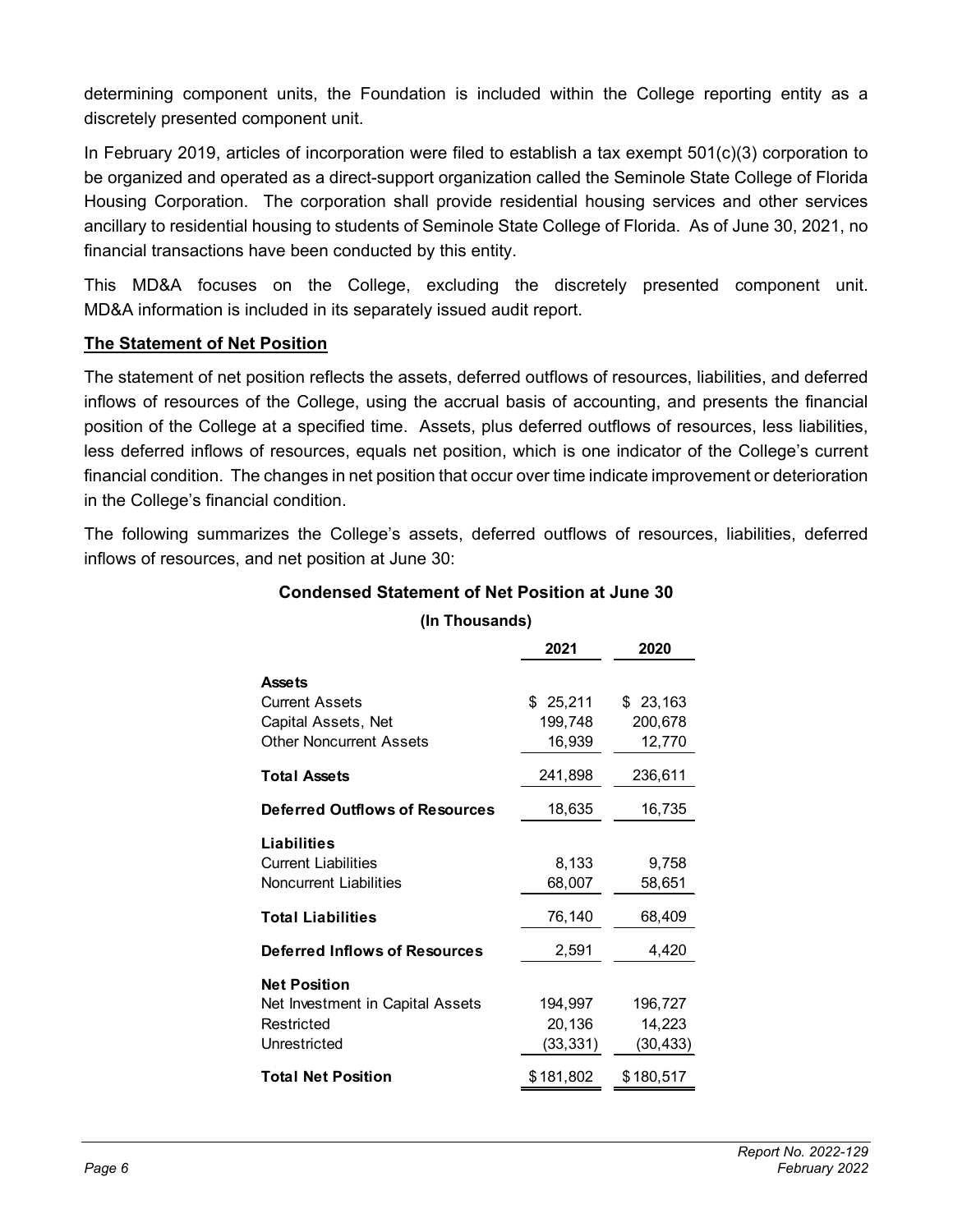determining component units, the Foundation is included within the College reporting entity as a discretely presented component unit.

In February 2019, articles of incorporation were filed to establish a tax exempt 501(c)(3) corporation to be organized and operated as a direct-support organization called the Seminole State College of Florida Housing Corporation. The corporation shall provide residential housing services and other services ancillary to residential housing to students of Seminole State College of Florida. As of June 30, 2021, no financial transactions have been conducted by this entity.

This MD&A focuses on the College, excluding the discretely presented component unit. MD&A information is included in its separately issued audit report.

**The Statement of Net Position**

The statement of net position reflects the assets, deferred outflows of resources, liabilities, and deferred inflows of resources of the College, using the accrual basis of accounting, and presents the financial position of the College at a specified time. Assets, plus deferred outflows of resources, less liabilities, less deferred inflows of resources, equals net position, which is one indicator of the College's current financial condition. The changes in net position that occur over time indicate improvement or deterioration in the College's financial condition.

The following summarizes the College's assets, deferred outflows of resources, liabilities, deferred inflows of resources, and net position at June 30:

**Condensed Statement of Net Position at June 30**

**(In Thousands)**

| | 2021 | 2020 |
|---|---|---|
| **Assets** | | |
| Current Assets | $ 25,211 | $ 23,163 |
| Capital Assets, Net | 199,748 | 200,678 |
| Other Noncurrent Assets | 16,939 | 12,770 |
| **Total Assets** | 241,898 | 236,611 |
| **Deferred Outflows of Resources** | 18,635 | 16,735 |
| **Liabilities** | | |
| Current Liabilities | 8,133 | 9,758 |
| Noncurrent Liabilities | 68,007 | 58,651 |
| **Total Liabilities** | 76,140 | 68,409 |
| **Deferred Inflows of Resources** | 2,591 | 4,420 |
| **Net Position** | | |
| Net Investment in Capital Assets | 194,997 | 196,727 |
| Restricted | 20,136 | 14,223 |
| Unrestricted | (33,331) | (30,433) |
| **Total Net Position** | $ 181,802 | $ 180,517 |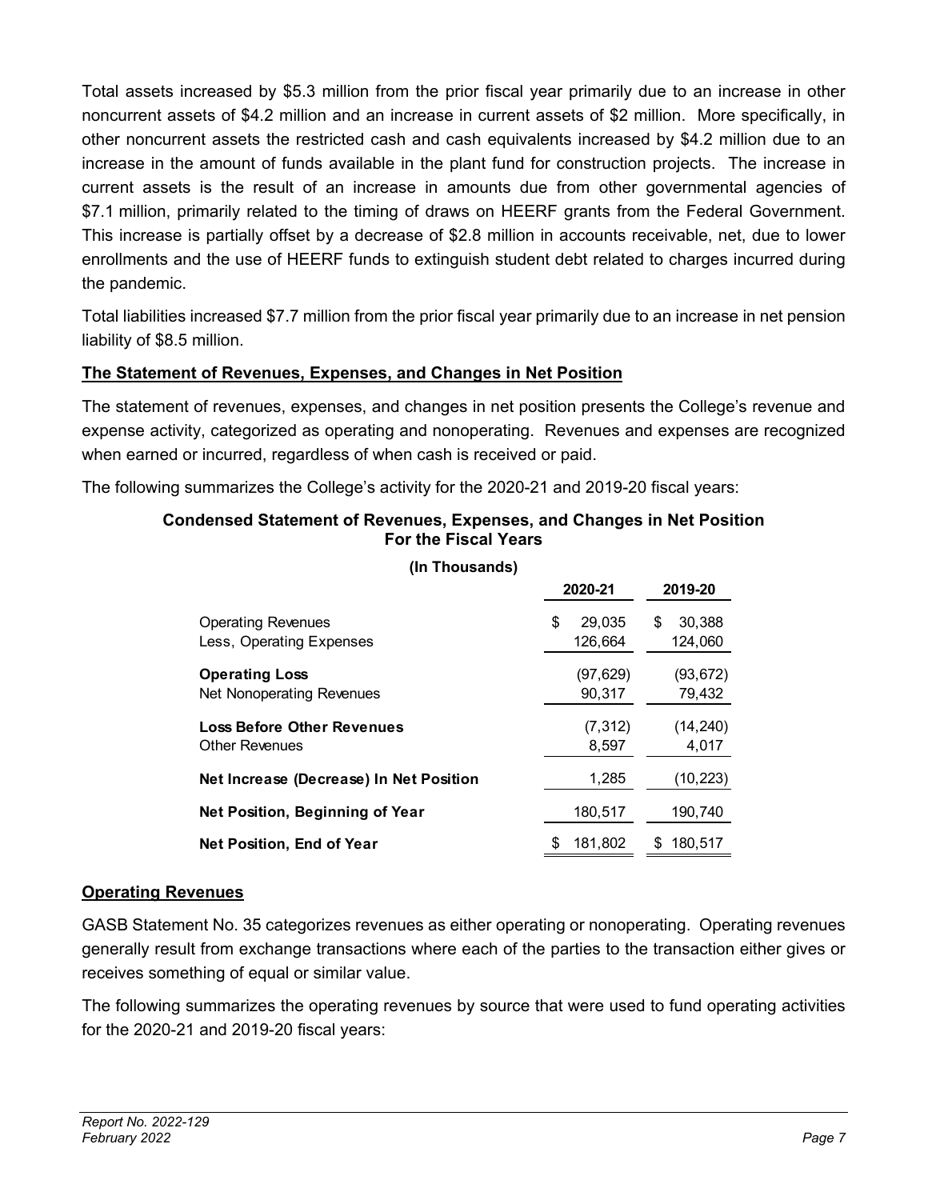Total assets increased by $5.3 million from the prior fiscal year primarily due to an increase in other noncurrent assets of $4.2 million and an increase in current assets of $2 million. More specifically, in other noncurrent assets the restricted cash and cash equivalents increased by $4.2 million due to an increase in the amount of funds available in the plant fund for construction projects. The increase in current assets is the result of an increase in amounts due from other governmental agencies of $7.1 million, primarily related to the timing of draws on HEERF grants from the Federal Government. This increase is partially offset by a decrease of $2.8 million in accounts receivable, net, due to lower enrollments and the use of HEERF funds to extinguish student debt related to charges incurred during the pandemic.

Total liabilities increased $7.7 million from the prior fiscal year primarily due to an increase in net pension liability of $8.5 million.

## The Statement of Revenues, Expenses, and Changes in Net Position

The statement of revenues, expenses, and changes in net position presents the College's revenue and expense activity, categorized as operating and nonoperating. Revenues and expenses are recognized when earned or incurred, regardless of when cash is received or paid.

The following summarizes the College's activity for the 2020-21 and 2019-20 fiscal years:

**Condensed Statement of Revenues, Expenses, and Changes in Net Position For the Fiscal Years**

**(In Thousands)**

| | 2020-21 | 2019-20 |
|---|---|---|
| Operating Revenues | $ 29,035 | $ 30,388 |
| Less, Operating Expenses | 126,664 | 124,060 |
| **Operating Loss** | (97,629) | (93,672) |
| Net Nonoperating Revenues | 90,317 | 79,432 |
| **Loss Before Other Revenues** | (7,312) | (14,240) |
| Other Revenues | 8,597 | 4,017 |
| **Net Increase (Decrease) In Net Position** | 1,285 | (10,223) |
| **Net Position, Beginning of Year** | 180,517 | 190,740 |
| **Net Position, End of Year** | $ 181,802 | $ 180,517 |

## Operating Revenues

GASB Statement No. 35 categorizes revenues as either operating or nonoperating. Operating revenues generally result from exchange transactions where each of the parties to the transaction either gives or receives something of equal or similar value.

The following summarizes the operating revenues by source that were used to fund operating activities for the 2020-21 and 2019-20 fiscal years: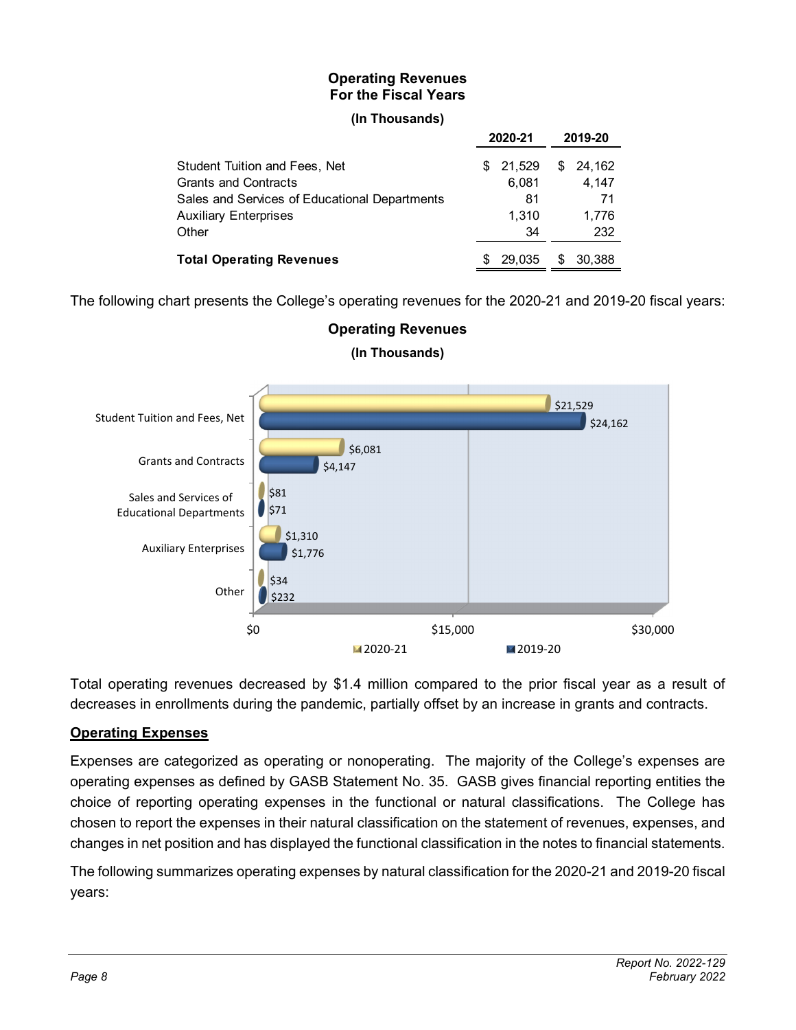**Operating Revenues**
**For the Fiscal Years**
**(In Thousands)**

| | 2020-21 | 2019-20 |
|---|---|---|
| Student Tuition and Fees, Net | $ 21,529 | $ 24,162 |
| Grants and Contracts | 6,081 | 4,147 |
| Sales and Services of Educational Departments | 81 | 71 |
| Auxiliary Enterprises | 1,310 | 1,776 |
| Other | 34 | 232 |
| **Total Operating Revenues** | $ 29,035 | $ 30,388 |

The following chart presents the College's operating revenues for the 2020-21 and 2019-20 fiscal years:

**Operating Revenues**
**(In Thousands)**

| | 2020-21 | 2019-20 |
|---|---|---|
| Student Tuition and Fees, Net | $21,529 | $24,162 |
| Grants and Contracts | $6,081 | $4,147 |
| Sales and Services of Educational Departments | $81 | $71 |
| Auxiliary Enterprises | $1,310 | $1,776 |
| Other | $34 | $232 |

Total operating revenues decreased by $1.4 million compared to the prior fiscal year as a result of decreases in enrollments during the pandemic, partially offset by an increase in grants and contracts.

## Operating Expenses

Expenses are categorized as operating or nonoperating. The majority of the College's expenses are operating expenses as defined by GASB Statement No. 35. GASB gives financial reporting entities the choice of reporting operating expenses in the functional or natural classifications. The College has chosen to report the expenses in their natural classification on the statement of revenues, expenses, and changes in net position and has displayed the functional classification in the notes to financial statements.

The following summarizes operating expenses by natural classification for the 2020-21 and 2019-20 fiscal years: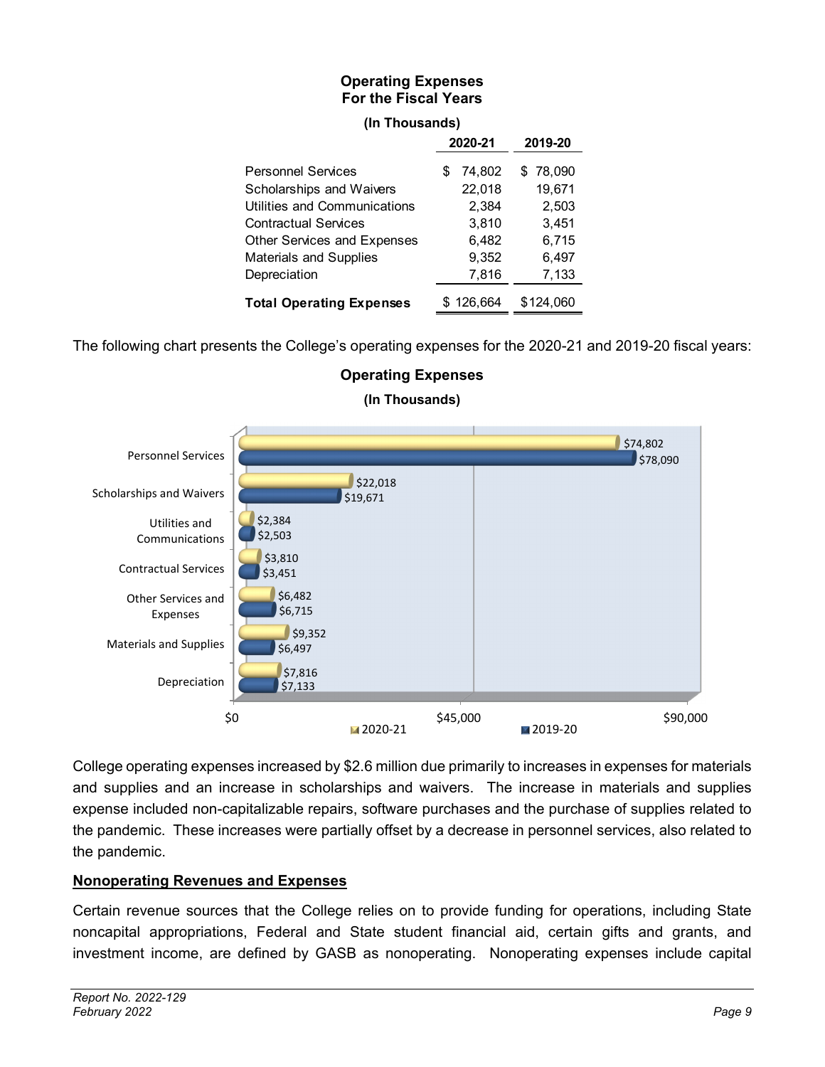**Operating Expenses**
**For the Fiscal Years**

**(In Thousands)**

| | 2020-21 | 2019-20 |
|---|---|---|
| Personnel Services | $ 74,802 | $ 78,090 |
| Scholarships and Waivers | 22,018 | 19,671 |
| Utilities and Communications | 2,384 | 2,503 |
| Contractual Services | 3,810 | 3,451 |
| Other Services and Expenses | 6,482 | 6,715 |
| Materials and Supplies | 9,352 | 6,497 |
| Depreciation | 7,816 | 7,133 |
| **Total Operating Expenses** | $ 126,664 | $124,060 |

The following chart presents the College's operating expenses for the 2020-21 and 2019-20 fiscal years:

**Operating Expenses**

**(In Thousands)**

| | 2020-21 | 2019-20 |
|---|---|---|
| Personnel Services | $74,802 | $78,090 |
| Scholarships and Waivers | $22,018 | $19,671 |
| Utilities and Communications | $2,384 | $2,503 |
| Contractual Services | $3,810 | $3,451 |
| Other Services and Expenses | $6,482 | $6,715 |
| Materials and Supplies | $9,352 | $6,497 |
| Depreciation | $7,816 | $7,133 |

College operating expenses increased by $2.6 million due primarily to increases in expenses for materials and supplies and an increase in scholarships and waivers. The increase in materials and supplies expense included non-capitalizable repairs, software purchases and the purchase of supplies related to the pandemic. These increases were partially offset by a decrease in personnel services, also related to the pandemic.

## Nonoperating Revenues and Expenses

Certain revenue sources that the College relies on to provide funding for operations, including State noncapital appropriations, Federal and State student financial aid, certain gifts and grants, and investment income, are defined by GASB as nonoperating. Nonoperating expenses include capital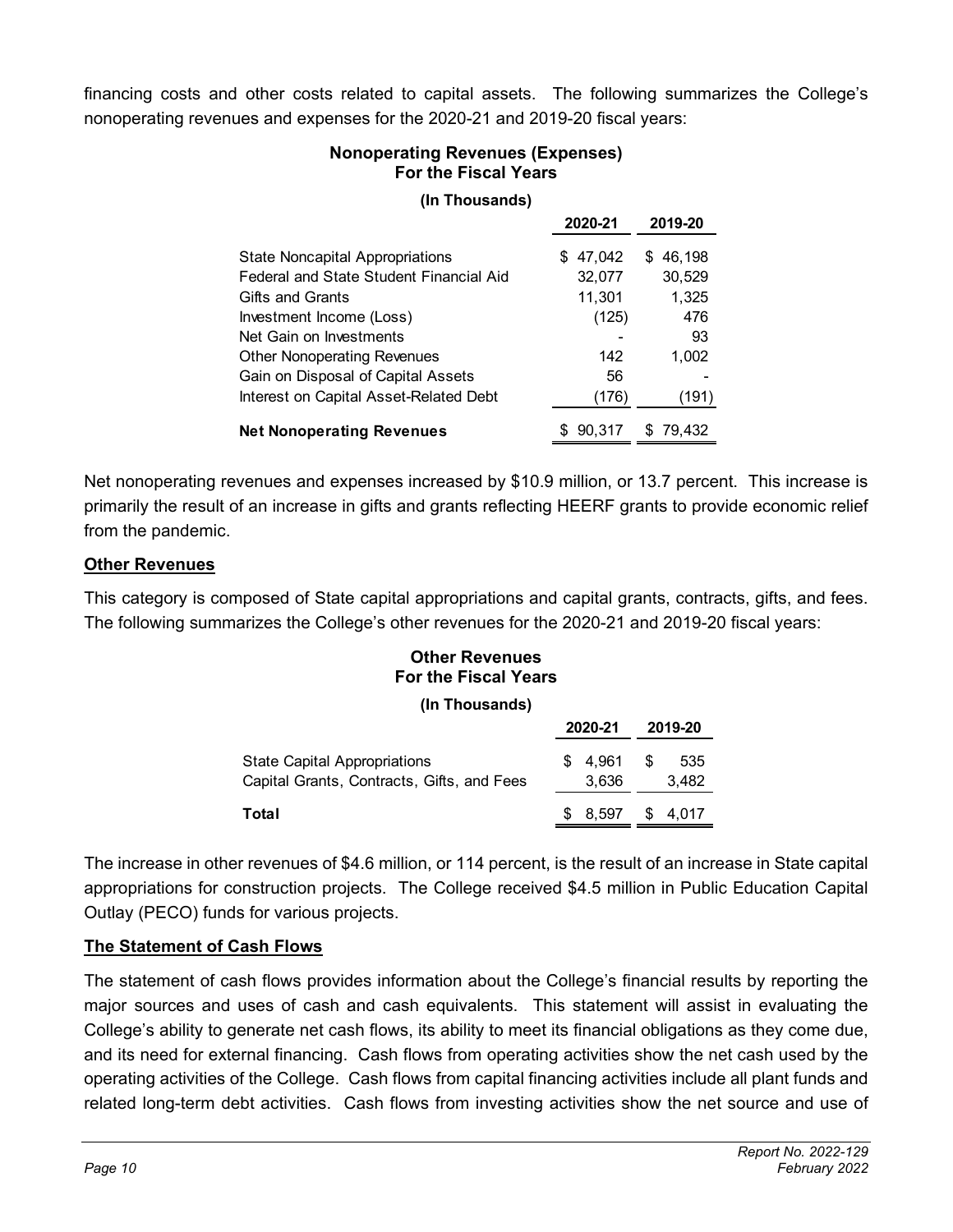financing costs and other costs related to capital assets. The following summarizes the College's nonoperating revenues and expenses for the 2020-21 and 2019-20 fiscal years:

**Nonoperating Revenues (Expenses)**
**For the Fiscal Years**

**(In Thousands)**

| | 2020-21 | 2019-20 |
|---|---|---|
| State Noncapital Appropriations | $ 47,042 | $ 46,198 |
| Federal and State Student Financial Aid | 32,077 | 30,529 |
| Gifts and Grants | 11,301 | 1,325 |
| Investment Income (Loss) | (125) | 476 |
| Net Gain on Investments | - | 93 |
| Other Nonoperating Revenues | 142 | 1,002 |
| Gain on Disposal of Capital Assets | 56 | - |
| Interest on Capital Asset-Related Debt | (176) | (191) |
| **Net Nonoperating Revenues** | $ 90,317 | $ 79,432 |

Net nonoperating revenues and expenses increased by $10.9 million, or 13.7 percent. This increase is primarily the result of an increase in gifts and grants reflecting HEERF grants to provide economic relief from the pandemic.

**Other Revenues**

This category is composed of State capital appropriations and capital grants, contracts, gifts, and fees. The following summarizes the College's other revenues for the 2020-21 and 2019-20 fiscal years:

**Other Revenues**
**For the Fiscal Years**

**(In Thousands)**

| | 2020-21 | 2019-20 |
|---|---|---|
| State Capital Appropriations | $ 4,961 | $ 535 |
| Capital Grants, Contracts, Gifts, and Fees | 3,636 | 3,482 |
| **Total** | $ 8,597 | $ 4,017 |

The increase in other revenues of $4.6 million, or 114 percent, is the result of an increase in State capital appropriations for construction projects. The College received $4.5 million in Public Education Capital Outlay (PECO) funds for various projects.

**The Statement of Cash Flows**

The statement of cash flows provides information about the College's financial results by reporting the major sources and uses of cash and cash equivalents. This statement will assist in evaluating the College's ability to generate net cash flows, its ability to meet its financial obligations as they come due, and its need for external financing. Cash flows from operating activities show the net cash used by the operating activities of the College. Cash flows from capital financing activities include all plant funds and related long-term debt activities. Cash flows from investing activities show the net source and use of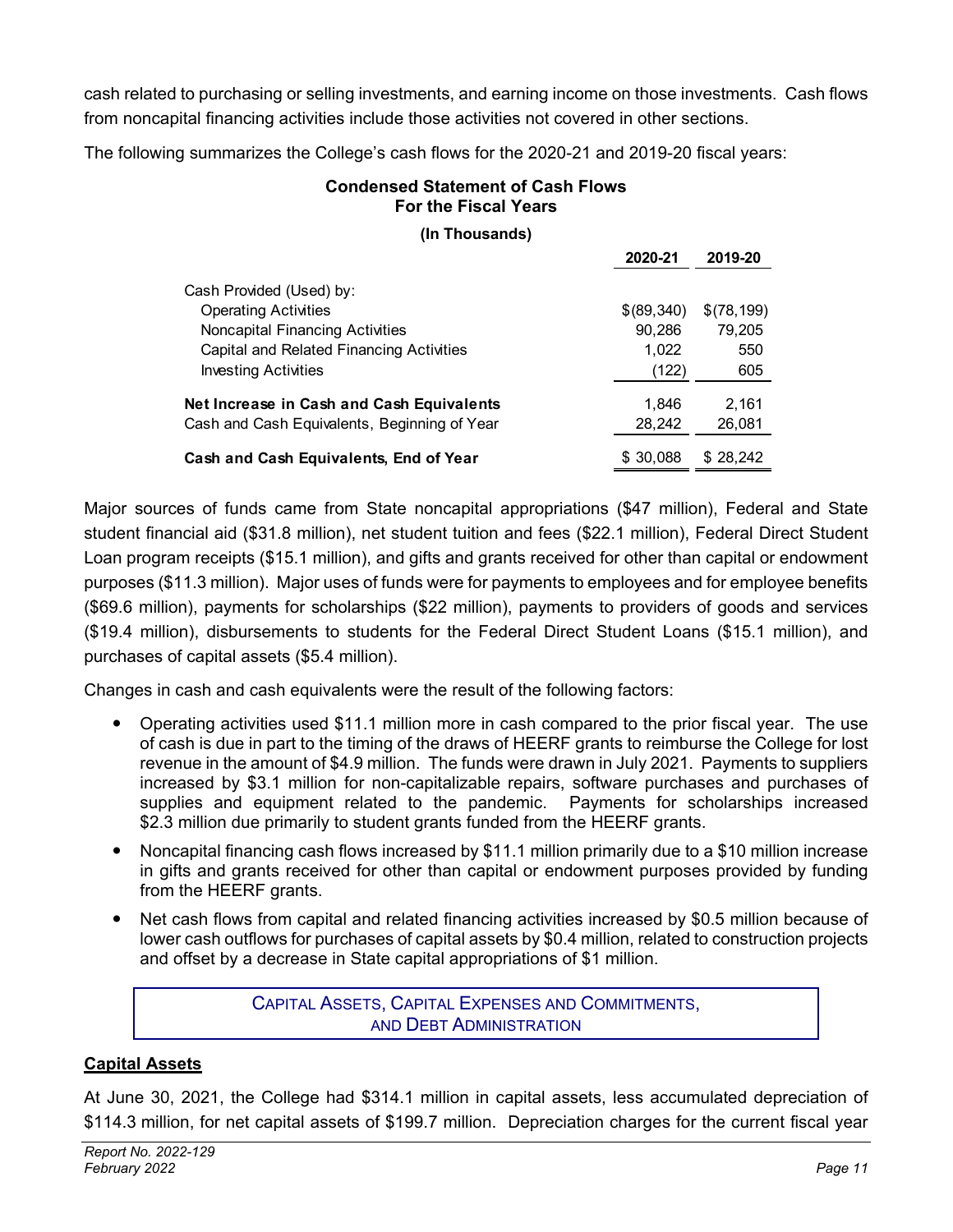cash related to purchasing or selling investments, and earning income on those investments. Cash flows from noncapital financing activities include those activities not covered in other sections.

The following summarizes the College's cash flows for the 2020-21 and 2019-20 fiscal years:

**Condensed Statement of Cash Flows For the Fiscal Years**

**(In Thousands)**

| | 2020-21 | 2019-20 |
|---|---|---|
| Cash Provided (Used) by: | | |
| Operating Activities | $(89,340) | $(78,199) |
| Noncapital Financing Activities | 90,286 | 79,205 |
| Capital and Related Financing Activities | 1,022 | 550 |
| Investing Activities | (122) | 605 |
| **Net Increase in Cash and Cash Equivalents** | 1,846 | 2,161 |
| Cash and Cash Equivalents, Beginning of Year | 28,242 | 26,081 |
| **Cash and Cash Equivalents, End of Year** | $ 30,088 | $ 28,242 |

Major sources of funds came from State noncapital appropriations ($47 million), Federal and State student financial aid ($31.8 million), net student tuition and fees ($22.1 million), Federal Direct Student Loan program receipts ($15.1 million), and gifts and grants received for other than capital or endowment purposes ($11.3 million). Major uses of funds were for payments to employees and for employee benefits ($69.6 million), payments for scholarships ($22 million), payments to providers of goods and services ($19.4 million), disbursements to students for the Federal Direct Student Loans ($15.1 million), and purchases of capital assets ($5.4 million).

Changes in cash and cash equivalents were the result of the following factors:

- Operating activities used $11.1 million more in cash compared to the prior fiscal year. The use of cash is due in part to the timing of the draws of HEERF grants to reimburse the College for lost revenue in the amount of $4.9 million. The funds were drawn in July 2021. Payments to suppliers increased by $3.1 million for non-capitalizable repairs, software purchases and purchases of supplies and equipment related to the pandemic. Payments for scholarships increased $2.3 million due primarily to student grants funded from the HEERF grants.
- Noncapital financing cash flows increased by $11.1 million primarily due to a $10 million increase in gifts and grants received for other than capital or endowment purposes provided by funding from the HEERF grants.
- Net cash flows from capital and related financing activities increased by $0.5 million because of lower cash outflows for purchases of capital assets by $0.4 million, related to construction projects and offset by a decrease in State capital appropriations of $1 million.

## Capital Assets, Capital Expenses and Commitments, and Debt Administration

### Capital Assets

At June 30, 2021, the College had $314.1 million in capital assets, less accumulated depreciation of $114.3 million, for net capital assets of $199.7 million. Depreciation charges for the current fiscal year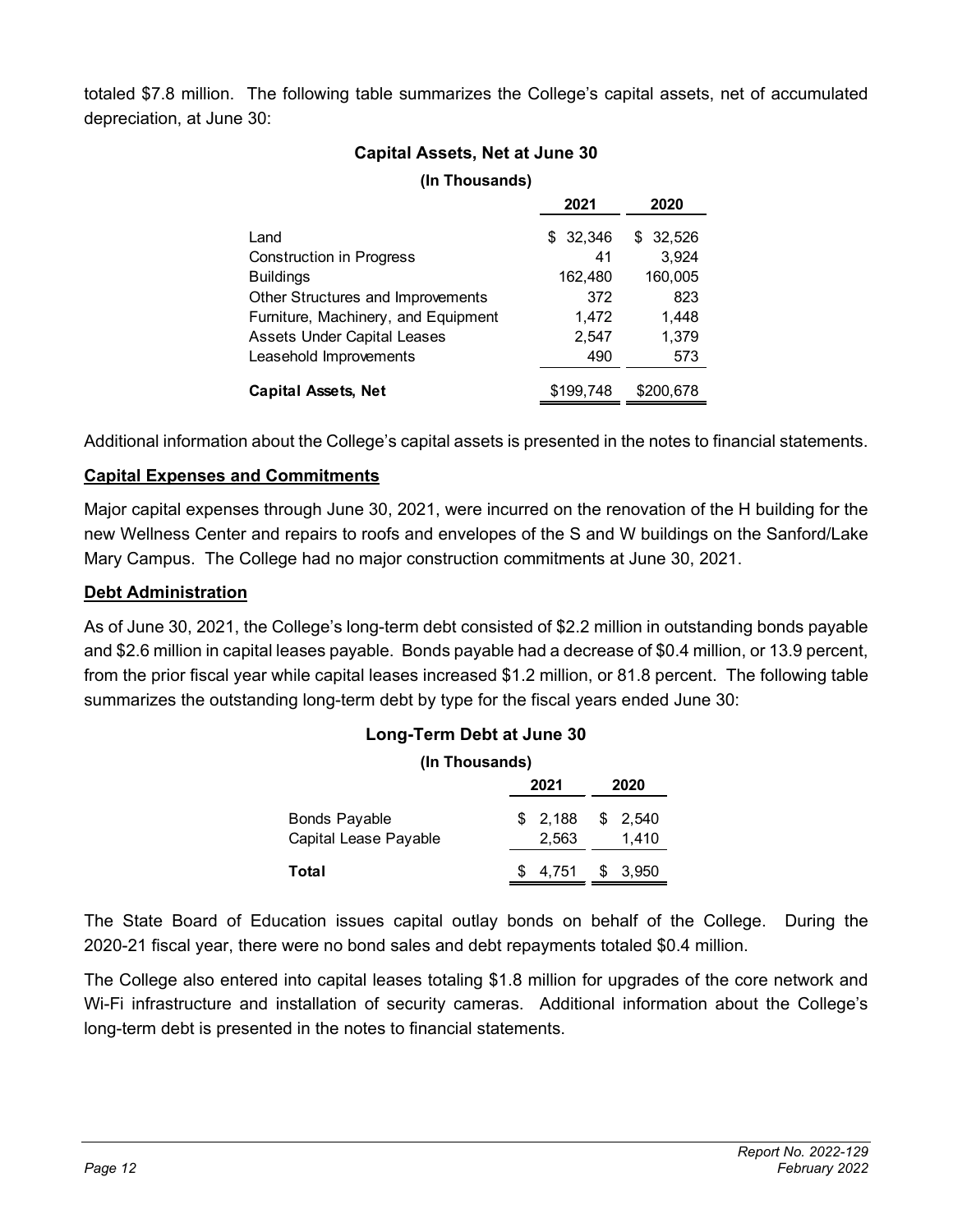totaled $7.8 million. The following table summarizes the College's capital assets, net of accumulated depreciation, at June 30:

**Capital Assets, Net at June 30**

**(In Thousands)**

| | 2021 | 2020 |
|---|---|---|
| Land | $ 32,346 | $ 32,526 |
| Construction in Progress | 41 | 3,924 |
| Buildings | 162,480 | 160,005 |
| Other Structures and Improvements | 372 | 823 |
| Furniture, Machinery, and Equipment | 1,472 | 1,448 |
| Assets Under Capital Leases | 2,547 | 1,379 |
| Leasehold Improvements | 490 | 573 |
| **Capital Assets, Net** | $199,748 | $200,678 |

Additional information about the College's capital assets is presented in the notes to financial statements.

**Capital Expenses and Commitments**

Major capital expenses through June 30, 2021, were incurred on the renovation of the H building for the new Wellness Center and repairs to roofs and envelopes of the S and W buildings on the Sanford/Lake Mary Campus. The College had no major construction commitments at June 30, 2021.

**Debt Administration**

As of June 30, 2021, the College's long-term debt consisted of $2.2 million in outstanding bonds payable and $2.6 million in capital leases payable. Bonds payable had a decrease of $0.4 million, or 13.9 percent, from the prior fiscal year while capital leases increased $1.2 million, or 81.8 percent. The following table summarizes the outstanding long-term debt by type for the fiscal years ended June 30:

**Long-Term Debt at June 30**

**(In Thousands)**

| | 2021 | 2020 |
|---|---|---|
| Bonds Payable | $ 2,188 | $ 2,540 |
| Capital Lease Payable | 2,563 | 1,410 |
| **Total** | $ 4,751 | $ 3,950 |

The State Board of Education issues capital outlay bonds on behalf of the College. During the 2020-21 fiscal year, there were no bond sales and debt repayments totaled $0.4 million.

The College also entered into capital leases totaling $1.8 million for upgrades of the core network and Wi-Fi infrastructure and installation of security cameras. Additional information about the College's long-term debt is presented in the notes to financial statements.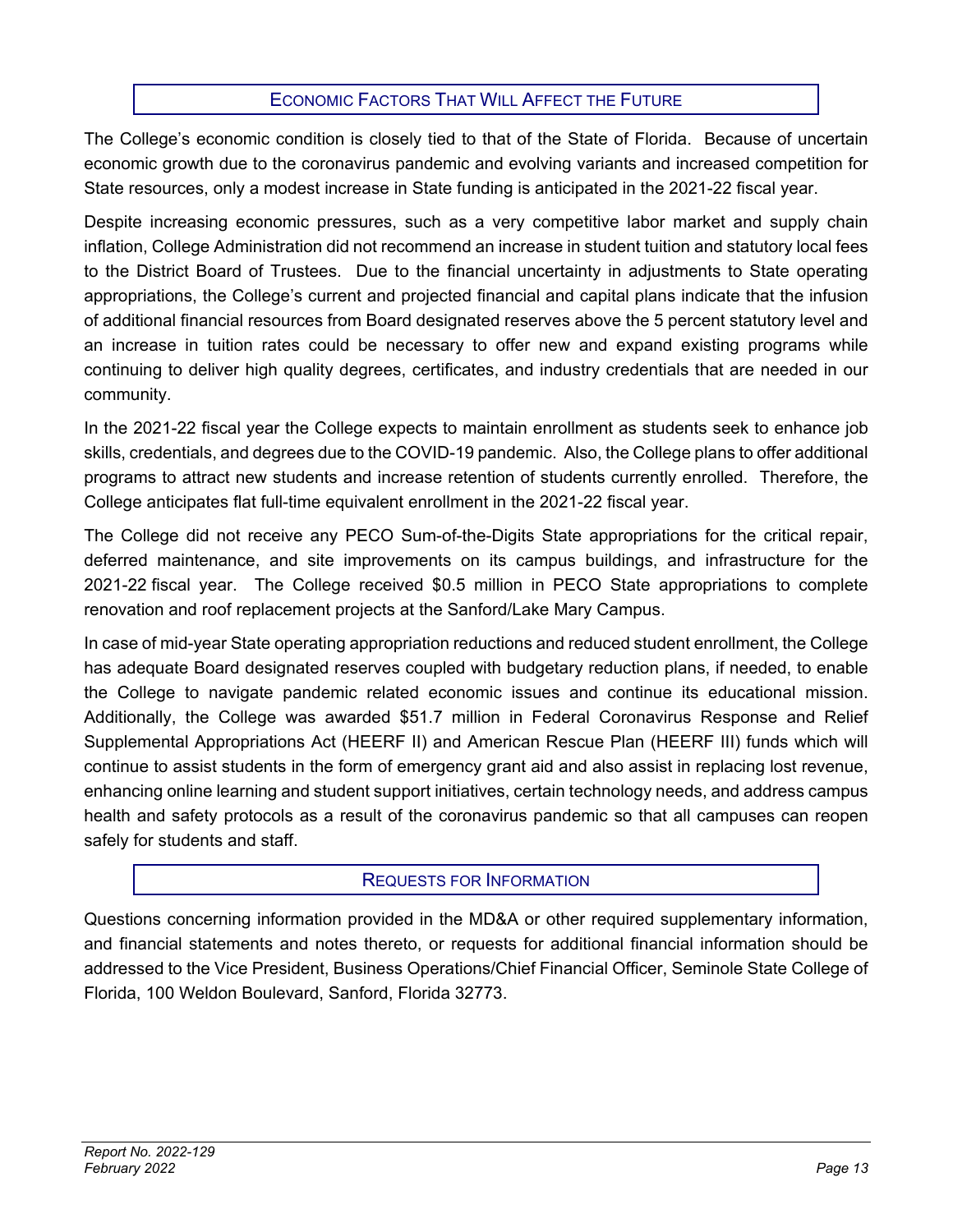## Economic Factors That Will Affect the Future

The College's economic condition is closely tied to that of the State of Florida. Because of uncertain economic growth due to the coronavirus pandemic and evolving variants and increased competition for State resources, only a modest increase in State funding is anticipated in the 2021-22 fiscal year.

Despite increasing economic pressures, such as a very competitive labor market and supply chain inflation, College Administration did not recommend an increase in student tuition and statutory local fees to the District Board of Trustees. Due to the financial uncertainty in adjustments to State operating appropriations, the College's current and projected financial and capital plans indicate that the infusion of additional financial resources from Board designated reserves above the 5 percent statutory level and an increase in tuition rates could be necessary to offer new and expand existing programs while continuing to deliver high quality degrees, certificates, and industry credentials that are needed in our community.

In the 2021-22 fiscal year the College expects to maintain enrollment as students seek to enhance job skills, credentials, and degrees due to the COVID-19 pandemic. Also, the College plans to offer additional programs to attract new students and increase retention of students currently enrolled. Therefore, the College anticipates flat full-time equivalent enrollment in the 2021-22 fiscal year.

The College did not receive any PECO Sum-of-the-Digits State appropriations for the critical repair, deferred maintenance, and site improvements on its campus buildings, and infrastructure for the 2021-22 fiscal year. The College received $0.5 million in PECO State appropriations to complete renovation and roof replacement projects at the Sanford/Lake Mary Campus.

In case of mid-year State operating appropriation reductions and reduced student enrollment, the College has adequate Board designated reserves coupled with budgetary reduction plans, if needed, to enable the College to navigate pandemic related economic issues and continue its educational mission. Additionally, the College was awarded $51.7 million in Federal Coronavirus Response and Relief Supplemental Appropriations Act (HEERF II) and American Rescue Plan (HEERF III) funds which will continue to assist students in the form of emergency grant aid and also assist in replacing lost revenue, enhancing online learning and student support initiatives, certain technology needs, and address campus health and safety protocols as a result of the coronavirus pandemic so that all campuses can reopen safely for students and staff.

## Requests for Information

Questions concerning information provided in the MD&A or other required supplementary information, and financial statements and notes thereto, or requests for additional financial information should be addressed to the Vice President, Business Operations/Chief Financial Officer, Seminole State College of Florida, 100 Weldon Boulevard, Sanford, Florida 32773.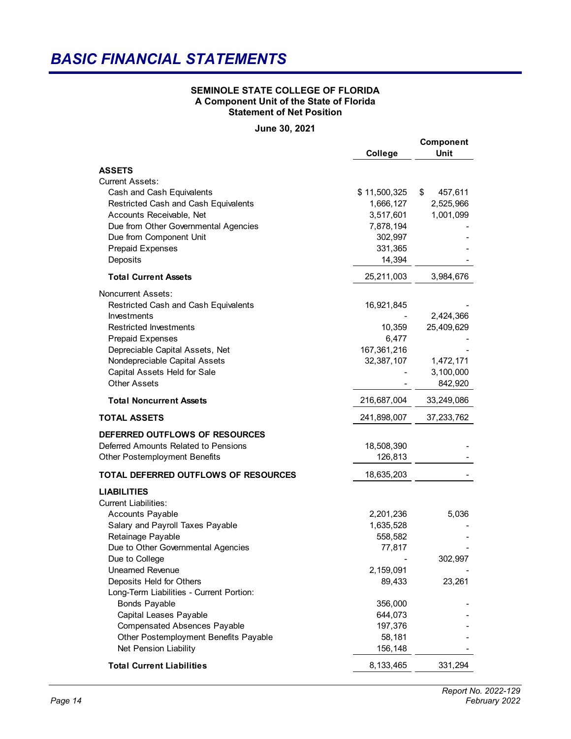# BASIC FINANCIAL STATEMENTS

**SEMINOLE STATE COLLEGE OF FLORIDA**
**A Component Unit of the State of Florida**
**Statement of Net Position**

**June 30, 2021**

| | College | Component Unit |
|---|---|---|
| **ASSETS** | | |
| Current Assets: | | |
| Cash and Cash Equivalents | $ 11,500,325 | $ 457,611 |
| Restricted Cash and Cash Equivalents | 1,666,127 | 2,525,966 |
| Accounts Receivable, Net | 3,517,601 | 1,001,099 |
| Due from Other Governmental Agencies | 7,878,194 | - |
| Due from Component Unit | 302,997 | - |
| Prepaid Expenses | 331,365 | - |
| Deposits | 14,394 | - |
| **Total Current Assets** | 25,211,003 | 3,984,676 |
| Noncurrent Assets: | | |
| Restricted Cash and Cash Equivalents | 16,921,845 | - |
| Investments | - | 2,424,366 |
| Restricted Investments | 10,359 | 25,409,629 |
| Prepaid Expenses | 6,477 | - |
| Depreciable Capital Assets, Net | 167,361,216 | - |
| Nondepreciable Capital Assets | 32,387,107 | 1,472,171 |
| Capital Assets Held for Sale | - | 3,100,000 |
| Other Assets | - | 842,920 |
| **Total Noncurrent Assets** | 216,687,004 | 33,249,086 |
| **TOTAL ASSETS** | 241,898,007 | 37,233,762 |
| **DEFERRED OUTFLOWS OF RESOURCES** | | |
| Deferred Amounts Related to Pensions | 18,508,390 | - |
| Other Postemployment Benefits | 126,813 | - |
| **TOTAL DEFERRED OUTFLOWS OF RESOURCES** | 18,635,203 | - |
| **LIABILITIES** | | |
| Current Liabilities: | | |
| Accounts Payable | 2,201,236 | 5,036 |
| Salary and Payroll Taxes Payable | 1,635,528 | - |
| Retainage Payable | 558,582 | - |
| Due to Other Governmental Agencies | 77,817 | - |
| Due to College | - | 302,997 |
| Unearned Revenue | 2,159,091 | - |
| Deposits Held for Others | 89,433 | 23,261 |
| Long-Term Liabilities - Current Portion: | | |
| Bonds Payable | 356,000 | - |
| Capital Leases Payable | 644,073 | - |
| Compensated Absences Payable | 197,376 | - |
| Other Postemployment Benefits Payable | 58,181 | - |
| Net Pension Liability | 156,148 | - |
| **Total Current Liabilities** | 8,133,465 | 331,294 |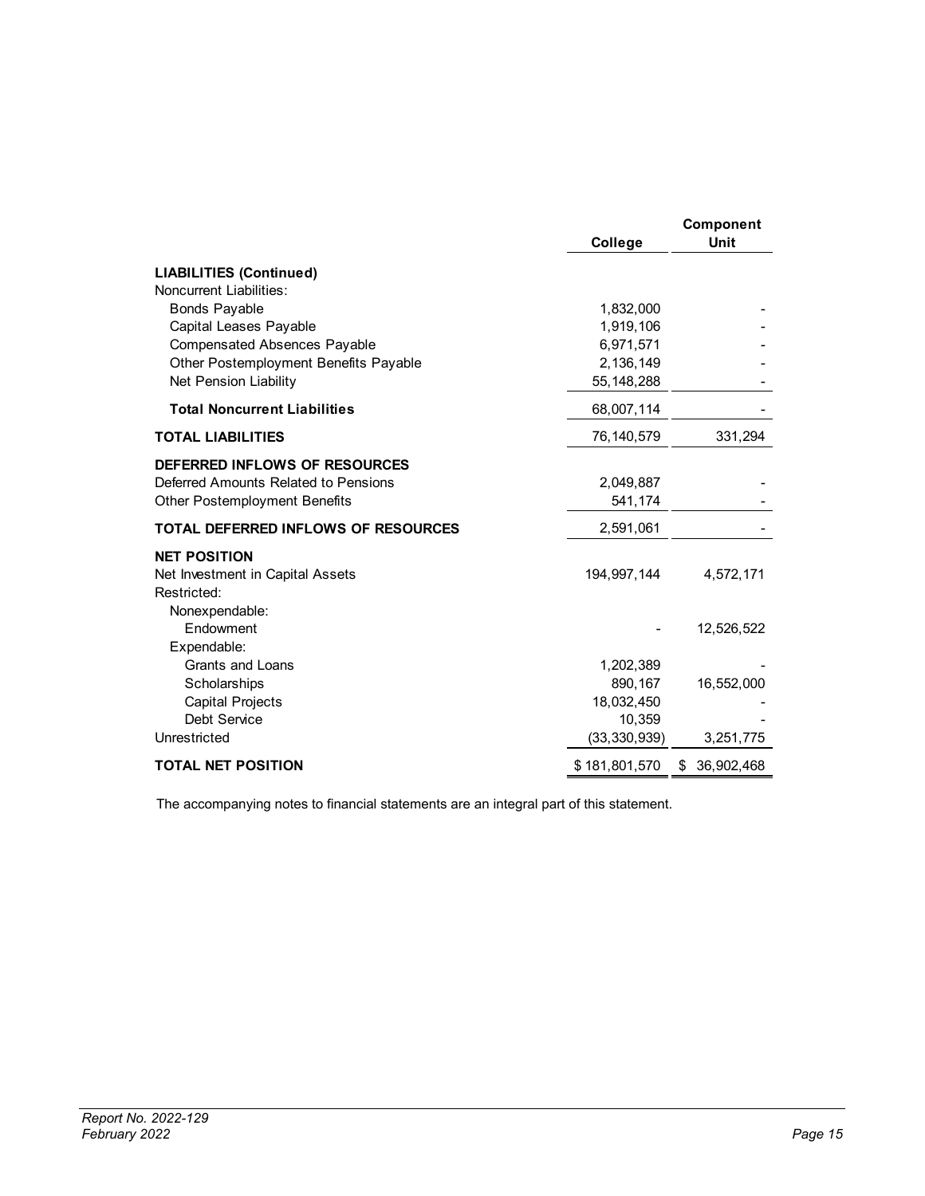| | College | Component Unit |
|---|---|---|
| **LIABILITIES (Continued)** | | |
| Noncurrent Liabilities: | | |
| Bonds Payable | 1,832,000 | - |
| Capital Leases Payable | 1,919,106 | - |
| Compensated Absences Payable | 6,971,571 | - |
| Other Postemployment Benefits Payable | 2,136,149 | - |
| Net Pension Liability | 55,148,288 | - |
| **Total Noncurrent Liabilities** | 68,007,114 | - |
| **TOTAL LIABILITIES** | 76,140,579 | 331,294 |
| **DEFERRED INFLOWS OF RESOURCES** | | |
| Deferred Amounts Related to Pensions | 2,049,887 | - |
| Other Postemployment Benefits | 541,174 | - |
| **TOTAL DEFERRED INFLOWS OF RESOURCES** | 2,591,061 | - |
| **NET POSITION** | | |
| Net Investment in Capital Assets | 194,997,144 | 4,572,171 |
| Restricted: | | |
| Nonexpendable: | | |
| Endowment | - | 12,526,522 |
| Expendable: | | |
| Grants and Loans | 1,202,389 | - |
| Scholarships | 890,167 | 16,552,000 |
| Capital Projects | 18,032,450 | - |
| Debt Service | 10,359 | - |
| Unrestricted | (33,330,939) | 3,251,775 |
| **TOTAL NET POSITION** | $ 181,801,570 | $ 36,902,468 |

The accompanying notes to financial statements are an integral part of this statement.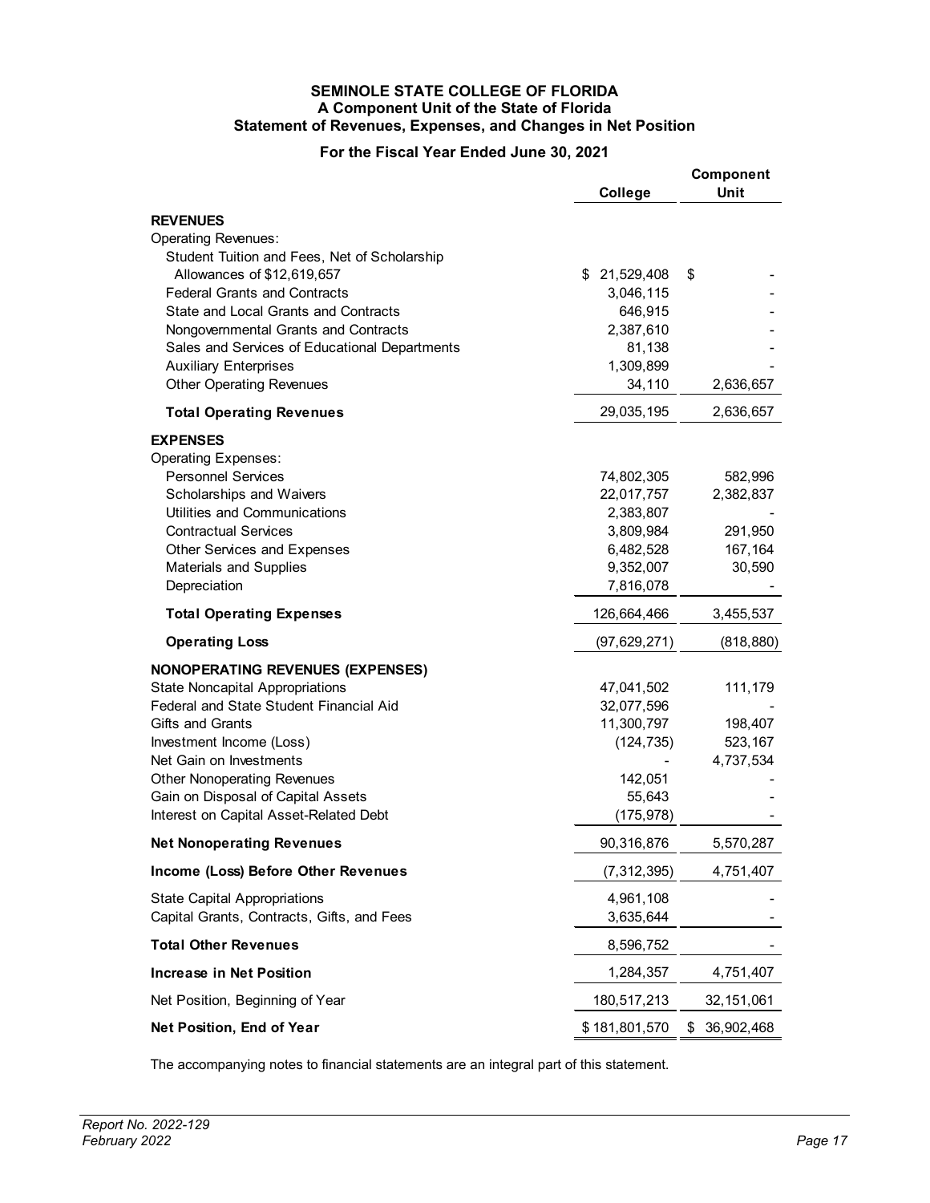# SEMINOLE STATE COLLEGE OF FLORIDA
## A Component Unit of the State of Florida
## Statement of Revenues, Expenses, and Changes in Net Position

### For the Fiscal Year Ended June 30, 2021

| | College | Component Unit |
|---|---|---|
| **REVENUES** | | |
| Operating Revenues: | | |
| Student Tuition and Fees, Net of Scholarship Allowances of $12,619,657 | $ 21,529,408 | $ - |
| Federal Grants and Contracts | 3,046,115 | - |
| State and Local Grants and Contracts | 646,915 | - |
| Nongovernmental Grants and Contracts | 2,387,610 | - |
| Sales and Services of Educational Departments | 81,138 | - |
| Auxiliary Enterprises | 1,309,899 | - |
| Other Operating Revenues | 34,110 | 2,636,657 |
| **Total Operating Revenues** | 29,035,195 | 2,636,657 |
| **EXPENSES** | | |
| Operating Expenses: | | |
| Personnel Services | 74,802,305 | 582,996 |
| Scholarships and Waivers | 22,017,757 | 2,382,837 |
| Utilities and Communications | 2,383,807 | - |
| Contractual Services | 3,809,984 | 291,950 |
| Other Services and Expenses | 6,482,528 | 167,164 |
| Materials and Supplies | 9,352,007 | 30,590 |
| Depreciation | 7,816,078 | - |
| **Total Operating Expenses** | 126,664,466 | 3,455,537 |
| **Operating Loss** | (97,629,271) | (818,880) |
| **NONOPERATING REVENUES (EXPENSES)** | | |
| State Noncapital Appropriations | 47,041,502 | 111,179 |
| Federal and State Student Financial Aid | 32,077,596 | - |
| Gifts and Grants | 11,300,797 | 198,407 |
| Investment Income (Loss) | (124,735) | 523,167 |
| Net Gain on Investments | - | 4,737,534 |
| Other Nonoperating Revenues | 142,051 | - |
| Gain on Disposal of Capital Assets | 55,643 | - |
| Interest on Capital Asset-Related Debt | (175,978) | - |
| **Net Nonoperating Revenues** | 90,316,876 | 5,570,287 |
| **Income (Loss) Before Other Revenues** | (7,312,395) | 4,751,407 |
| State Capital Appropriations | 4,961,108 | - |
| Capital Grants, Contracts, Gifts, and Fees | 3,635,644 | - |
| **Total Other Revenues** | 8,596,752 | - |
| **Increase in Net Position** | 1,284,357 | 4,751,407 |
| Net Position, Beginning of Year | 180,517,213 | 32,151,061 |
| **Net Position, End of Year** | $ 181,801,570 | $ 36,902,468 |

The accompanying notes to financial statements are an integral part of this statement.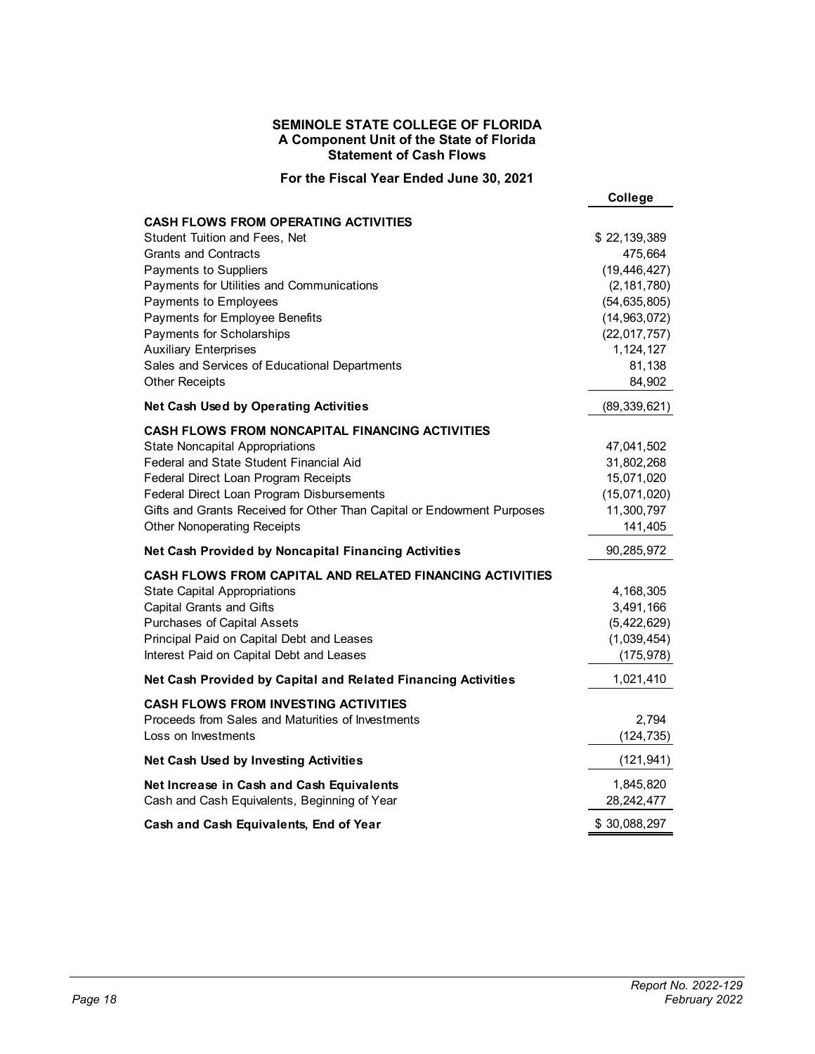# SEMINOLE STATE COLLEGE OF FLORIDA
## A Component Unit of the State of Florida
## Statement of Cash Flows

**For the Fiscal Year Ended June 30, 2021**

| | College |
|---|---|
| **CASH FLOWS FROM OPERATING ACTIVITIES** | |
| Student Tuition and Fees, Net | $ 22,139,389 |
| Grants and Contracts | 475,664 |
| Payments to Suppliers | (19,446,427) |
| Payments for Utilities and Communications | (2,181,780) |
| Payments to Employees | (54,635,805) |
| Payments for Employee Benefits | (14,963,072) |
| Payments for Scholarships | (22,017,757) |
| Auxiliary Enterprises | 1,124,127 |
| Sales and Services of Educational Departments | 81,138 |
| Other Receipts | 84,902 |
| **Net Cash Used by Operating Activities** | (89,339,621) |
| **CASH FLOWS FROM NONCAPITAL FINANCING ACTIVITIES** | |
| State Noncapital Appropriations | 47,041,502 |
| Federal and State Student Financial Aid | 31,802,268 |
| Federal Direct Loan Program Receipts | 15,071,020 |
| Federal Direct Loan Program Disbursements | (15,071,020) |
| Gifts and Grants Received for Other Than Capital or Endowment Purposes | 11,300,797 |
| Other Nonoperating Receipts | 141,405 |
| **Net Cash Provided by Noncapital Financing Activities** | 90,285,972 |
| **CASH FLOWS FROM CAPITAL AND RELATED FINANCING ACTIVITIES** | |
| State Capital Appropriations | 4,168,305 |
| Capital Grants and Gifts | 3,491,166 |
| Purchases of Capital Assets | (5,422,629) |
| Principal Paid on Capital Debt and Leases | (1,039,454) |
| Interest Paid on Capital Debt and Leases | (175,978) |
| **Net Cash Provided by Capital and Related Financing Activities** | 1,021,410 |
| **CASH FLOWS FROM INVESTING ACTIVITIES** | |
| Proceeds from Sales and Maturities of Investments | 2,794 |
| Loss on Investments | (124,735) |
| **Net Cash Used by Investing Activities** | (121,941) |
| **Net Increase in Cash and Cash Equivalents** | 1,845,820 |
| Cash and Cash Equivalents, Beginning of Year | 28,242,477 |
| **Cash and Cash Equivalents, End of Year** | $ 30,088,297 |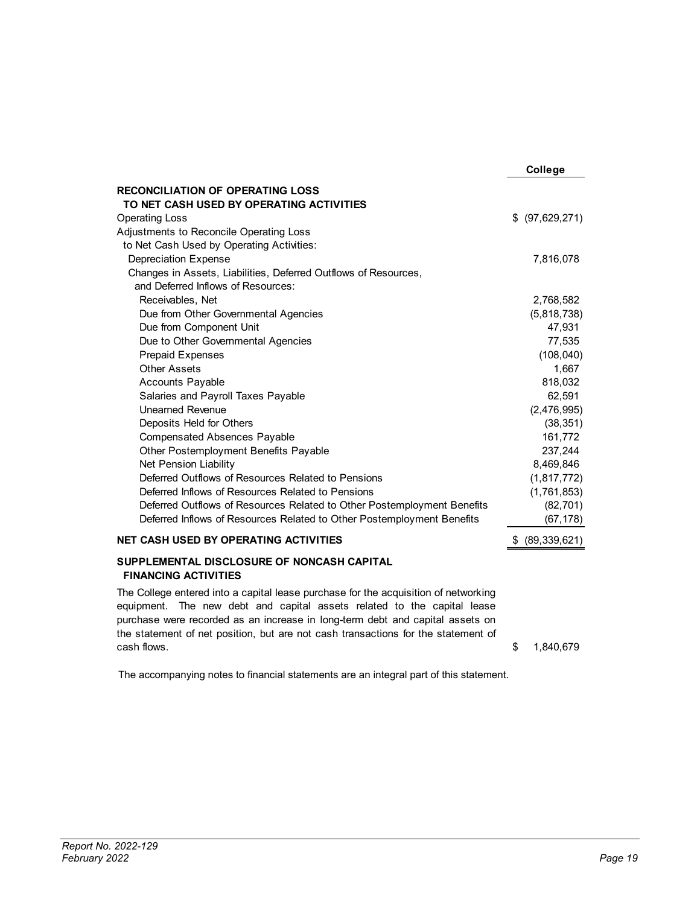| | College |
|---|---|
| **RECONCILIATION OF OPERATING LOSS TO NET CASH USED BY OPERATING ACTIVITIES** | |
| Operating Loss | $ (97,629,271) |
| Adjustments to Reconcile Operating Loss to Net Cash Used by Operating Activities: | |
| Depreciation Expense | 7,816,078 |
| Changes in Assets, Liabilities, Deferred Outflows of Resources, and Deferred Inflows of Resources: | |
| Receivables, Net | 2,768,582 |
| Due from Other Governmental Agencies | (5,818,738) |
| Due from Component Unit | 47,931 |
| Due to Other Governmental Agencies | 77,535 |
| Prepaid Expenses | (108,040) |
| Other Assets | 1,667 |
| Accounts Payable | 818,032 |
| Salaries and Payroll Taxes Payable | 62,591 |
| Unearned Revenue | (2,476,995) |
| Deposits Held for Others | (38,351) |
| Compensated Absences Payable | 161,772 |
| Other Postemployment Benefits Payable | 237,244 |
| Net Pension Liability | 8,469,846 |
| Deferred Outflows of Resources Related to Pensions | (1,817,772) |
| Deferred Inflows of Resources Related to Pensions | (1,761,853) |
| Deferred Outflows of Resources Related to Other Postemployment Benefits | (82,701) |
| Deferred Inflows of Resources Related to Other Postemployment Benefits | (67,178) |
| **NET CASH USED BY OPERATING ACTIVITIES** | $ (89,339,621) |

**SUPPLEMENTAL DISCLOSURE OF NONCASH CAPITAL FINANCING ACTIVITIES**

| | |
|---|---|
| The College entered into a capital lease purchase for the acquisition of networking equipment. The new debt and capital assets related to the capital lease purchase were recorded as an increase in long-term debt and capital assets on the statement of net position, but are not cash transactions for the statement of cash flows. | $ 1,840,679 |

The accompanying notes to financial statements are an integral part of this statement.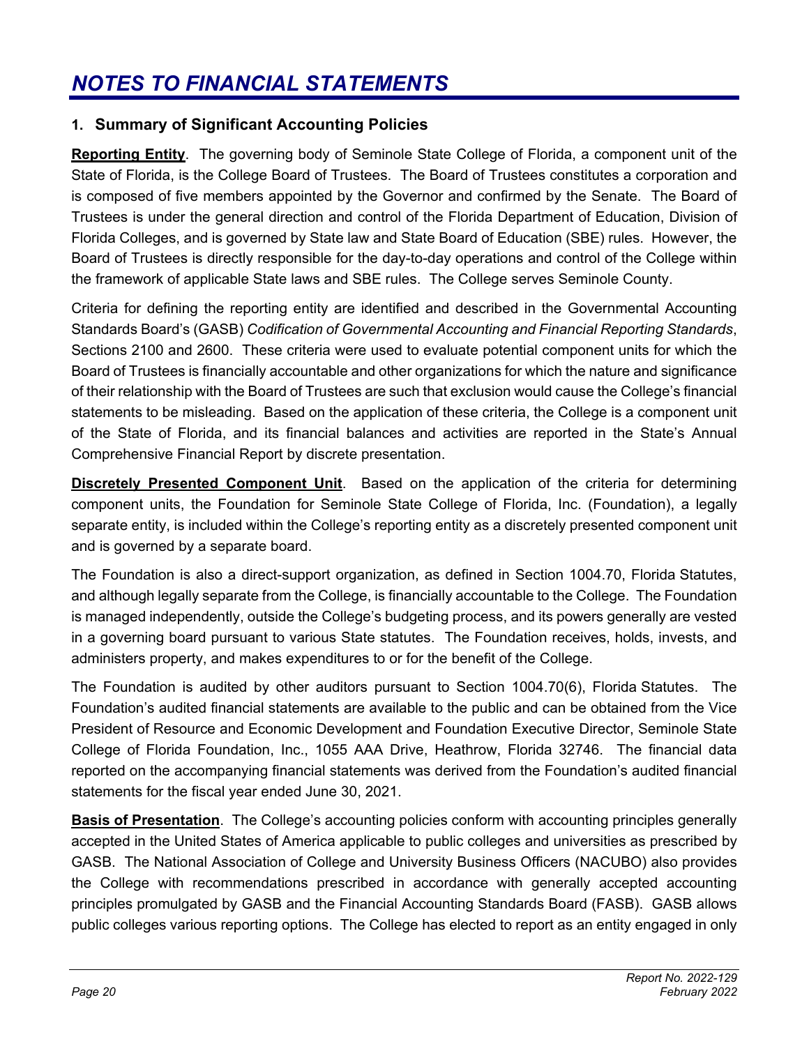# *NOTES TO FINANCIAL STATEMENTS*

## 1. Summary of Significant Accounting Policies

**Reporting Entity**. The governing body of Seminole State College of Florida, a component unit of the State of Florida, is the College Board of Trustees. The Board of Trustees constitutes a corporation and is composed of five members appointed by the Governor and confirmed by the Senate. The Board of Trustees is under the general direction and control of the Florida Department of Education, Division of Florida Colleges, and is governed by State law and State Board of Education (SBE) rules. However, the Board of Trustees is directly responsible for the day-to-day operations and control of the College within the framework of applicable State laws and SBE rules. The College serves Seminole County.

Criteria for defining the reporting entity are identified and described in the Governmental Accounting Standards Board's (GASB) *Codification of Governmental Accounting and Financial Reporting Standards*, Sections 2100 and 2600. These criteria were used to evaluate potential component units for which the Board of Trustees is financially accountable and other organizations for which the nature and significance of their relationship with the Board of Trustees are such that exclusion would cause the College's financial statements to be misleading. Based on the application of these criteria, the College is a component unit of the State of Florida, and its financial balances and activities are reported in the State's Annual Comprehensive Financial Report by discrete presentation.

**Discretely Presented Component Unit**. Based on the application of the criteria for determining component units, the Foundation for Seminole State College of Florida, Inc. (Foundation), a legally separate entity, is included within the College's reporting entity as a discretely presented component unit and is governed by a separate board.

The Foundation is also a direct-support organization, as defined in Section 1004.70, Florida Statutes, and although legally separate from the College, is financially accountable to the College. The Foundation is managed independently, outside the College's budgeting process, and its powers generally are vested in a governing board pursuant to various State statutes. The Foundation receives, holds, invests, and administers property, and makes expenditures to or for the benefit of the College.

The Foundation is audited by other auditors pursuant to Section 1004.70(6), Florida Statutes. The Foundation's audited financial statements are available to the public and can be obtained from the Vice President of Resource and Economic Development and Foundation Executive Director, Seminole State College of Florida Foundation, Inc., 1055 AAA Drive, Heathrow, Florida 32746. The financial data reported on the accompanying financial statements was derived from the Foundation's audited financial statements for the fiscal year ended June 30, 2021.

**Basis of Presentation**. The College's accounting policies conform with accounting principles generally accepted in the United States of America applicable to public colleges and universities as prescribed by GASB. The National Association of College and University Business Officers (NACUBO) also provides the College with recommendations prescribed in accordance with generally accepted accounting principles promulgated by GASB and the Financial Accounting Standards Board (FASB). GASB allows public colleges various reporting options. The College has elected to report as an entity engaged in only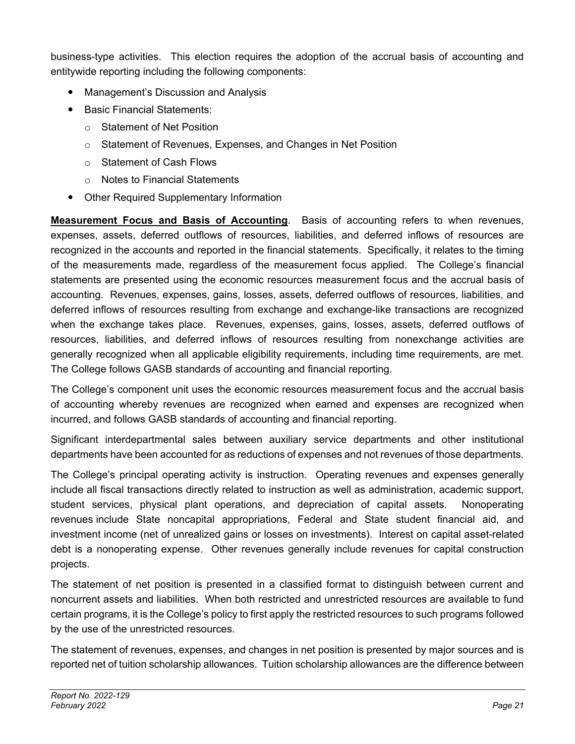business-type activities. This election requires the adoption of the accrual basis of accounting and entitywide reporting including the following components:

- Management's Discussion and Analysis
- Basic Financial Statements:
  - Statement of Net Position
  - Statement of Revenues, Expenses, and Changes in Net Position
  - Statement of Cash Flows
  - Notes to Financial Statements
- Other Required Supplementary Information

**Measurement Focus and Basis of Accounting**. Basis of accounting refers to when revenues, expenses, assets, deferred outflows of resources, liabilities, and deferred inflows of resources are recognized in the accounts and reported in the financial statements. Specifically, it relates to the timing of the measurements made, regardless of the measurement focus applied. The College's financial statements are presented using the economic resources measurement focus and the accrual basis of accounting. Revenues, expenses, gains, losses, assets, deferred outflows of resources, liabilities, and deferred inflows of resources resulting from exchange and exchange-like transactions are recognized when the exchange takes place. Revenues, expenses, gains, losses, assets, deferred outflows of resources, liabilities, and deferred inflows of resources resulting from nonexchange activities are generally recognized when all applicable eligibility requirements, including time requirements, are met. The College follows GASB standards of accounting and financial reporting.

The College's component unit uses the economic resources measurement focus and the accrual basis of accounting whereby revenues are recognized when earned and expenses are recognized when incurred, and follows GASB standards of accounting and financial reporting.

Significant interdepartmental sales between auxiliary service departments and other institutional departments have been accounted for as reductions of expenses and not revenues of those departments.

The College's principal operating activity is instruction. Operating revenues and expenses generally include all fiscal transactions directly related to instruction as well as administration, academic support, student services, physical plant operations, and depreciation of capital assets. Nonoperating revenues include State noncapital appropriations, Federal and State student financial aid, and investment income (net of unrealized gains or losses on investments). Interest on capital asset-related debt is a nonoperating expense. Other revenues generally include revenues for capital construction projects.

The statement of net position is presented in a classified format to distinguish between current and noncurrent assets and liabilities. When both restricted and unrestricted resources are available to fund certain programs, it is the College's policy to first apply the restricted resources to such programs followed by the use of the unrestricted resources.

The statement of revenues, expenses, and changes in net position is presented by major sources and is reported net of tuition scholarship allowances. Tuition scholarship allowances are the difference between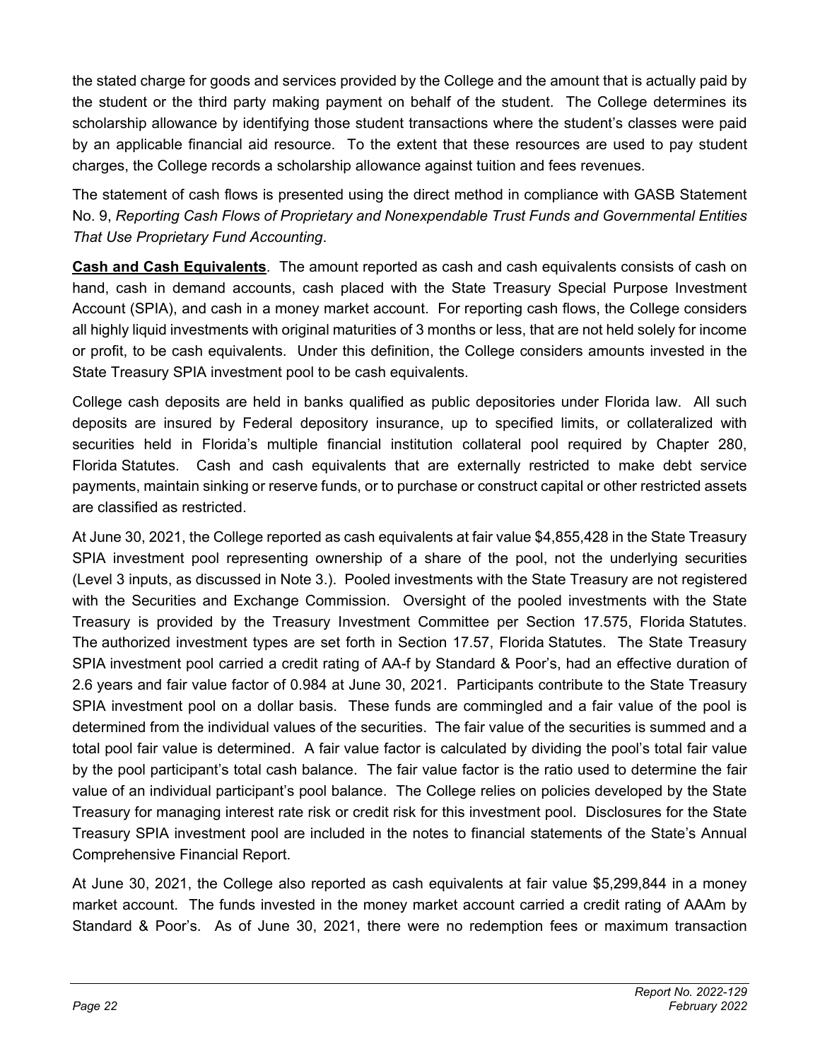the stated charge for goods and services provided by the College and the amount that is actually paid by the student or the third party making payment on behalf of the student. The College determines its scholarship allowance by identifying those student transactions where the student's classes were paid by an applicable financial aid resource. To the extent that these resources are used to pay student charges, the College records a scholarship allowance against tuition and fees revenues.

The statement of cash flows is presented using the direct method in compliance with GASB Statement No. 9, *Reporting Cash Flows of Proprietary and Nonexpendable Trust Funds and Governmental Entities That Use Proprietary Fund Accounting*.

**Cash and Cash Equivalents**. The amount reported as cash and cash equivalents consists of cash on hand, cash in demand accounts, cash placed with the State Treasury Special Purpose Investment Account (SPIA), and cash in a money market account. For reporting cash flows, the College considers all highly liquid investments with original maturities of 3 months or less, that are not held solely for income or profit, to be cash equivalents. Under this definition, the College considers amounts invested in the State Treasury SPIA investment pool to be cash equivalents.

College cash deposits are held in banks qualified as public depositories under Florida law. All such deposits are insured by Federal depository insurance, up to specified limits, or collateralized with securities held in Florida's multiple financial institution collateral pool required by Chapter 280, Florida Statutes. Cash and cash equivalents that are externally restricted to make debt service payments, maintain sinking or reserve funds, or to purchase or construct capital or other restricted assets are classified as restricted.

At June 30, 2021, the College reported as cash equivalents at fair value $4,855,428 in the State Treasury SPIA investment pool representing ownership of a share of the pool, not the underlying securities (Level 3 inputs, as discussed in Note 3.). Pooled investments with the State Treasury are not registered with the Securities and Exchange Commission. Oversight of the pooled investments with the State Treasury is provided by the Treasury Investment Committee per Section 17.575, Florida Statutes. The authorized investment types are set forth in Section 17.57, Florida Statutes. The State Treasury SPIA investment pool carried a credit rating of AA-f by Standard & Poor's, had an effective duration of 2.6 years and fair value factor of 0.984 at June 30, 2021. Participants contribute to the State Treasury SPIA investment pool on a dollar basis. These funds are commingled and a fair value of the pool is determined from the individual values of the securities. The fair value of the securities is summed and a total pool fair value is determined. A fair value factor is calculated by dividing the pool's total fair value by the pool participant's total cash balance. The fair value factor is the ratio used to determine the fair value of an individual participant's pool balance. The College relies on policies developed by the State Treasury for managing interest rate risk or credit risk for this investment pool. Disclosures for the State Treasury SPIA investment pool are included in the notes to financial statements of the State's Annual Comprehensive Financial Report.

At June 30, 2021, the College also reported as cash equivalents at fair value $5,299,844 in a money market account. The funds invested in the money market account carried a credit rating of AAAm by Standard & Poor's. As of June 30, 2021, there were no redemption fees or maximum transaction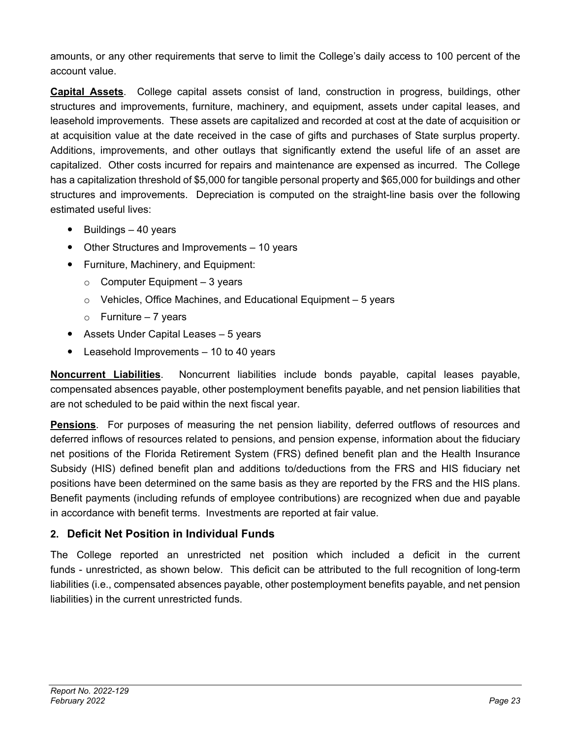amounts, or any other requirements that serve to limit the College's daily access to 100 percent of the account value.

**Capital Assets**. College capital assets consist of land, construction in progress, buildings, other structures and improvements, furniture, machinery, and equipment, assets under capital leases, and leasehold improvements. These assets are capitalized and recorded at cost at the date of acquisition or at acquisition value at the date received in the case of gifts and purchases of State surplus property. Additions, improvements, and other outlays that significantly extend the useful life of an asset are capitalized. Other costs incurred for repairs and maintenance are expensed as incurred. The College has a capitalization threshold of $5,000 for tangible personal property and $65,000 for buildings and other structures and improvements. Depreciation is computed on the straight-line basis over the following estimated useful lives:

- Buildings – 40 years
- Other Structures and Improvements – 10 years
- Furniture, Machinery, and Equipment:
  - Computer Equipment – 3 years
  - Vehicles, Office Machines, and Educational Equipment – 5 years
  - Furniture – 7 years
- Assets Under Capital Leases – 5 years
- Leasehold Improvements – 10 to 40 years

**Noncurrent Liabilities**. Noncurrent liabilities include bonds payable, capital leases payable, compensated absences payable, other postemployment benefits payable, and net pension liabilities that are not scheduled to be paid within the next fiscal year.

**Pensions**. For purposes of measuring the net pension liability, deferred outflows of resources and deferred inflows of resources related to pensions, and pension expense, information about the fiduciary net positions of the Florida Retirement System (FRS) defined benefit plan and the Health Insurance Subsidy (HIS) defined benefit plan and additions to/deductions from the FRS and HIS fiduciary net positions have been determined on the same basis as they are reported by the FRS and the HIS plans. Benefit payments (including refunds of employee contributions) are recognized when due and payable in accordance with benefit terms. Investments are reported at fair value.

## 2. Deficit Net Position in Individual Funds

The College reported an unrestricted net position which included a deficit in the current funds - unrestricted, as shown below. This deficit can be attributed to the full recognition of long-term liabilities (i.e., compensated absences payable, other postemployment benefits payable, and net pension liabilities) in the current unrestricted funds.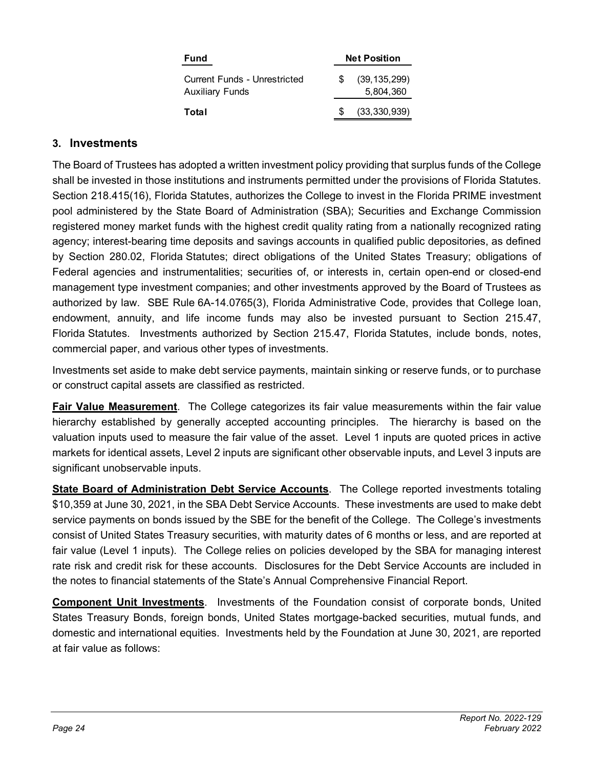| Fund | Net Position |
| --- | --- |
| Current Funds - Unrestricted | $ (39,135,299) |
| Auxiliary Funds | 5,804,360 |
| **Total** | $ (33,330,939) |

## 3. Investments

The Board of Trustees has adopted a written investment policy providing that surplus funds of the College shall be invested in those institutions and instruments permitted under the provisions of Florida Statutes. Section 218.415(16), Florida Statutes, authorizes the College to invest in the Florida PRIME investment pool administered by the State Board of Administration (SBA); Securities and Exchange Commission registered money market funds with the highest credit quality rating from a nationally recognized rating agency; interest-bearing time deposits and savings accounts in qualified public depositories, as defined by Section 280.02, Florida Statutes; direct obligations of the United States Treasury; obligations of Federal agencies and instrumentalities; securities of, or interests in, certain open-end or closed-end management type investment companies; and other investments approved by the Board of Trustees as authorized by law. SBE Rule 6A-14.0765(3), Florida Administrative Code, provides that College loan, endowment, annuity, and life income funds may also be invested pursuant to Section 215.47, Florida Statutes. Investments authorized by Section 215.47, Florida Statutes, include bonds, notes, commercial paper, and various other types of investments.

Investments set aside to make debt service payments, maintain sinking or reserve funds, or to purchase or construct capital assets are classified as restricted.

**Fair Value Measurement**. The College categorizes its fair value measurements within the fair value hierarchy established by generally accepted accounting principles. The hierarchy is based on the valuation inputs used to measure the fair value of the asset. Level 1 inputs are quoted prices in active markets for identical assets, Level 2 inputs are significant other observable inputs, and Level 3 inputs are significant unobservable inputs.

**State Board of Administration Debt Service Accounts**. The College reported investments totaling $10,359 at June 30, 2021, in the SBA Debt Service Accounts. These investments are used to make debt service payments on bonds issued by the SBE for the benefit of the College. The College's investments consist of United States Treasury securities, with maturity dates of 6 months or less, and are reported at fair value (Level 1 inputs). The College relies on policies developed by the SBA for managing interest rate risk and credit risk for these accounts. Disclosures for the Debt Service Accounts are included in the notes to financial statements of the State's Annual Comprehensive Financial Report.

**Component Unit Investments**. Investments of the Foundation consist of corporate bonds, United States Treasury Bonds, foreign bonds, United States mortgage-backed securities, mutual funds, and domestic and international equities. Investments held by the Foundation at June 30, 2021, are reported at fair value as follows: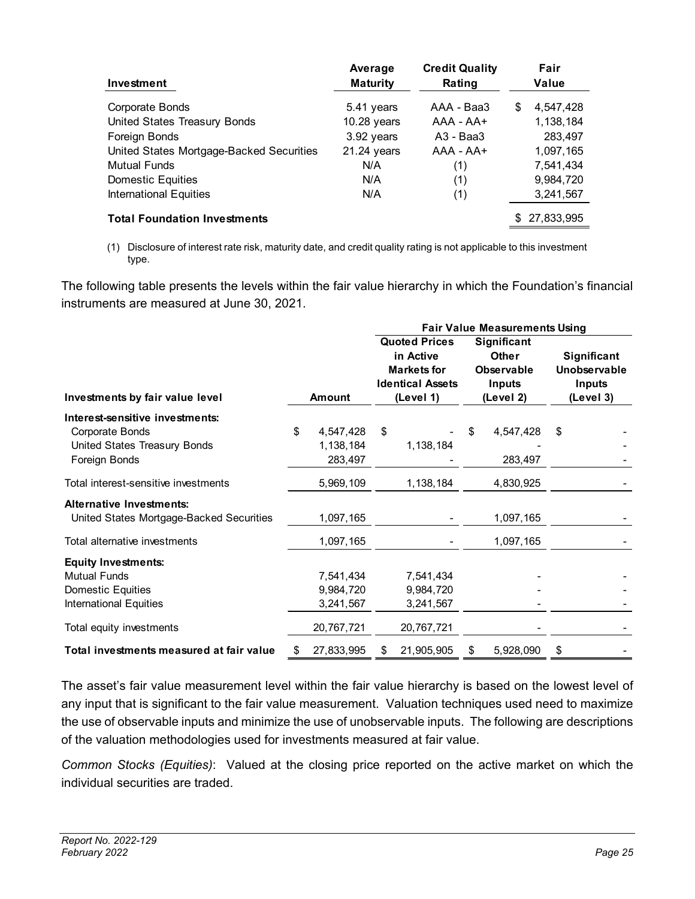| Investment | Average Maturity | Credit Quality Rating | Fair Value |
|---|---|---|---|
| Corporate Bonds | 5.41 years | AAA - Baa3 | $ 4,547,428 |
| United States Treasury Bonds | 10.28 years | AAA - AA+ | 1,138,184 |
| Foreign Bonds | 3.92 years | A3 - Baa3 | 283,497 |
| United States Mortgage-Backed Securities | 21.24 years | AAA - AA+ | 1,097,165 |
| Mutual Funds | N/A | (1) | 7,541,434 |
| Domestic Equities | N/A | (1) | 9,984,720 |
| International Equities | N/A | (1) | 3,241,567 |
| **Total Foundation Investments** | | | $ 27,833,995 |

(1) Disclosure of interest rate risk, maturity date, and credit quality rating is not applicable to this investment type.

The following table presents the levels within the fair value hierarchy in which the Foundation's financial instruments are measured at June 30, 2021.

| | | Fair Value Measurements Using | | |
|---|---|---|---|---|
| **Investments by fair value level** | **Amount** | **Quoted Prices in Active Markets for Identical Assets (Level 1)** | **Significant Other Observable Inputs (Level 2)** | **Significant Unobservable Inputs (Level 3)** |
| **Interest-sensitive investments:** | | | | |
| Corporate Bonds | $ 4,547,428 | $ - | $ 4,547,428 | $ - |
| United States Treasury Bonds | 1,138,184 | 1,138,184 | - | - |
| Foreign Bonds | 283,497 | - | 283,497 | - |
| Total interest-sensitive investments | 5,969,109 | 1,138,184 | 4,830,925 | - |
| **Alternative Investments:** | | | | |
| United States Mortgage-Backed Securities | 1,097,165 | - | 1,097,165 | - |
| Total alternative investments | 1,097,165 | - | 1,097,165 | - |
| **Equity Investments:** | | | | |
| Mutual Funds | 7,541,434 | 7,541,434 | - | - |
| Domestic Equities | 9,984,720 | 9,984,720 | - | - |
| International Equities | 3,241,567 | 3,241,567 | - | - |
| Total equity investments | 20,767,721 | 20,767,721 | - | - |
| **Total investments measured at fair value** | $ 27,833,995 | $ 21,905,905 | $ 5,928,090 | $ - |

The asset's fair value measurement level within the fair value hierarchy is based on the lowest level of any input that is significant to the fair value measurement. Valuation techniques used need to maximize the use of observable inputs and minimize the use of unobservable inputs. The following are descriptions of the valuation methodologies used for investments measured at fair value.

*Common Stocks (Equities)*: Valued at the closing price reported on the active market on which the individual securities are traded.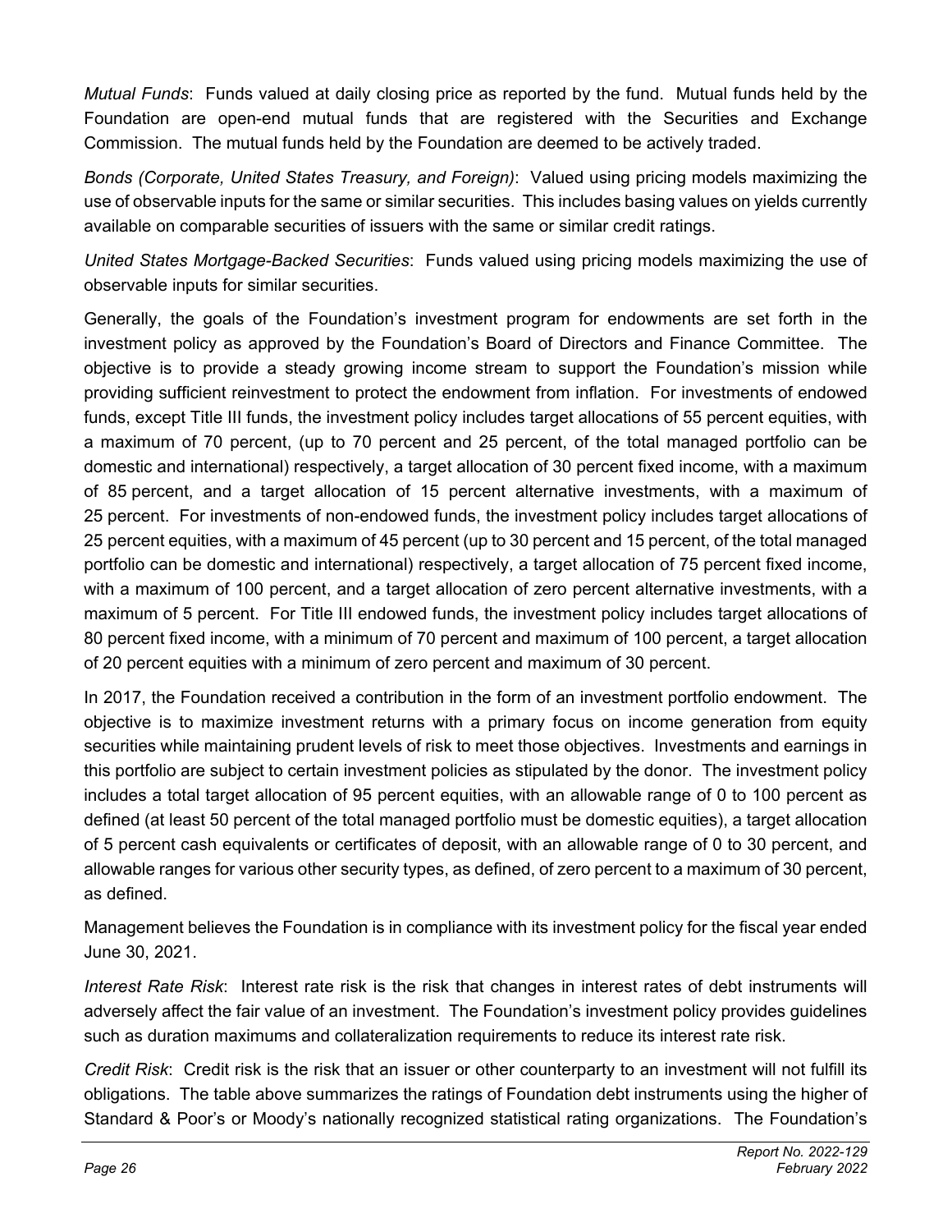*Mutual Funds*: Funds valued at daily closing price as reported by the fund. Mutual funds held by the Foundation are open-end mutual funds that are registered with the Securities and Exchange Commission. The mutual funds held by the Foundation are deemed to be actively traded.

*Bonds (Corporate, United States Treasury, and Foreign)*: Valued using pricing models maximizing the use of observable inputs for the same or similar securities. This includes basing values on yields currently available on comparable securities of issuers with the same or similar credit ratings.

*United States Mortgage-Backed Securities*: Funds valued using pricing models maximizing the use of observable inputs for similar securities.

Generally, the goals of the Foundation's investment program for endowments are set forth in the investment policy as approved by the Foundation's Board of Directors and Finance Committee. The objective is to provide a steady growing income stream to support the Foundation's mission while providing sufficient reinvestment to protect the endowment from inflation. For investments of endowed funds, except Title III funds, the investment policy includes target allocations of 55 percent equities, with a maximum of 70 percent, (up to 70 percent and 25 percent, of the total managed portfolio can be domestic and international) respectively, a target allocation of 30 percent fixed income, with a maximum of 85 percent, and a target allocation of 15 percent alternative investments, with a maximum of 25 percent. For investments of non-endowed funds, the investment policy includes target allocations of 25 percent equities, with a maximum of 45 percent (up to 30 percent and 15 percent, of the total managed portfolio can be domestic and international) respectively, a target allocation of 75 percent fixed income, with a maximum of 100 percent, and a target allocation of zero percent alternative investments, with a maximum of 5 percent. For Title III endowed funds, the investment policy includes target allocations of 80 percent fixed income, with a minimum of 70 percent and maximum of 100 percent, a target allocation of 20 percent equities with a minimum of zero percent and maximum of 30 percent.

In 2017, the Foundation received a contribution in the form of an investment portfolio endowment. The objective is to maximize investment returns with a primary focus on income generation from equity securities while maintaining prudent levels of risk to meet those objectives. Investments and earnings in this portfolio are subject to certain investment policies as stipulated by the donor. The investment policy includes a total target allocation of 95 percent equities, with an allowable range of 0 to 100 percent as defined (at least 50 percent of the total managed portfolio must be domestic equities), a target allocation of 5 percent cash equivalents or certificates of deposit, with an allowable range of 0 to 30 percent, and allowable ranges for various other security types, as defined, of zero percent to a maximum of 30 percent, as defined.

Management believes the Foundation is in compliance with its investment policy for the fiscal year ended June 30, 2021.

*Interest Rate Risk*: Interest rate risk is the risk that changes in interest rates of debt instruments will adversely affect the fair value of an investment. The Foundation's investment policy provides guidelines such as duration maximums and collateralization requirements to reduce its interest rate risk.

*Credit Risk*: Credit risk is the risk that an issuer or other counterparty to an investment will not fulfill its obligations. The table above summarizes the ratings of Foundation debt instruments using the higher of Standard & Poor's or Moody's nationally recognized statistical rating organizations. The Foundation's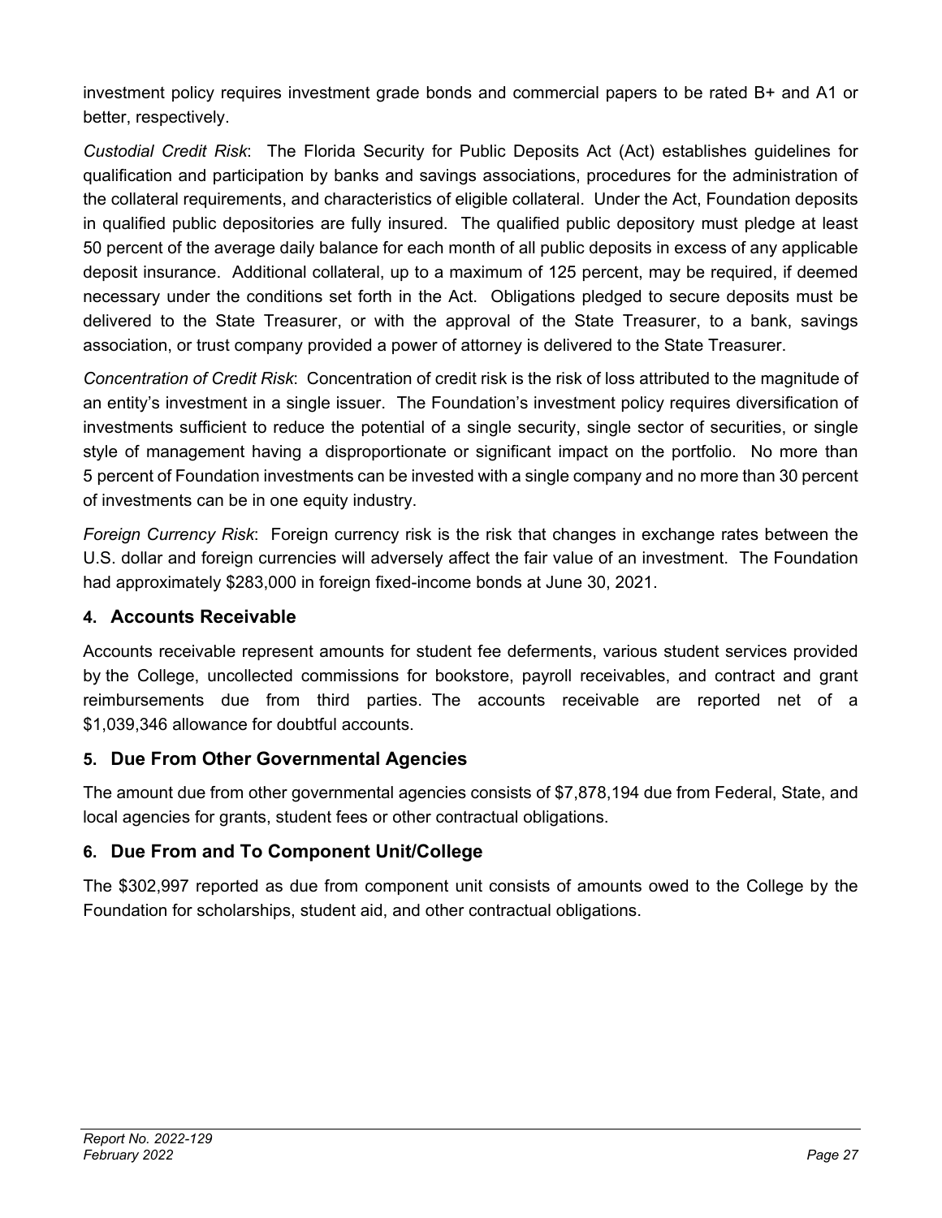investment policy requires investment grade bonds and commercial papers to be rated B+ and A1 or better, respectively.

*Custodial Credit Risk*: The Florida Security for Public Deposits Act (Act) establishes guidelines for qualification and participation by banks and savings associations, procedures for the administration of the collateral requirements, and characteristics of eligible collateral. Under the Act, Foundation deposits in qualified public depositories are fully insured. The qualified public depository must pledge at least 50 percent of the average daily balance for each month of all public deposits in excess of any applicable deposit insurance. Additional collateral, up to a maximum of 125 percent, may be required, if deemed necessary under the conditions set forth in the Act. Obligations pledged to secure deposits must be delivered to the State Treasurer, or with the approval of the State Treasurer, to a bank, savings association, or trust company provided a power of attorney is delivered to the State Treasurer.

*Concentration of Credit Risk*: Concentration of credit risk is the risk of loss attributed to the magnitude of an entity's investment in a single issuer. The Foundation's investment policy requires diversification of investments sufficient to reduce the potential of a single security, single sector of securities, or single style of management having a disproportionate or significant impact on the portfolio. No more than 5 percent of Foundation investments can be invested with a single company and no more than 30 percent of investments can be in one equity industry.

*Foreign Currency Risk*: Foreign currency risk is the risk that changes in exchange rates between the U.S. dollar and foreign currencies will adversely affect the fair value of an investment. The Foundation had approximately $283,000 in foreign fixed-income bonds at June 30, 2021.

## 4. Accounts Receivable

Accounts receivable represent amounts for student fee deferments, various student services provided by the College, uncollected commissions for bookstore, payroll receivables, and contract and grant reimbursements due from third parties. The accounts receivable are reported net of a $1,039,346 allowance for doubtful accounts.

## 5. Due From Other Governmental Agencies

The amount due from other governmental agencies consists of $7,878,194 due from Federal, State, and local agencies for grants, student fees or other contractual obligations.

## 6. Due From and To Component Unit/College

The $302,997 reported as due from component unit consists of amounts owed to the College by the Foundation for scholarships, student aid, and other contractual obligations.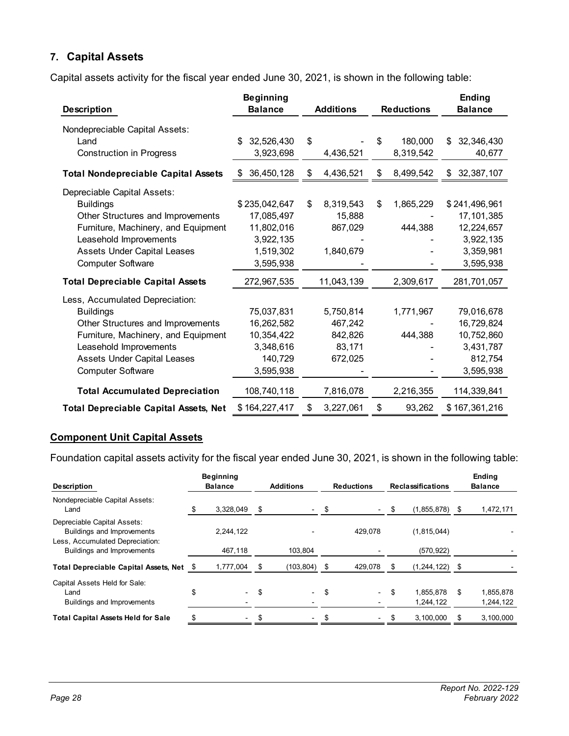## 7. Capital Assets

Capital assets activity for the fiscal year ended June 30, 2021, is shown in the following table:

| Description | Beginning Balance | Additions | Reductions | Ending Balance |
|---|---|---|---|---|
| Nondepreciable Capital Assets: | | | | |
| Land | $ 32,526,430 | $ - | $ 180,000 | $ 32,346,430 |
| Construction in Progress | 3,923,698 | 4,436,521 | 8,319,542 | 40,677 |
| **Total Nondepreciable Capital Assets** | $ 36,450,128 | $ 4,436,521 | $ 8,499,542 | $ 32,387,107 |
| Depreciable Capital Assets: | | | | |
| Buildings | $ 235,042,647 | $ 8,319,543 | $ 1,865,229 | $ 241,496,961 |
| Other Structures and Improvements | 17,085,497 | 15,888 | - | 17,101,385 |
| Furniture, Machinery, and Equipment | 11,802,016 | 867,029 | 444,388 | 12,224,657 |
| Leasehold Improvements | 3,922,135 | - | - | 3,922,135 |
| Assets Under Capital Leases | 1,519,302 | 1,840,679 | - | 3,359,981 |
| Computer Software | 3,595,938 | - | - | 3,595,938 |
| **Total Depreciable Capital Assets** | 272,967,535 | 11,043,139 | 2,309,617 | 281,701,057 |
| Less, Accumulated Depreciation: | | | | |
| Buildings | 75,037,831 | 5,750,814 | 1,771,967 | 79,016,678 |
| Other Structures and Improvements | 16,262,582 | 467,242 | - | 16,729,824 |
| Furniture, Machinery, and Equipment | 10,354,422 | 842,826 | 444,388 | 10,752,860 |
| Leasehold Improvements | 3,348,616 | 83,171 | - | 3,431,787 |
| Assets Under Capital Leases | 140,729 | 672,025 | - | 812,754 |
| Computer Software | 3,595,938 | - | - | 3,595,938 |
| **Total Accumulated Depreciation** | 108,740,118 | 7,816,078 | 2,216,355 | 114,339,841 |
| **Total Depreciable Capital Assets, Net** | $ 164,227,417 | $ 3,227,061 | $ 93,262 | $ 167,361,216 |

### Component Unit Capital Assets

Foundation capital assets activity for the fiscal year ended June 30, 2021, is shown in the following table:

| Description | Beginning Balance | Additions | Reductions | Reclassifications | Ending Balance |
|---|---|---|---|---|---|
| Nondepreciable Capital Assets: | | | | | |
| Land | $ 3,328,049 | $ - | $ - | $ (1,855,878) | $ 1,472,171 |
| Depreciable Capital Assets: | | | | | |
| Buildings and Improvements | 2,244,122 | - | 429,078 | (1,815,044) | - |
| Less, Accumulated Depreciation: | | | | | |
| Buildings and Improvements | 467,118 | 103,804 | - | (570,922) | - |
| **Total Depreciable Capital Assets, Net** | $ 1,777,004 | $ (103,804) | $ 429,078 | $ (1,244,122) | $ - |
| Capital Assets Held for Sale: | | | | | |
| Land | $ - | $ - | $ - | $ 1,855,878 | $ 1,855,878 |
| Buildings and Improvements | - | - | - | 1,244,122 | 1,244,122 |
| **Total Capital Assets Held for Sale** | $ - | $ - | $ - | $ 3,100,000 | $ 3,100,000 |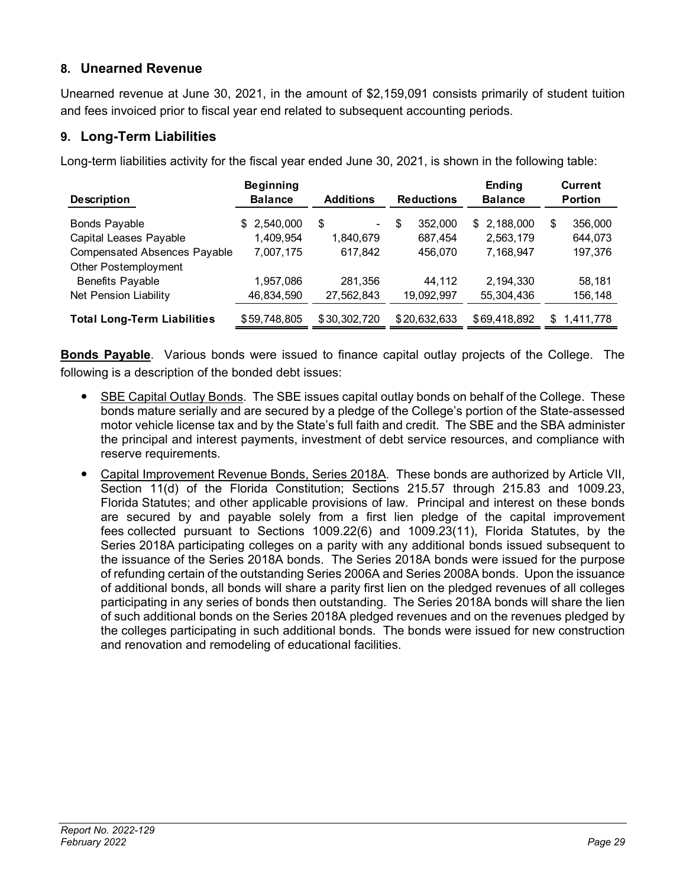## 8. Unearned Revenue

Unearned revenue at June 30, 2021, in the amount of $2,159,091 consists primarily of student tuition and fees invoiced prior to fiscal year end related to subsequent accounting periods.

## 9. Long-Term Liabilities

Long-term liabilities activity for the fiscal year ended June 30, 2021, is shown in the following table:

| Description | Beginning Balance | Additions | Reductions | Ending Balance | Current Portion |
|---|---|---|---|---|---|
| Bonds Payable | $ 2,540,000 | $ - | $ 352,000 | $ 2,188,000 | $ 356,000 |
| Capital Leases Payable | 1,409,954 | 1,840,679 | 687,454 | 2,563,179 | 644,073 |
| Compensated Absences Payable | 7,007,175 | 617,842 | 456,070 | 7,168,947 | 197,376 |
| Other Postemployment Benefits Payable | 1,957,086 | 281,356 | 44,112 | 2,194,330 | 58,181 |
| Net Pension Liability | 46,834,590 | 27,562,843 | 19,092,997 | 55,304,436 | 156,148 |
| **Total Long-Term Liabilities** | $59,748,805 | $30,302,720 | $20,632,633 | $69,418,892 | $ 1,411,778 |

**Bonds Payable**. Various bonds were issued to finance capital outlay projects of the College. The following is a description of the bonded debt issues:

- SBE Capital Outlay Bonds. The SBE issues capital outlay bonds on behalf of the College. These bonds mature serially and are secured by a pledge of the College's portion of the State-assessed motor vehicle license tax and by the State's full faith and credit. The SBE and the SBA administer the principal and interest payments, investment of debt service resources, and compliance with reserve requirements.
- Capital Improvement Revenue Bonds, Series 2018A. These bonds are authorized by Article VII, Section 11(d) of the Florida Constitution; Sections 215.57 through 215.83 and 1009.23, Florida Statutes; and other applicable provisions of law. Principal and interest on these bonds are secured by and payable solely from a first lien pledge of the capital improvement fees collected pursuant to Sections 1009.22(6) and 1009.23(11), Florida Statutes, by the Series 2018A participating colleges on a parity with any additional bonds issued subsequent to the issuance of the Series 2018A bonds. The Series 2018A bonds were issued for the purpose of refunding certain of the outstanding Series 2006A and Series 2008A bonds. Upon the issuance of additional bonds, all bonds will share a parity first lien on the pledged revenues of all colleges participating in any series of bonds then outstanding. The Series 2018A bonds will share the lien of such additional bonds on the Series 2018A pledged revenues and on the revenues pledged by the colleges participating in such additional bonds. The bonds were issued for new construction and renovation and remodeling of educational facilities.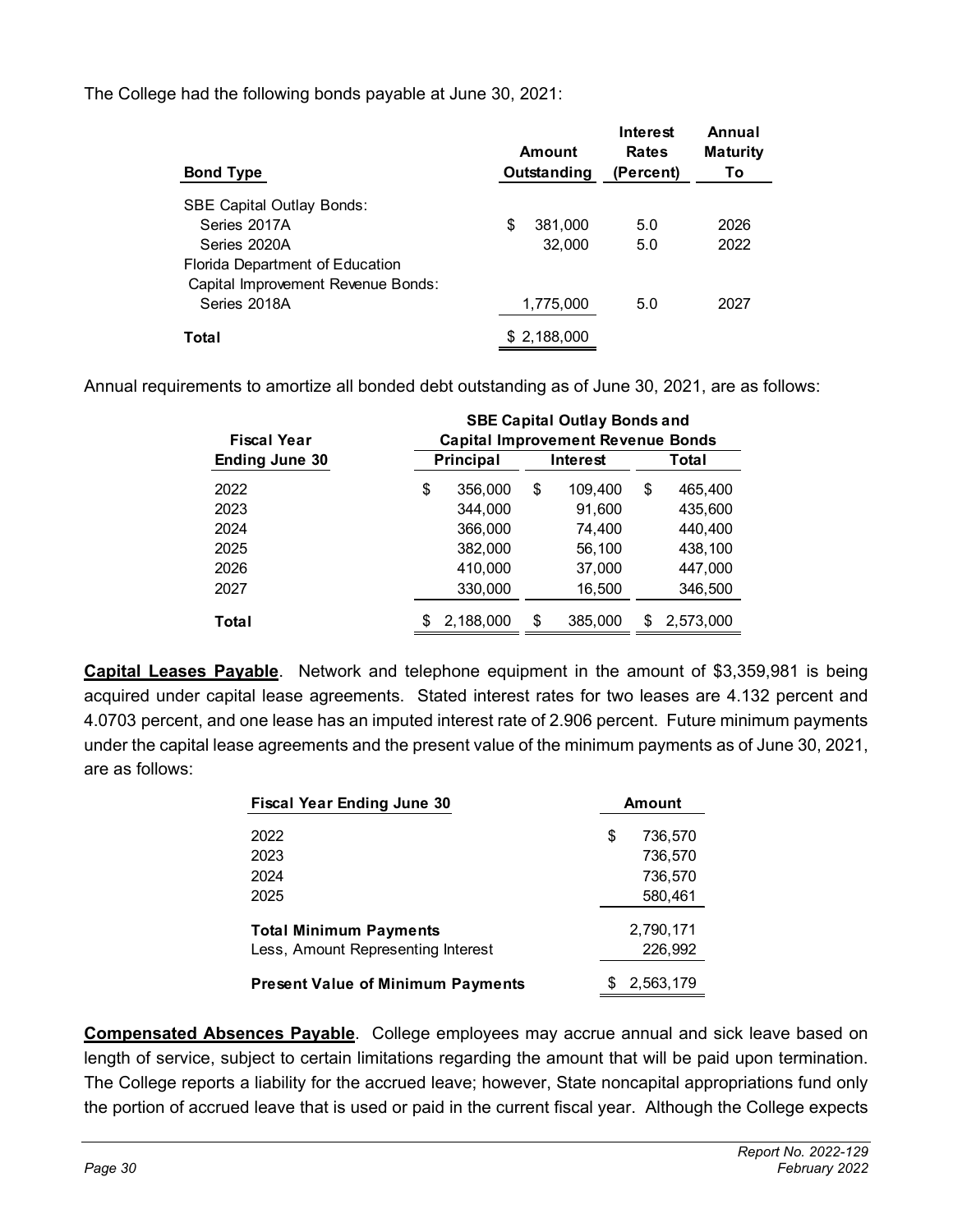The College had the following bonds payable at June 30, 2021:

| Bond Type | Amount Outstanding | Interest Rates (Percent) | Annual Maturity To |
|---|---|---|---|
| SBE Capital Outlay Bonds: | | | |
| Series 2017A | $ 381,000 | 5.0 | 2026 |
| Series 2020A | 32,000 | 5.0 | 2022 |
| Florida Department of Education Capital Improvement Revenue Bonds: | | | |
| Series 2018A | 1,775,000 | 5.0 | 2027 |
| **Total** | $ 2,188,000 | | |

Annual requirements to amortize all bonded debt outstanding as of June 30, 2021, are as follows:

| Fiscal Year Ending June 30 | SBE Capital Outlay Bonds and Capital Improvement Revenue Bonds | | |
|---|---|---|---|
| | Principal | Interest | Total |
| 2022 | $ 356,000 | $ 109,400 | $ 465,400 |
| 2023 | 344,000 | 91,600 | 435,600 |
| 2024 | 366,000 | 74,400 | 440,400 |
| 2025 | 382,000 | 56,100 | 438,100 |
| 2026 | 410,000 | 37,000 | 447,000 |
| 2027 | 330,000 | 16,500 | 346,500 |
| **Total** | $ 2,188,000 | $ 385,000 | $ 2,573,000 |

**Capital Leases Payable**. Network and telephone equipment in the amount of $3,359,981 is being acquired under capital lease agreements. Stated interest rates for two leases are 4.132 percent and 4.0703 percent, and one lease has an imputed interest rate of 2.906 percent. Future minimum payments under the capital lease agreements and the present value of the minimum payments as of June 30, 2021, are as follows:

| Fiscal Year Ending June 30 | Amount |
|---|---|
| 2022 | $ 736,570 |
| 2023 | 736,570 |
| 2024 | 736,570 |
| 2025 | 580,461 |
| **Total Minimum Payments** | 2,790,171 |
| Less, Amount Representing Interest | 226,992 |
| **Present Value of Minimum Payments** | $ 2,563,179 |

**Compensated Absences Payable**. College employees may accrue annual and sick leave based on length of service, subject to certain limitations regarding the amount that will be paid upon termination. The College reports a liability for the accrued leave; however, State noncapital appropriations fund only the portion of accrued leave that is used or paid in the current fiscal year. Although the College expects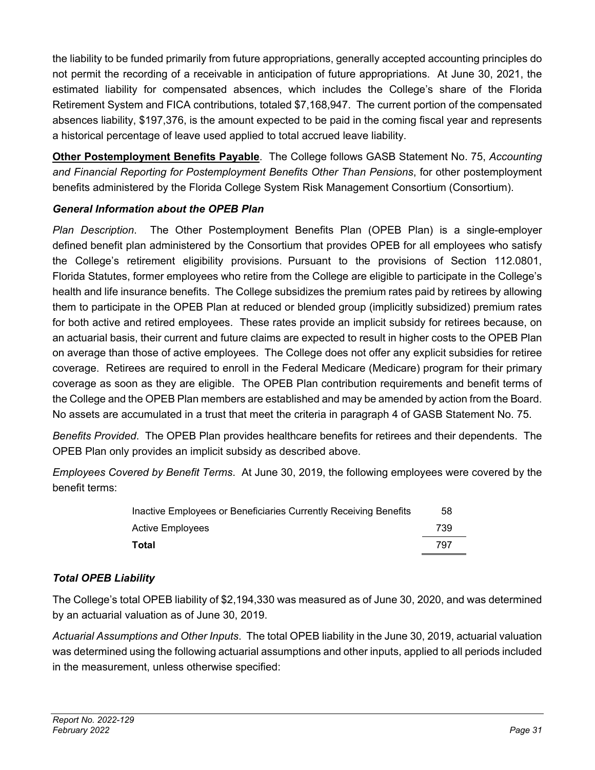the liability to be funded primarily from future appropriations, generally accepted accounting principles do not permit the recording of a receivable in anticipation of future appropriations. At June 30, 2021, the estimated liability for compensated absences, which includes the College's share of the Florida Retirement System and FICA contributions, totaled $7,168,947. The current portion of the compensated absences liability, $197,376, is the amount expected to be paid in the coming fiscal year and represents a historical percentage of leave used applied to total accrued leave liability.

**Other Postemployment Benefits Payable**. The College follows GASB Statement No. 75, *Accounting and Financial Reporting for Postemployment Benefits Other Than Pensions*, for other postemployment benefits administered by the Florida College System Risk Management Consortium (Consortium).

***General Information about the OPEB Plan***

*Plan Description*. The Other Postemployment Benefits Plan (OPEB Plan) is a single-employer defined benefit plan administered by the Consortium that provides OPEB for all employees who satisfy the College's retirement eligibility provisions. Pursuant to the provisions of Section 112.0801, Florida Statutes, former employees who retire from the College are eligible to participate in the College's health and life insurance benefits. The College subsidizes the premium rates paid by retirees by allowing them to participate in the OPEB Plan at reduced or blended group (implicitly subsidized) premium rates for both active and retired employees. These rates provide an implicit subsidy for retirees because, on an actuarial basis, their current and future claims are expected to result in higher costs to the OPEB Plan on average than those of active employees. The College does not offer any explicit subsidies for retiree coverage. Retirees are required to enroll in the Federal Medicare (Medicare) program for their primary coverage as soon as they are eligible. The OPEB Plan contribution requirements and benefit terms of the College and the OPEB Plan members are established and may be amended by action from the Board. No assets are accumulated in a trust that meet the criteria in paragraph 4 of GASB Statement No. 75.

*Benefits Provided*. The OPEB Plan provides healthcare benefits for retirees and their dependents. The OPEB Plan only provides an implicit subsidy as described above.

*Employees Covered by Benefit Terms*. At June 30, 2019, the following employees were covered by the benefit terms:

| | |
|---|---|
| Inactive Employees or Beneficiaries Currently Receiving Benefits | 58 |
| Active Employees | 739 |
| **Total** | 797 |

***Total OPEB Liability***

The College's total OPEB liability of $2,194,330 was measured as of June 30, 2020, and was determined by an actuarial valuation as of June 30, 2019.

*Actuarial Assumptions and Other Inputs*. The total OPEB liability in the June 30, 2019, actuarial valuation was determined using the following actuarial assumptions and other inputs, applied to all periods included in the measurement, unless otherwise specified: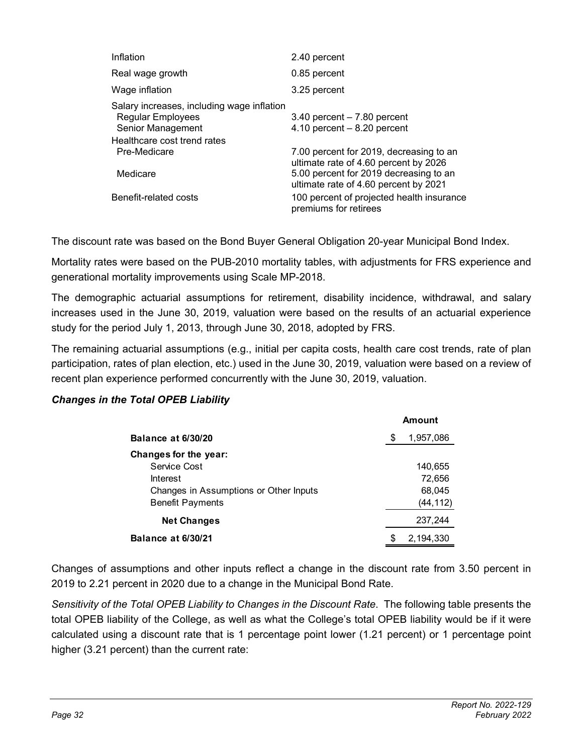| | |
|---|---|
| Inflation | 2.40 percent |
| Real wage growth | 0.85 percent |
| Wage inflation | 3.25 percent |
| Salary increases, including wage inflation | |
| Regular Employees | 3.40 percent – 7.80 percent |
| Senior Management | 4.10 percent – 8.20 percent |
| Healthcare cost trend rates | |
| Pre-Medicare | 7.00 percent for 2019, decreasing to an ultimate rate of 4.60 percent by 2026 |
| Medicare | 5.00 percent for 2019 decreasing to an ultimate rate of 4.60 percent by 2021 |
| Benefit-related costs | 100 percent of projected health insurance premiums for retirees |

The discount rate was based on the Bond Buyer General Obligation 20-year Municipal Bond Index.

Mortality rates were based on the PUB-2010 mortality tables, with adjustments for FRS experience and generational mortality improvements using Scale MP-2018.

The demographic actuarial assumptions for retirement, disability incidence, withdrawal, and salary increases used in the June 30, 2019, valuation were based on the results of an actuarial experience study for the period July 1, 2013, through June 30, 2018, adopted by FRS.

The remaining actuarial assumptions (e.g., initial per capita costs, health care cost trends, rate of plan participation, rates of plan election, etc.) used in the June 30, 2019, valuation were based on a review of recent plan experience performed concurrently with the June 30, 2019, valuation.

***Changes in the Total OPEB Liability***

| | Amount |
|---|---|
| **Balance at 6/30/20** | $ 1,957,086 |
| **Changes for the year:** | |
| Service Cost | 140,655 |
| Interest | 72,656 |
| Changes in Assumptions or Other Inputs | 68,045 |
| Benefit Payments | (44,112) |
| **Net Changes** | 237,244 |
| **Balance at 6/30/21** | $ 2,194,330 |

Changes of assumptions and other inputs reflect a change in the discount rate from 3.50 percent in 2019 to 2.21 percent in 2020 due to a change in the Municipal Bond Rate.

*Sensitivity of the Total OPEB Liability to Changes in the Discount Rate*. The following table presents the total OPEB liability of the College, as well as what the College's total OPEB liability would be if it were calculated using a discount rate that is 1 percentage point lower (1.21 percent) or 1 percentage point higher (3.21 percent) than the current rate: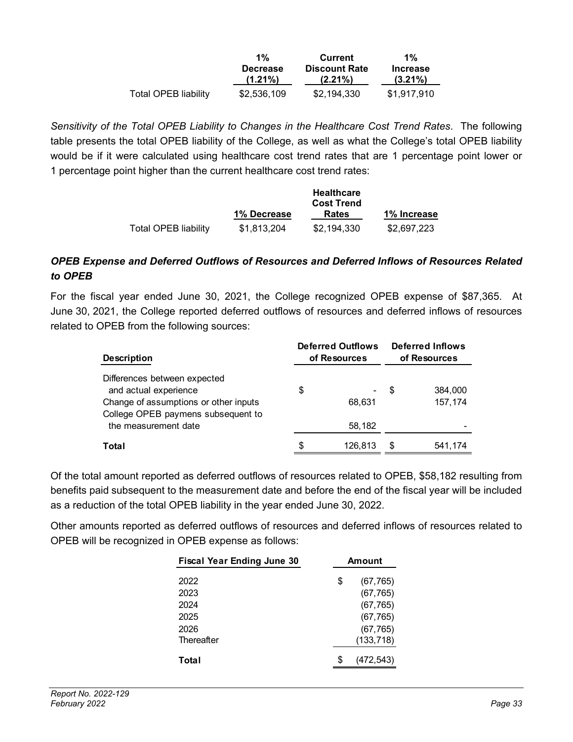| | 1% Decrease (1.21%) | Current Discount Rate (2.21%) | 1% Increase (3.21%) |
|---|---|---|---|
| Total OPEB liability | $2,536,109 | $2,194,330 | $1,917,910 |

*Sensitivity of the Total OPEB Liability to Changes in the Healthcare Cost Trend Rates*. The following table presents the total OPEB liability of the College, as well as what the College's total OPEB liability would be if it were calculated using healthcare cost trend rates that are 1 percentage point lower or 1 percentage point higher than the current healthcare cost trend rates:

| | 1% Decrease | Healthcare Cost Trend Rates | 1% Increase |
|---|---|---|---|
| Total OPEB liability | $1,813,204 | $2,194,330 | $2,697,223 |

### *OPEB Expense and Deferred Outflows of Resources and Deferred Inflows of Resources Related to OPEB*

For the fiscal year ended June 30, 2021, the College recognized OPEB expense of $87,365. At June 30, 2021, the College reported deferred outflows of resources and deferred inflows of resources related to OPEB from the following sources:

| Description | Deferred Outflows of Resources | Deferred Inflows of Resources |
|---|---|---|
| Differences between expected and actual experience | $ - | $ 384,000 |
| Change of assumptions or other inputs | 68,631 | 157,174 |
| College OPEB paymens subsequent to the measurement date | 58,182 | - |
| **Total** | $ 126,813 | $ 541,174 |

Of the total amount reported as deferred outflows of resources related to OPEB, $58,182 resulting from benefits paid subsequent to the measurement date and before the end of the fiscal year will be included as a reduction of the total OPEB liability in the year ended June 30, 2022.

Other amounts reported as deferred outflows of resources and deferred inflows of resources related to OPEB will be recognized in OPEB expense as follows:

| Fiscal Year Ending June 30 | Amount |
|---|---|
| 2022 | $ (67,765) |
| 2023 | (67,765) |
| 2024 | (67,765) |
| 2025 | (67,765) |
| 2026 | (67,765) |
| Thereafter | (133,718) |
| **Total** | $ (472,543) |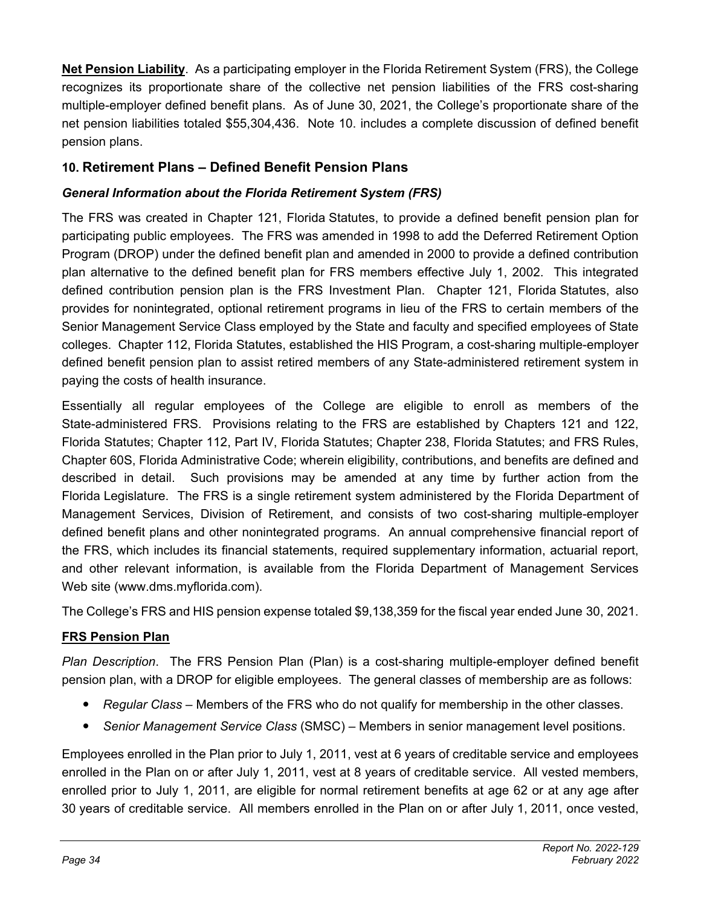**Net Pension Liability**. As a participating employer in the Florida Retirement System (FRS), the College recognizes its proportionate share of the collective net pension liabilities of the FRS cost-sharing multiple-employer defined benefit plans. As of June 30, 2021, the College's proportionate share of the net pension liabilities totaled $55,304,436. Note 10. includes a complete discussion of defined benefit pension plans.

## 10. Retirement Plans – Defined Benefit Pension Plans

### *General Information about the Florida Retirement System (FRS)*

The FRS was created in Chapter 121, Florida Statutes, to provide a defined benefit pension plan for participating public employees. The FRS was amended in 1998 to add the Deferred Retirement Option Program (DROP) under the defined benefit plan and amended in 2000 to provide a defined contribution plan alternative to the defined benefit plan for FRS members effective July 1, 2002. This integrated defined contribution pension plan is the FRS Investment Plan. Chapter 121, Florida Statutes, also provides for nonintegrated, optional retirement programs in lieu of the FRS to certain members of the Senior Management Service Class employed by the State and faculty and specified employees of State colleges. Chapter 112, Florida Statutes, established the HIS Program, a cost-sharing multiple-employer defined benefit pension plan to assist retired members of any State-administered retirement system in paying the costs of health insurance.

Essentially all regular employees of the College are eligible to enroll as members of the State-administered FRS. Provisions relating to the FRS are established by Chapters 121 and 122, Florida Statutes; Chapter 112, Part IV, Florida Statutes; Chapter 238, Florida Statutes; and FRS Rules, Chapter 60S, Florida Administrative Code; wherein eligibility, contributions, and benefits are defined and described in detail. Such provisions may be amended at any time by further action from the Florida Legislature. The FRS is a single retirement system administered by the Florida Department of Management Services, Division of Retirement, and consists of two cost-sharing multiple-employer defined benefit plans and other nonintegrated programs. An annual comprehensive financial report of the FRS, which includes its financial statements, required supplementary information, actuarial report, and other relevant information, is available from the Florida Department of Management Services Web site (www.dms.myflorida.com).

The College's FRS and HIS pension expense totaled $9,138,359 for the fiscal year ended June 30, 2021.

**FRS Pension Plan**

*Plan Description*. The FRS Pension Plan (Plan) is a cost-sharing multiple-employer defined benefit pension plan, with a DROP for eligible employees. The general classes of membership are as follows:

- *Regular Class* – Members of the FRS who do not qualify for membership in the other classes.
- *Senior Management Service Class* (SMSC) – Members in senior management level positions.

Employees enrolled in the Plan prior to July 1, 2011, vest at 6 years of creditable service and employees enrolled in the Plan on or after July 1, 2011, vest at 8 years of creditable service. All vested members, enrolled prior to July 1, 2011, are eligible for normal retirement benefits at age 62 or at any age after 30 years of creditable service. All members enrolled in the Plan on or after July 1, 2011, once vested,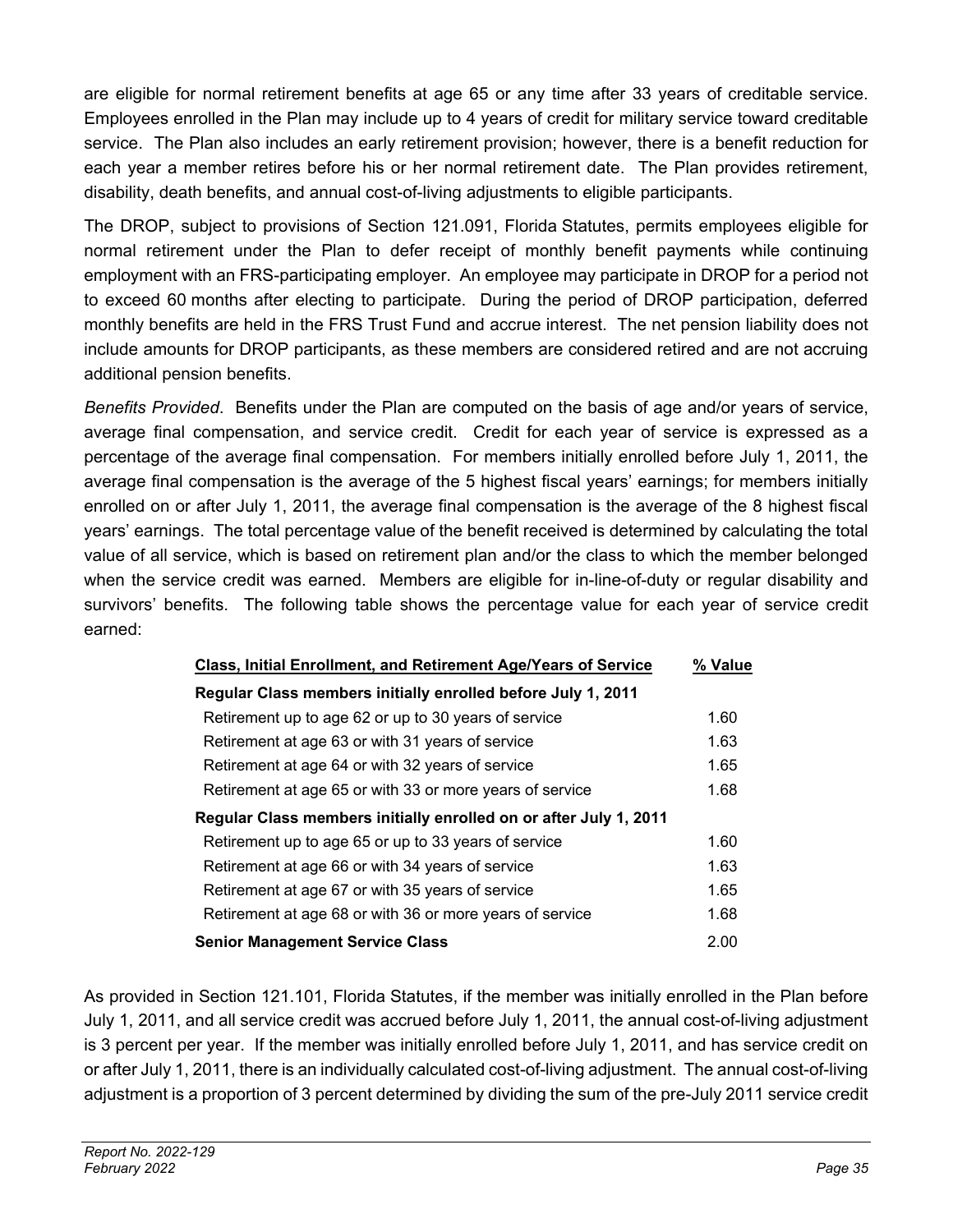are eligible for normal retirement benefits at age 65 or any time after 33 years of creditable service. Employees enrolled in the Plan may include up to 4 years of credit for military service toward creditable service. The Plan also includes an early retirement provision; however, there is a benefit reduction for each year a member retires before his or her normal retirement date. The Plan provides retirement, disability, death benefits, and annual cost-of-living adjustments to eligible participants.

The DROP, subject to provisions of Section 121.091, Florida Statutes, permits employees eligible for normal retirement under the Plan to defer receipt of monthly benefit payments while continuing employment with an FRS-participating employer. An employee may participate in DROP for a period not to exceed 60 months after electing to participate. During the period of DROP participation, deferred monthly benefits are held in the FRS Trust Fund and accrue interest. The net pension liability does not include amounts for DROP participants, as these members are considered retired and are not accruing additional pension benefits.

*Benefits Provided*. Benefits under the Plan are computed on the basis of age and/or years of service, average final compensation, and service credit. Credit for each year of service is expressed as a percentage of the average final compensation. For members initially enrolled before July 1, 2011, the average final compensation is the average of the 5 highest fiscal years' earnings; for members initially enrolled on or after July 1, 2011, the average final compensation is the average of the 8 highest fiscal years' earnings. The total percentage value of the benefit received is determined by calculating the total value of all service, which is based on retirement plan and/or the class to which the member belonged when the service credit was earned. Members are eligible for in-line-of-duty or regular disability and survivors' benefits. The following table shows the percentage value for each year of service credit earned:

| Class, Initial Enrollment, and Retirement Age/Years of Service | % Value |
|---|---|
| **Regular Class members initially enrolled before July 1, 2011** | |
| Retirement up to age 62 or up to 30 years of service | 1.60 |
| Retirement at age 63 or with 31 years of service | 1.63 |
| Retirement at age 64 or with 32 years of service | 1.65 |
| Retirement at age 65 or with 33 or more years of service | 1.68 |
| **Regular Class members initially enrolled on or after July 1, 2011** | |
| Retirement up to age 65 or up to 33 years of service | 1.60 |
| Retirement at age 66 or with 34 years of service | 1.63 |
| Retirement at age 67 or with 35 years of service | 1.65 |
| Retirement at age 68 or with 36 or more years of service | 1.68 |
| **Senior Management Service Class** | 2.00 |

As provided in Section 121.101, Florida Statutes, if the member was initially enrolled in the Plan before July 1, 2011, and all service credit was accrued before July 1, 2011, the annual cost-of-living adjustment is 3 percent per year. If the member was initially enrolled before July 1, 2011, and has service credit on or after July 1, 2011, there is an individually calculated cost-of-living adjustment. The annual cost-of-living adjustment is a proportion of 3 percent determined by dividing the sum of the pre-July 2011 service credit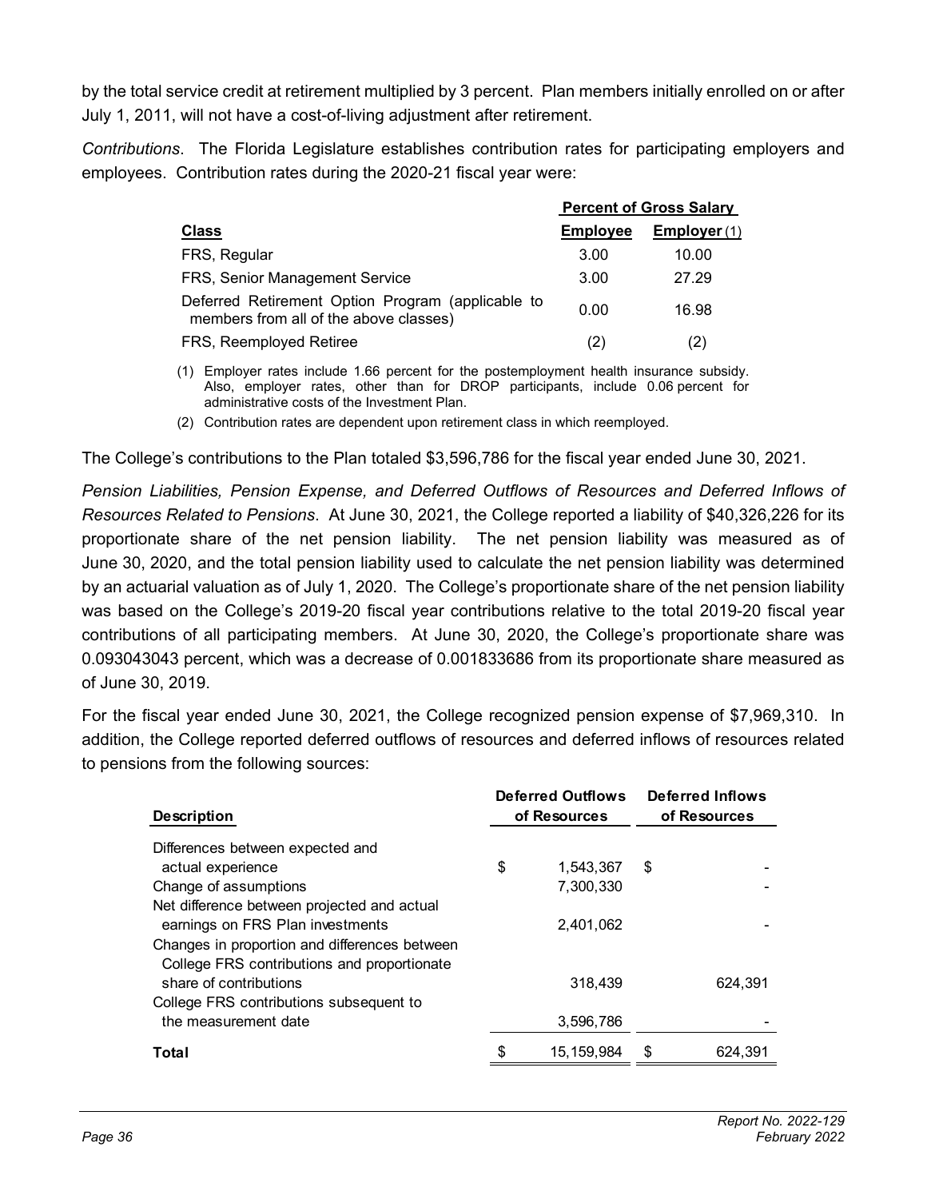by the total service credit at retirement multiplied by 3 percent. Plan members initially enrolled on or after July 1, 2011, will not have a cost-of-living adjustment after retirement.

*Contributions*. The Florida Legislature establishes contribution rates for participating employers and employees. Contribution rates during the 2020-21 fiscal year were:

| | Percent of Gross Salary | |
|---|---|---|
| **Class** | **Employee** | **Employer** (1) |
| FRS, Regular | 3.00 | 10.00 |
| FRS, Senior Management Service | 3.00 | 27.29 |
| Deferred Retirement Option Program (applicable to members from all of the above classes) | 0.00 | 16.98 |
| FRS, Reemployed Retiree | (2) | (2) |

(1) Employer rates include 1.66 percent for the postemployment health insurance subsidy. Also, employer rates, other than for DROP participants, include 0.06 percent for administrative costs of the Investment Plan.

(2) Contribution rates are dependent upon retirement class in which reemployed.

The College's contributions to the Plan totaled $3,596,786 for the fiscal year ended June 30, 2021.

*Pension Liabilities, Pension Expense, and Deferred Outflows of Resources and Deferred Inflows of Resources Related to Pensions*. At June 30, 2021, the College reported a liability of $40,326,226 for its proportionate share of the net pension liability. The net pension liability was measured as of June 30, 2020, and the total pension liability used to calculate the net pension liability was determined by an actuarial valuation as of July 1, 2020. The College's proportionate share of the net pension liability was based on the College's 2019-20 fiscal year contributions relative to the total 2019-20 fiscal year contributions of all participating members. At June 30, 2020, the College's proportionate share was 0.093043043 percent, which was a decrease of 0.001833686 from its proportionate share measured as of June 30, 2019.

For the fiscal year ended June 30, 2021, the College recognized pension expense of $7,969,310. In addition, the College reported deferred outflows of resources and deferred inflows of resources related to pensions from the following sources:

| Description | Deferred Outflows of Resources | Deferred Inflows of Resources |
|---|---|---|
| Differences between expected and actual experience | $ 1,543,367 | $ - |
| Change of assumptions | 7,300,330 | - |
| Net difference between projected and actual earnings on FRS Plan investments | 2,401,062 | - |
| Changes in proportion and differences between College FRS contributions and proportionate share of contributions | 318,439 | 624,391 |
| College FRS contributions subsequent to the measurement date | 3,596,786 | - |
| **Total** | $ 15,159,984 | $ 624,391 |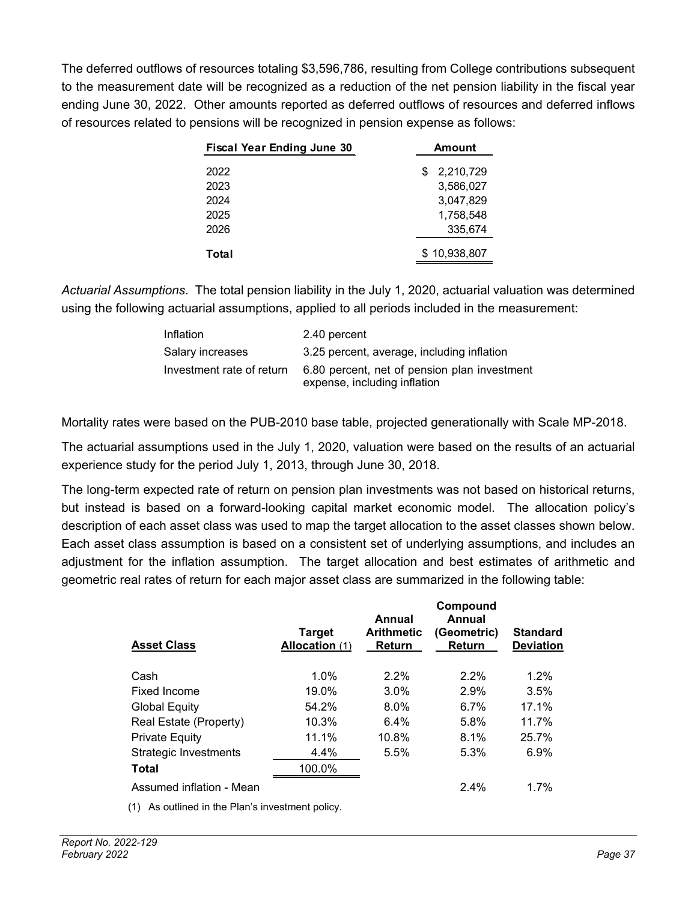The deferred outflows of resources totaling $3,596,786, resulting from College contributions subsequent to the measurement date will be recognized as a reduction of the net pension liability in the fiscal year ending June 30, 2022. Other amounts reported as deferred outflows of resources and deferred inflows of resources related to pensions will be recognized in pension expense as follows:

| Fiscal Year Ending June 30 | Amount |
|---|---|
| 2022 | $ 2,210,729 |
| 2023 | 3,586,027 |
| 2024 | 3,047,829 |
| 2025 | 1,758,548 |
| 2026 | 335,674 |
| **Total** | $ 10,938,807 |

*Actuarial Assumptions*. The total pension liability in the July 1, 2020, actuarial valuation was determined using the following actuarial assumptions, applied to all periods included in the measurement:

| | |
|---|---|
| Inflation | 2.40 percent |
| Salary increases | 3.25 percent, average, including inflation |
| Investment rate of return | 6.80 percent, net of pension plan investment expense, including inflation |

Mortality rates were based on the PUB-2010 base table, projected generationally with Scale MP-2018.

The actuarial assumptions used in the July 1, 2020, valuation were based on the results of an actuarial experience study for the period July 1, 2013, through June 30, 2018.

The long-term expected rate of return on pension plan investments was not based on historical returns, but instead is based on a forward-looking capital market economic model. The allocation policy's description of each asset class was used to map the target allocation to the asset classes shown below. Each asset class assumption is based on a consistent set of underlying assumptions, and includes an adjustment for the inflation assumption. The target allocation and best estimates of arithmetic and geometric real rates of return for each major asset class are summarized in the following table:

| Asset Class | Target Allocation (1) | Annual Arithmetic Return | Compound Annual (Geometric) Return | Standard Deviation |
|---|---|---|---|---|
| Cash | 1.0% | 2.2% | 2.2% | 1.2% |
| Fixed Income | 19.0% | 3.0% | 2.9% | 3.5% |
| Global Equity | 54.2% | 8.0% | 6.7% | 17.1% |
| Real Estate (Property) | 10.3% | 6.4% | 5.8% | 11.7% |
| Private Equity | 11.1% | 10.8% | 8.1% | 25.7% |
| Strategic Investments | 4.4% | 5.5% | 5.3% | 6.9% |
| **Total** | 100.0% | | | |
| Assumed inflation - Mean | | | 2.4% | 1.7% |

(1) As outlined in the Plan's investment policy.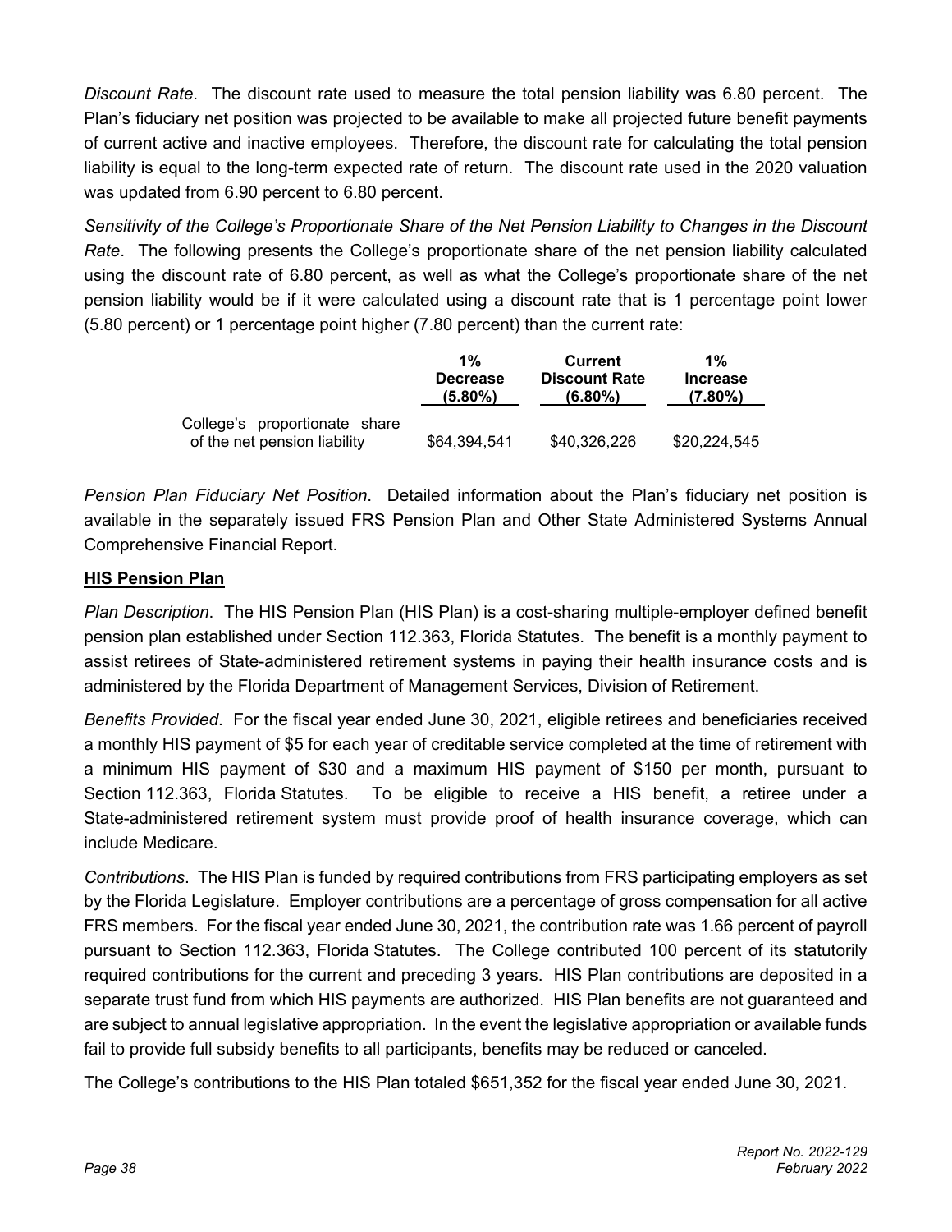*Discount Rate*. The discount rate used to measure the total pension liability was 6.80 percent. The Plan's fiduciary net position was projected to be available to make all projected future benefit payments of current active and inactive employees. Therefore, the discount rate for calculating the total pension liability is equal to the long-term expected rate of return. The discount rate used in the 2020 valuation was updated from 6.90 percent to 6.80 percent.

*Sensitivity of the College's Proportionate Share of the Net Pension Liability to Changes in the Discount Rate*. The following presents the College's proportionate share of the net pension liability calculated using the discount rate of 6.80 percent, as well as what the College's proportionate share of the net pension liability would be if it were calculated using a discount rate that is 1 percentage point lower (5.80 percent) or 1 percentage point higher (7.80 percent) than the current rate:

| | 1% Decrease (5.80%) | Current Discount Rate (6.80%) | 1% Increase (7.80%) |
|---|---|---|---|
| College's proportionate share of the net pension liability | $64,394,541 | $40,326,226 | $20,224,545 |

*Pension Plan Fiduciary Net Position*. Detailed information about the Plan's fiduciary net position is available in the separately issued FRS Pension Plan and Other State Administered Systems Annual Comprehensive Financial Report.

**HIS Pension Plan**

*Plan Description*. The HIS Pension Plan (HIS Plan) is a cost-sharing multiple-employer defined benefit pension plan established under Section 112.363, Florida Statutes. The benefit is a monthly payment to assist retirees of State-administered retirement systems in paying their health insurance costs and is administered by the Florida Department of Management Services, Division of Retirement.

*Benefits Provided*. For the fiscal year ended June 30, 2021, eligible retirees and beneficiaries received a monthly HIS payment of $5 for each year of creditable service completed at the time of retirement with a minimum HIS payment of $30 and a maximum HIS payment of $150 per month, pursuant to Section 112.363, Florida Statutes. To be eligible to receive a HIS benefit, a retiree under a State-administered retirement system must provide proof of health insurance coverage, which can include Medicare.

*Contributions*. The HIS Plan is funded by required contributions from FRS participating employers as set by the Florida Legislature. Employer contributions are a percentage of gross compensation for all active FRS members. For the fiscal year ended June 30, 2021, the contribution rate was 1.66 percent of payroll pursuant to Section 112.363, Florida Statutes. The College contributed 100 percent of its statutorily required contributions for the current and preceding 3 years. HIS Plan contributions are deposited in a separate trust fund from which HIS payments are authorized. HIS Plan benefits are not guaranteed and are subject to annual legislative appropriation. In the event the legislative appropriation or available funds fail to provide full subsidy benefits to all participants, benefits may be reduced or canceled.

The College's contributions to the HIS Plan totaled $651,352 for the fiscal year ended June 30, 2021.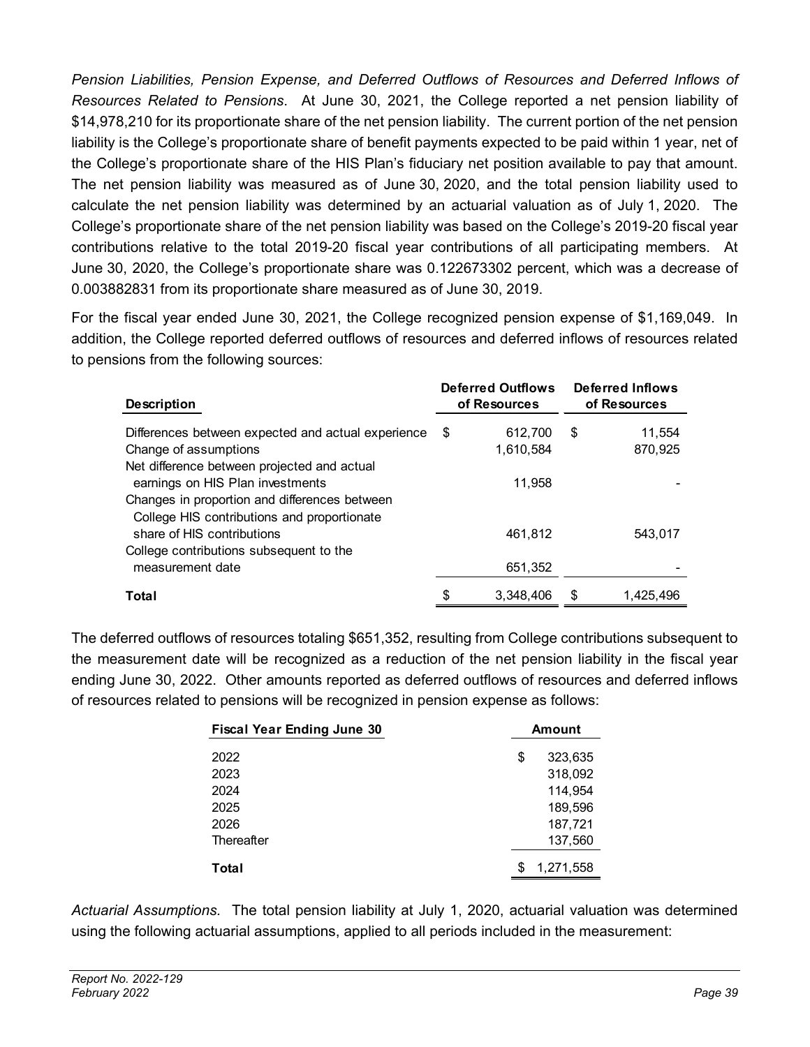*Pension Liabilities, Pension Expense, and Deferred Outflows of Resources and Deferred Inflows of Resources Related to Pensions*. At June 30, 2021, the College reported a net pension liability of $14,978,210 for its proportionate share of the net pension liability. The current portion of the net pension liability is the College's proportionate share of benefit payments expected to be paid within 1 year, net of the College's proportionate share of the HIS Plan's fiduciary net position available to pay that amount. The net pension liability was measured as of June 30, 2020, and the total pension liability used to calculate the net pension liability was determined by an actuarial valuation as of July 1, 2020. The College's proportionate share of the net pension liability was based on the College's 2019-20 fiscal year contributions relative to the total 2019-20 fiscal year contributions of all participating members. At June 30, 2020, the College's proportionate share was 0.122673302 percent, which was a decrease of 0.003882831 from its proportionate share measured as of June 30, 2019.

For the fiscal year ended June 30, 2021, the College recognized pension expense of $1,169,049. In addition, the College reported deferred outflows of resources and deferred inflows of resources related to pensions from the following sources:

| Description | Deferred Outflows of Resources | Deferred Inflows of Resources |
|---|---|---|
| Differences between expected and actual experience | $ 612,700 | $ 11,554 |
| Change of assumptions | 1,610,584 | 870,925 |
| Net difference between projected and actual earnings on HIS Plan investments | 11,958 | - |
| Changes in proportion and differences between College HIS contributions and proportionate share of HIS contributions | 461,812 | 543,017 |
| College contributions subsequent to the measurement date | 651,352 | - |
| **Total** | $ 3,348,406 | $ 1,425,496 |

The deferred outflows of resources totaling $651,352, resulting from College contributions subsequent to the measurement date will be recognized as a reduction of the net pension liability in the fiscal year ending June 30, 2022. Other amounts reported as deferred outflows of resources and deferred inflows of resources related to pensions will be recognized in pension expense as follows:

| Fiscal Year Ending June 30 | Amount |
|---|---|
| 2022 | $ 323,635 |
| 2023 | 318,092 |
| 2024 | 114,954 |
| 2025 | 189,596 |
| 2026 | 187,721 |
| Thereafter | 137,560 |
| **Total** | $ 1,271,558 |

*Actuarial Assumptions*. The total pension liability at July 1, 2020, actuarial valuation was determined using the following actuarial assumptions, applied to all periods included in the measurement: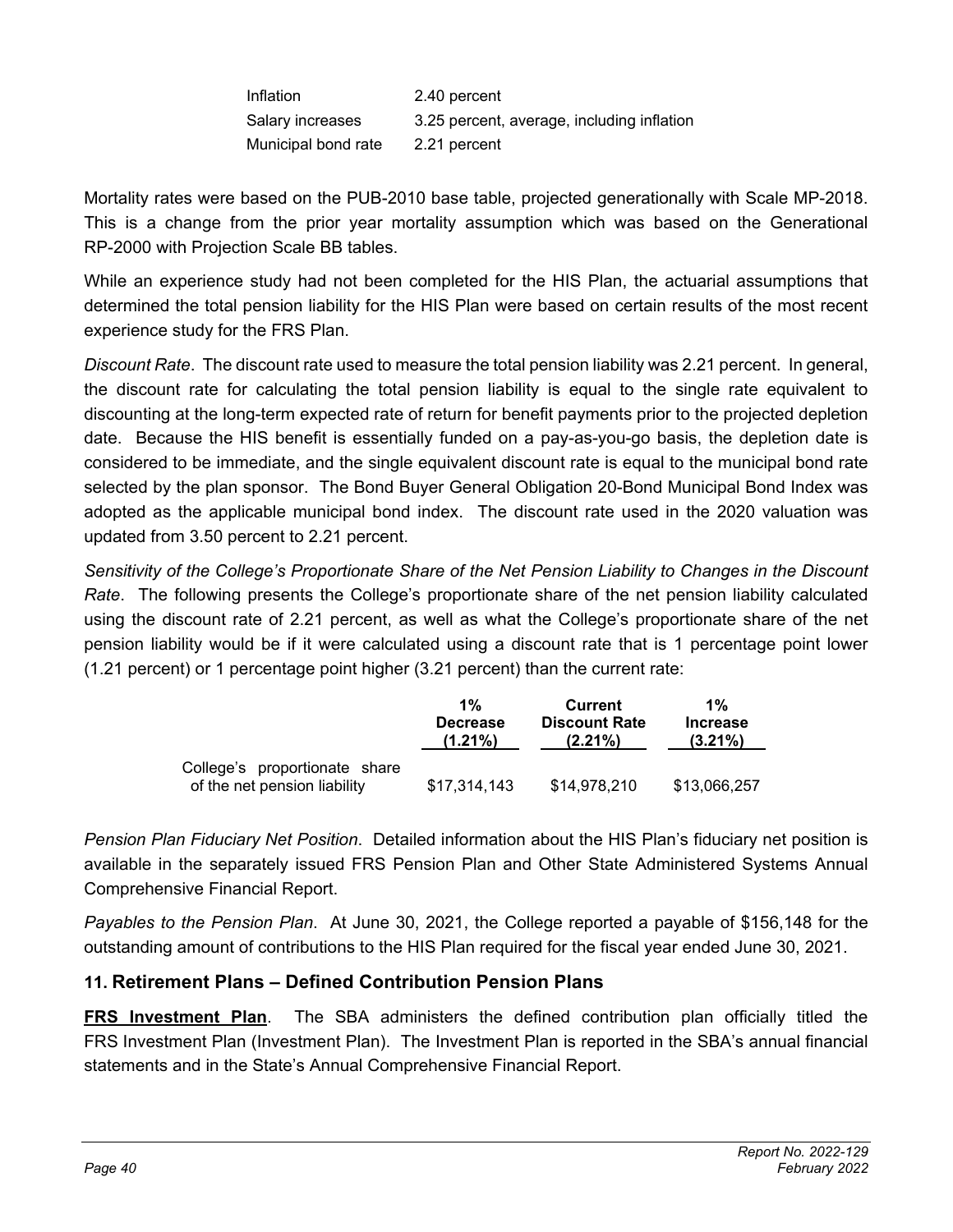| | |
|---|---|
| Inflation | 2.40 percent |
| Salary increases | 3.25 percent, average, including inflation |
| Municipal bond rate | 2.21 percent |

Mortality rates were based on the PUB-2010 base table, projected generationally with Scale MP-2018. This is a change from the prior year mortality assumption which was based on the Generational RP-2000 with Projection Scale BB tables.

While an experience study had not been completed for the HIS Plan, the actuarial assumptions that determined the total pension liability for the HIS Plan were based on certain results of the most recent experience study for the FRS Plan.

*Discount Rate*. The discount rate used to measure the total pension liability was 2.21 percent. In general, the discount rate for calculating the total pension liability is equal to the single rate equivalent to discounting at the long-term expected rate of return for benefit payments prior to the projected depletion date. Because the HIS benefit is essentially funded on a pay-as-you-go basis, the depletion date is considered to be immediate, and the single equivalent discount rate is equal to the municipal bond rate selected by the plan sponsor. The Bond Buyer General Obligation 20-Bond Municipal Bond Index was adopted as the applicable municipal bond index. The discount rate used in the 2020 valuation was updated from 3.50 percent to 2.21 percent.

*Sensitivity of the College's Proportionate Share of the Net Pension Liability to Changes in the Discount Rate*. The following presents the College's proportionate share of the net pension liability calculated using the discount rate of 2.21 percent, as well as what the College's proportionate share of the net pension liability would be if it were calculated using a discount rate that is 1 percentage point lower (1.21 percent) or 1 percentage point higher (3.21 percent) than the current rate:

| | 1% Decrease (1.21%) | Current Discount Rate (2.21%) | 1% Increase (3.21%) |
|---|---|---|---|
| College's proportionate share of the net pension liability | $17,314,143 | $14,978,210 | $13,066,257 |

*Pension Plan Fiduciary Net Position*. Detailed information about the HIS Plan's fiduciary net position is available in the separately issued FRS Pension Plan and Other State Administered Systems Annual Comprehensive Financial Report.

*Payables to the Pension Plan*. At June 30, 2021, the College reported a payable of $156,148 for the outstanding amount of contributions to the HIS Plan required for the fiscal year ended June 30, 2021.

## 11. Retirement Plans – Defined Contribution Pension Plans

**FRS Investment Plan**. The SBA administers the defined contribution plan officially titled the FRS Investment Plan (Investment Plan). The Investment Plan is reported in the SBA's annual financial statements and in the State's Annual Comprehensive Financial Report.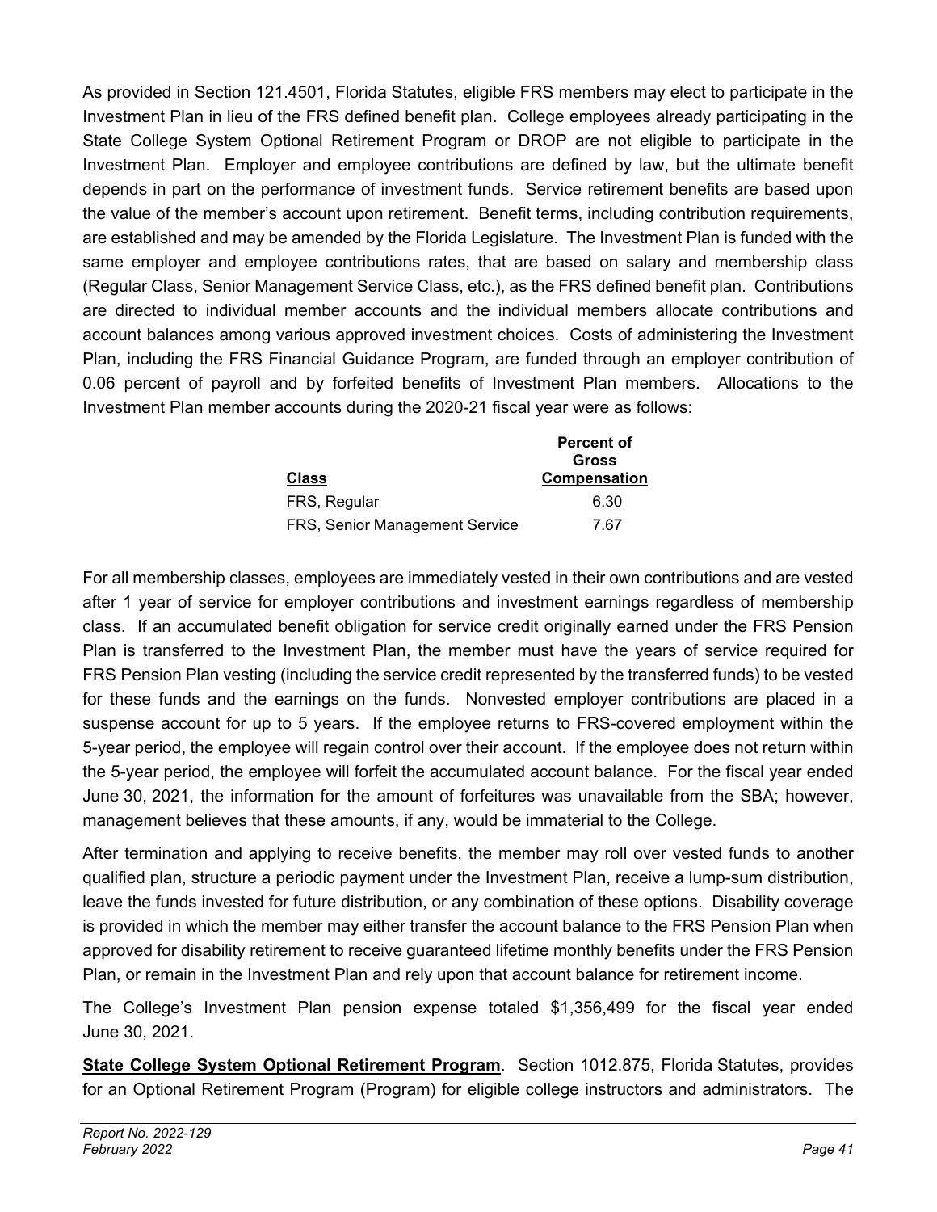As provided in Section 121.4501, Florida Statutes, eligible FRS members may elect to participate in the Investment Plan in lieu of the FRS defined benefit plan. College employees already participating in the State College System Optional Retirement Program or DROP are not eligible to participate in the Investment Plan. Employer and employee contributions are defined by law, but the ultimate benefit depends in part on the performance of investment funds. Service retirement benefits are based upon the value of the member's account upon retirement. Benefit terms, including contribution requirements, are established and may be amended by the Florida Legislature. The Investment Plan is funded with the same employer and employee contributions rates, that are based on salary and membership class (Regular Class, Senior Management Service Class, etc.), as the FRS defined benefit plan. Contributions are directed to individual member accounts and the individual members allocate contributions and account balances among various approved investment choices. Costs of administering the Investment Plan, including the FRS Financial Guidance Program, are funded through an employer contribution of 0.06 percent of payroll and by forfeited benefits of Investment Plan members. Allocations to the Investment Plan member accounts during the 2020-21 fiscal year were as follows:

| Class | Percent of Gross Compensation |
|---|---|
| FRS, Regular | 6.30 |
| FRS, Senior Management Service | 7.67 |

For all membership classes, employees are immediately vested in their own contributions and are vested after 1 year of service for employer contributions and investment earnings regardless of membership class. If an accumulated benefit obligation for service credit originally earned under the FRS Pension Plan is transferred to the Investment Plan, the member must have the years of service required for FRS Pension Plan vesting (including the service credit represented by the transferred funds) to be vested for these funds and the earnings on the funds. Nonvested employer contributions are placed in a suspense account for up to 5 years. If the employee returns to FRS-covered employment within the 5-year period, the employee will regain control over their account. If the employee does not return within the 5-year period, the employee will forfeit the accumulated account balance. For the fiscal year ended June 30, 2021, the information for the amount of forfeitures was unavailable from the SBA; however, management believes that these amounts, if any, would be immaterial to the College.

After termination and applying to receive benefits, the member may roll over vested funds to another qualified plan, structure a periodic payment under the Investment Plan, receive a lump-sum distribution, leave the funds invested for future distribution, or any combination of these options. Disability coverage is provided in which the member may either transfer the account balance to the FRS Pension Plan when approved for disability retirement to receive guaranteed lifetime monthly benefits under the FRS Pension Plan, or remain in the Investment Plan and rely upon that account balance for retirement income.

The College's Investment Plan pension expense totaled $1,356,499 for the fiscal year ended June 30, 2021.

**State College System Optional Retirement Program**. Section 1012.875, Florida Statutes, provides for an Optional Retirement Program (Program) for eligible college instructors and administrators. The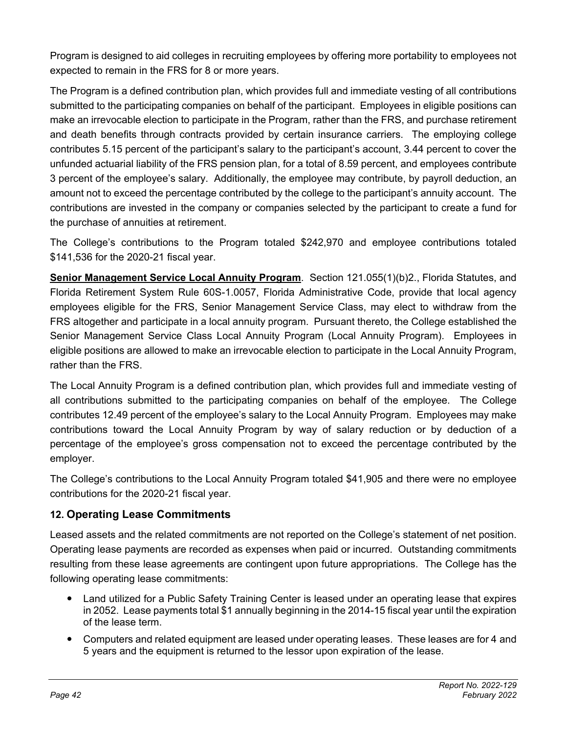Program is designed to aid colleges in recruiting employees by offering more portability to employees not expected to remain in the FRS for 8 or more years.

The Program is a defined contribution plan, which provides full and immediate vesting of all contributions submitted to the participating companies on behalf of the participant. Employees in eligible positions can make an irrevocable election to participate in the Program, rather than the FRS, and purchase retirement and death benefits through contracts provided by certain insurance carriers. The employing college contributes 5.15 percent of the participant's salary to the participant's account, 3.44 percent to cover the unfunded actuarial liability of the FRS pension plan, for a total of 8.59 percent, and employees contribute 3 percent of the employee's salary. Additionally, the employee may contribute, by payroll deduction, an amount not to exceed the percentage contributed by the college to the participant's annuity account. The contributions are invested in the company or companies selected by the participant to create a fund for the purchase of annuities at retirement.

The College's contributions to the Program totaled $242,970 and employee contributions totaled $141,536 for the 2020-21 fiscal year.

**Senior Management Service Local Annuity Program**. Section 121.055(1)(b)2., Florida Statutes, and Florida Retirement System Rule 60S-1.0057, Florida Administrative Code, provide that local agency employees eligible for the FRS, Senior Management Service Class, may elect to withdraw from the FRS altogether and participate in a local annuity program. Pursuant thereto, the College established the Senior Management Service Class Local Annuity Program (Local Annuity Program). Employees in eligible positions are allowed to make an irrevocable election to participate in the Local Annuity Program, rather than the FRS.

The Local Annuity Program is a defined contribution plan, which provides full and immediate vesting of all contributions submitted to the participating companies on behalf of the employee. The College contributes 12.49 percent of the employee's salary to the Local Annuity Program. Employees may make contributions toward the Local Annuity Program by way of salary reduction or by deduction of a percentage of the employee's gross compensation not to exceed the percentage contributed by the employer.

The College's contributions to the Local Annuity Program totaled $41,905 and there were no employee contributions for the 2020-21 fiscal year.

### 12. Operating Lease Commitments

Leased assets and the related commitments are not reported on the College's statement of net position. Operating lease payments are recorded as expenses when paid or incurred. Outstanding commitments resulting from these lease agreements are contingent upon future appropriations. The College has the following operating lease commitments:

- Land utilized for a Public Safety Training Center is leased under an operating lease that expires in 2052. Lease payments total $1 annually beginning in the 2014-15 fiscal year until the expiration of the lease term.
- Computers and related equipment are leased under operating leases. These leases are for 4 and 5 years and the equipment is returned to the lessor upon expiration of the lease.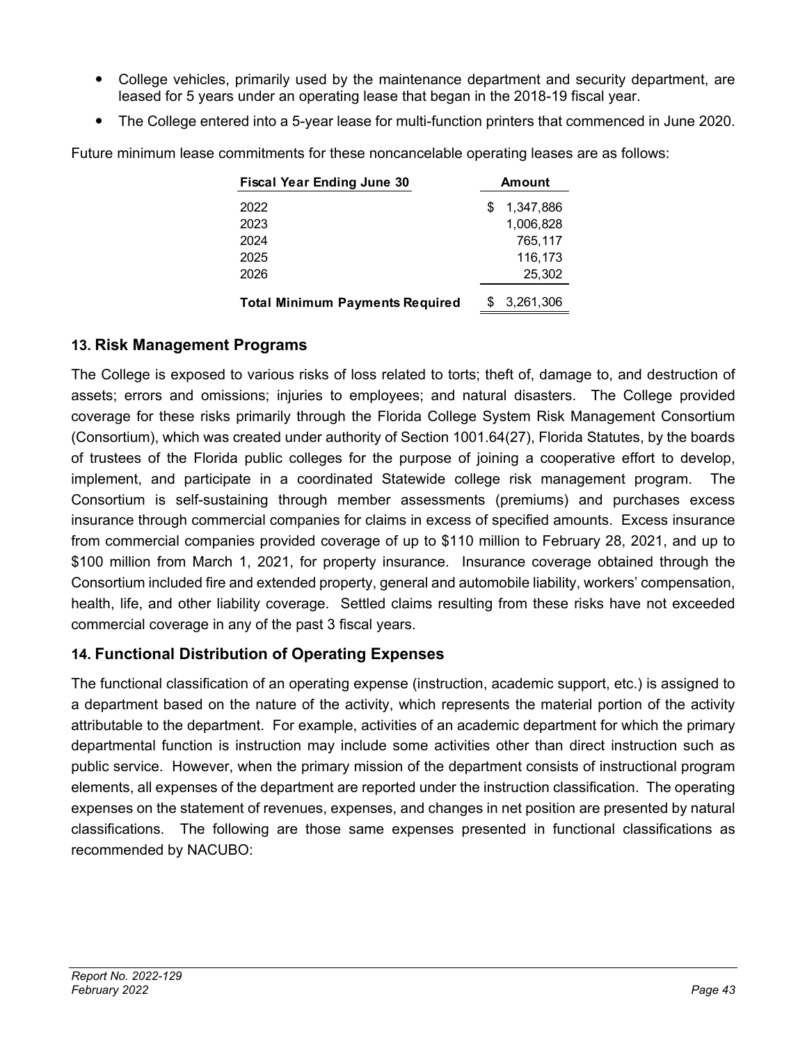- College vehicles, primarily used by the maintenance department and security department, are leased for 5 years under an operating lease that began in the 2018-19 fiscal year.
- The College entered into a 5-year lease for multi-function printers that commenced in June 2020.

Future minimum lease commitments for these noncancelable operating leases are as follows:

| Fiscal Year Ending June 30 | Amount |
|---|---|
| 2022 | $ 1,347,886 |
| 2023 | 1,006,828 |
| 2024 | 765,117 |
| 2025 | 116,173 |
| 2026 | 25,302 |
| **Total Minimum Payments Required** | $ 3,261,306 |

## 13. Risk Management Programs

The College is exposed to various risks of loss related to torts; theft of, damage to, and destruction of assets; errors and omissions; injuries to employees; and natural disasters. The College provided coverage for these risks primarily through the Florida College System Risk Management Consortium (Consortium), which was created under authority of Section 1001.64(27), Florida Statutes, by the boards of trustees of the Florida public colleges for the purpose of joining a cooperative effort to develop, implement, and participate in a coordinated Statewide college risk management program. The Consortium is self-sustaining through member assessments (premiums) and purchases excess insurance through commercial companies for claims in excess of specified amounts. Excess insurance from commercial companies provided coverage of up to $110 million to February 28, 2021, and up to $100 million from March 1, 2021, for property insurance. Insurance coverage obtained through the Consortium included fire and extended property, general and automobile liability, workers' compensation, health, life, and other liability coverage. Settled claims resulting from these risks have not exceeded commercial coverage in any of the past 3 fiscal years.

## 14. Functional Distribution of Operating Expenses

The functional classification of an operating expense (instruction, academic support, etc.) is assigned to a department based on the nature of the activity, which represents the material portion of the activity attributable to the department. For example, activities of an academic department for which the primary departmental function is instruction may include some activities other than direct instruction such as public service. However, when the primary mission of the department consists of instructional program elements, all expenses of the department are reported under the instruction classification. The operating expenses on the statement of revenues, expenses, and changes in net position are presented by natural classifications. The following are those same expenses presented in functional classifications as recommended by NACUBO: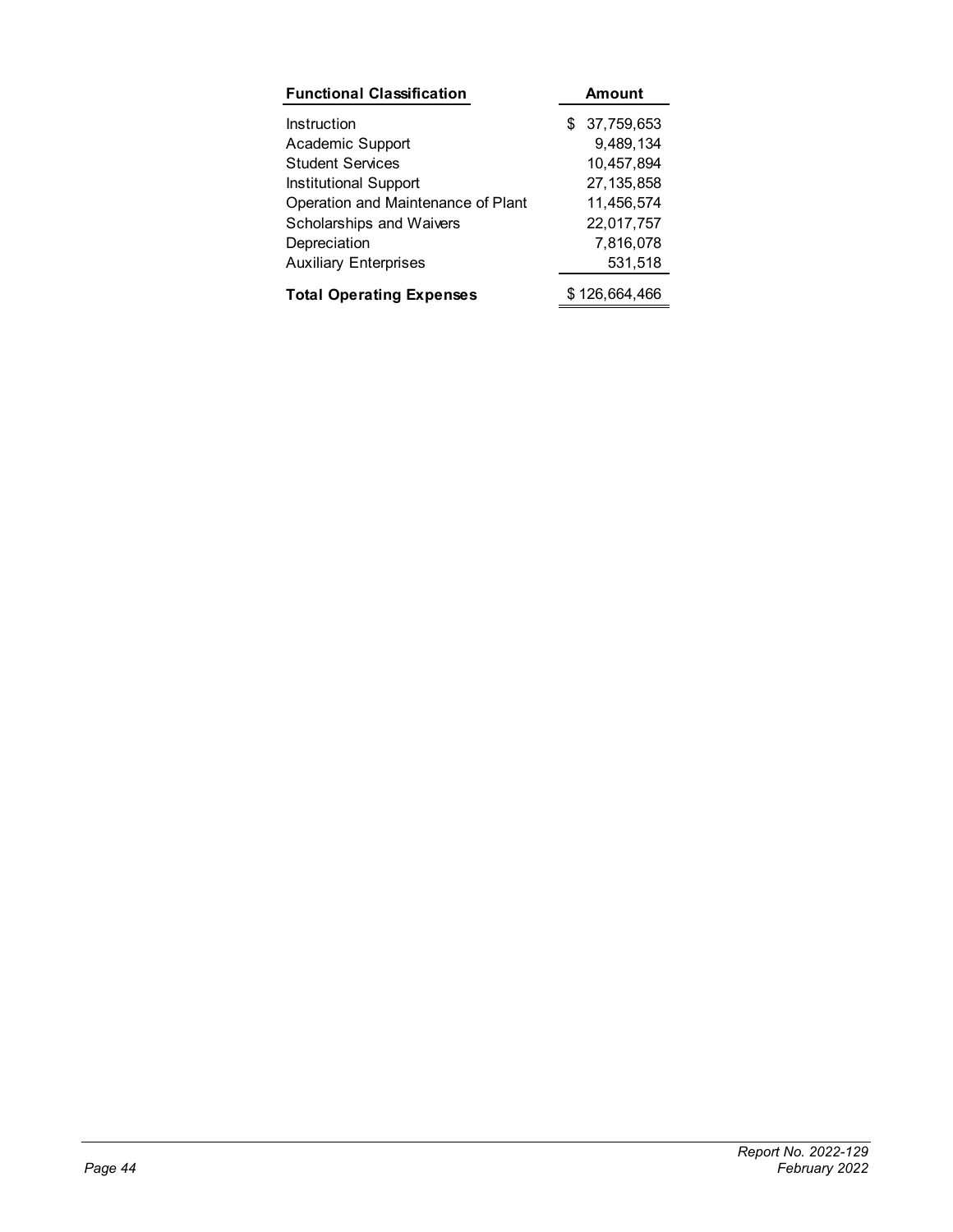| **Functional Classification** | **Amount** |
| --- | --- |
| Instruction | $ 37,759,653 |
| Academic Support | 9,489,134 |
| Student Services | 10,457,894 |
| Institutional Support | 27,135,858 |
| Operation and Maintenance of Plant | 11,456,574 |
| Scholarships and Waivers | 22,017,757 |
| Depreciation | 7,816,078 |
| Auxiliary Enterprises | 531,518 |
| **Total Operating Expenses** | $ 126,664,466 |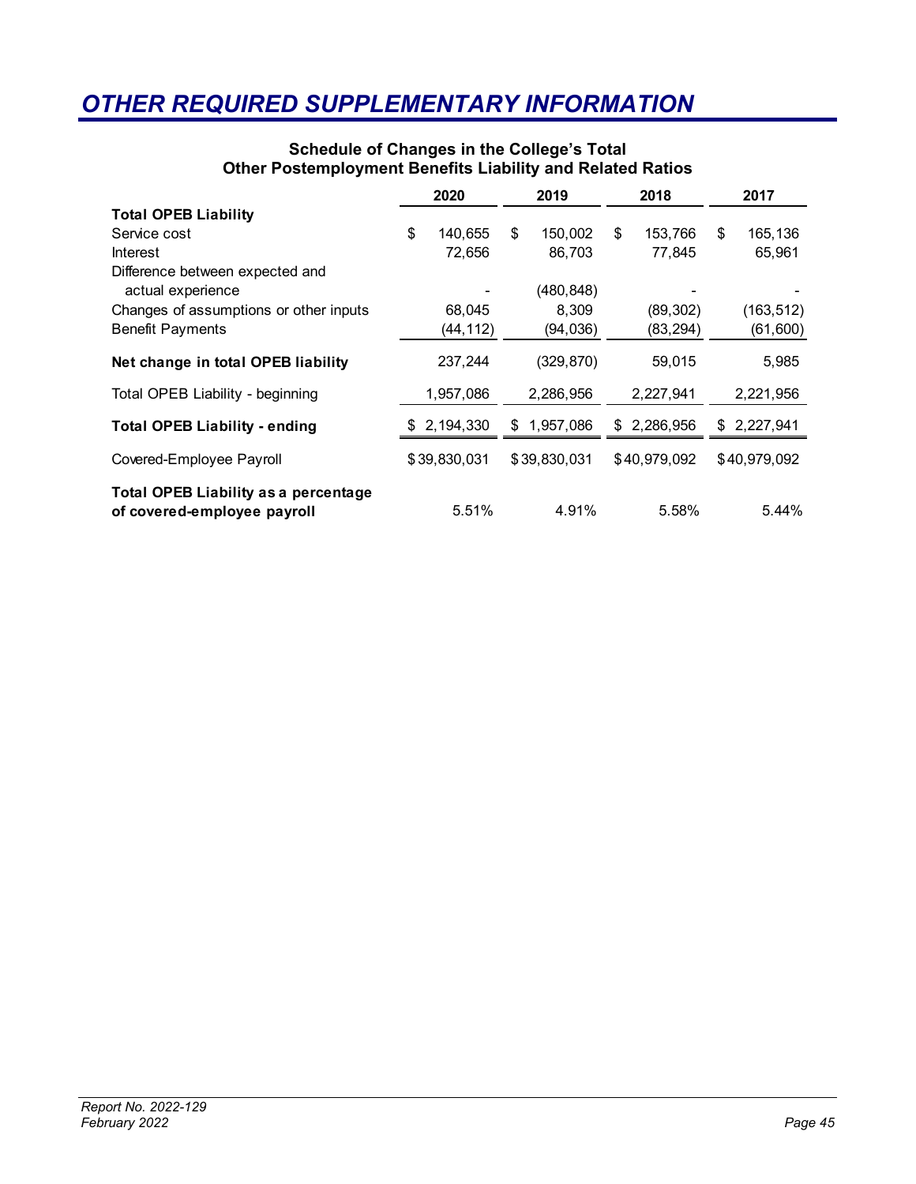# OTHER REQUIRED SUPPLEMENTARY INFORMATION

### Schedule of Changes in the College's Total Other Postemployment Benefits Liability and Related Ratios

| | 2020 | 2019 | 2018 | 2017 |
|---|---|---|---|---|
| **Total OPEB Liability** | | | | |
| Service cost | $ 140,655 | $ 150,002 | $ 153,766 | $ 165,136 |
| Interest | 72,656 | 86,703 | 77,845 | 65,961 |
| Difference between expected and actual experience | - | (480,848) | - | - |
| Changes of assumptions or other inputs | 68,045 | 8,309 | (89,302) | (163,512) |
| Benefit Payments | (44,112) | (94,036) | (83,294) | (61,600) |
| **Net change in total OPEB liability** | 237,244 | (329,870) | 59,015 | 5,985 |
| Total OPEB Liability - beginning | 1,957,086 | 2,286,956 | 2,227,941 | 2,221,956 |
| **Total OPEB Liability - ending** | $ 2,194,330 | $ 1,957,086 | $ 2,286,956 | $ 2,227,941 |
| Covered-Employee Payroll | $39,830,031 | $39,830,031 | $40,979,092 | $40,979,092 |
| **Total OPEB Liability as a percentage of covered-employee payroll** | 5.51% | 4.91% | 5.58% | 5.44% |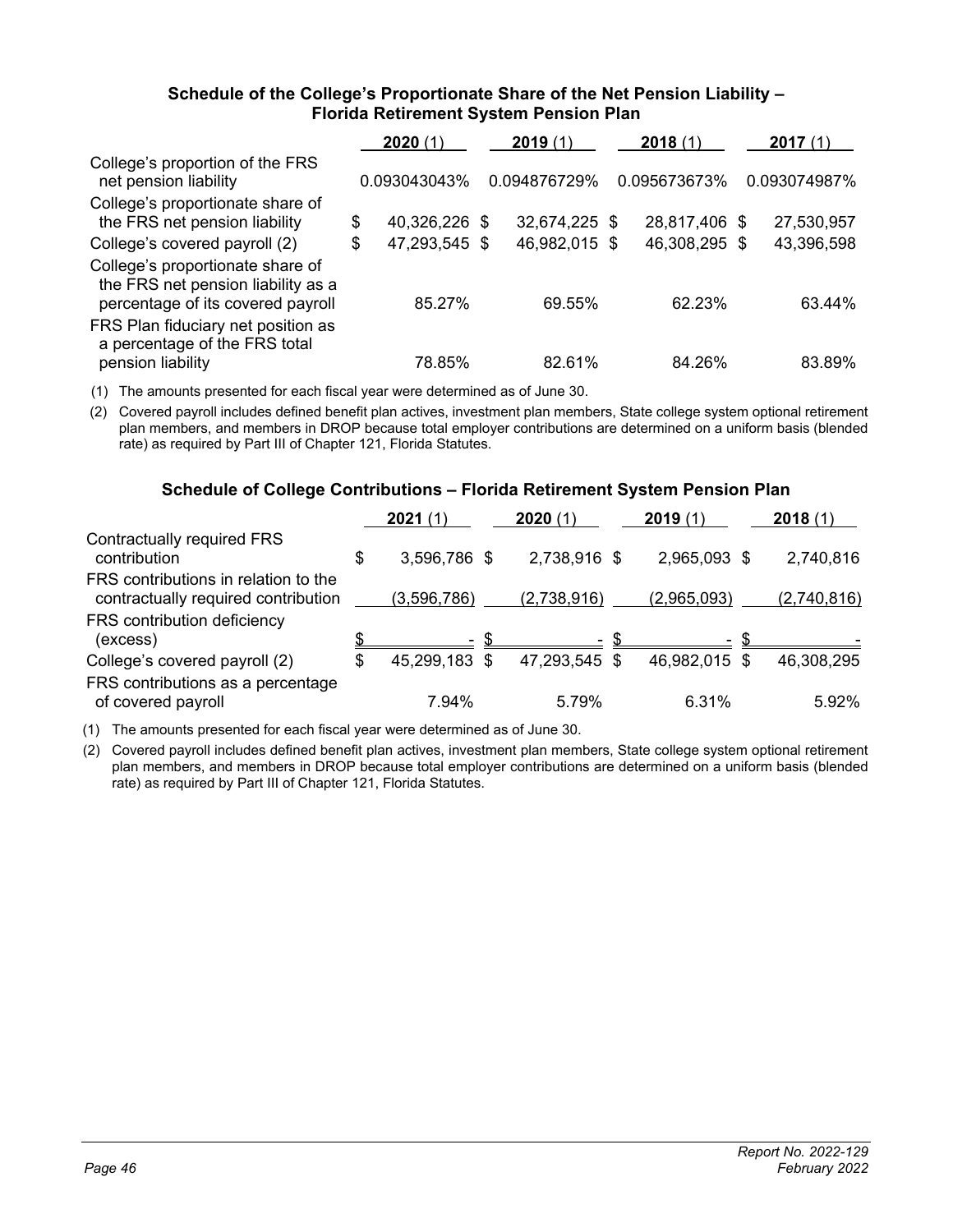### Schedule of the College's Proportionate Share of the Net Pension Liability – Florida Retirement System Pension Plan

| | 2020 (1) | 2019 (1) | 2018 (1) | 2017 (1) |
|---|---|---|---|---|
| College's proportion of the FRS net pension liability | 0.093043043% | 0.094876729% | 0.095673673% | 0.093074987% |
| College's proportionate share of the FRS net pension liability | $ 40,326,226 | $ 32,674,225 | $ 28,817,406 | $ 27,530,957 |
| College's covered payroll (2) | $ 47,293,545 | $ 46,982,015 | $ 46,308,295 | $ 43,396,598 |
| College's proportionate share of the FRS net pension liability as a percentage of its covered payroll | 85.27% | 69.55% | 62.23% | 63.44% |
| FRS Plan fiduciary net position as a percentage of the FRS total pension liability | 78.85% | 82.61% | 84.26% | 83.89% |

(1) The amounts presented for each fiscal year were determined as of June 30.

(2) Covered payroll includes defined benefit plan actives, investment plan members, State college system optional retirement plan members, and members in DROP because total employer contributions are determined on a uniform basis (blended rate) as required by Part III of Chapter 121, Florida Statutes.

### Schedule of College Contributions – Florida Retirement System Pension Plan

| | 2021 (1) | 2020 (1) | 2019 (1) | 2018 (1) |
|---|---|---|---|---|
| Contractually required FRS contribution | $ 3,596,786 | $ 2,738,916 | $ 2,965,093 | $ 2,740,816 |
| FRS contributions in relation to the contractually required contribution | (3,596,786) | (2,738,916) | (2,965,093) | (2,740,816) |
| FRS contribution deficiency (excess) | $ - | $ - | $ - | $ - |
| College's covered payroll (2) | $ 45,299,183 | $ 47,293,545 | $ 46,982,015 | $ 46,308,295 |
| FRS contributions as a percentage of covered payroll | 7.94% | 5.79% | 6.31% | 5.92% |

(1) The amounts presented for each fiscal year were determined as of June 30.

(2) Covered payroll includes defined benefit plan actives, investment plan members, State college system optional retirement plan members, and members in DROP because total employer contributions are determined on a uniform basis (blended rate) as required by Part III of Chapter 121, Florida Statutes.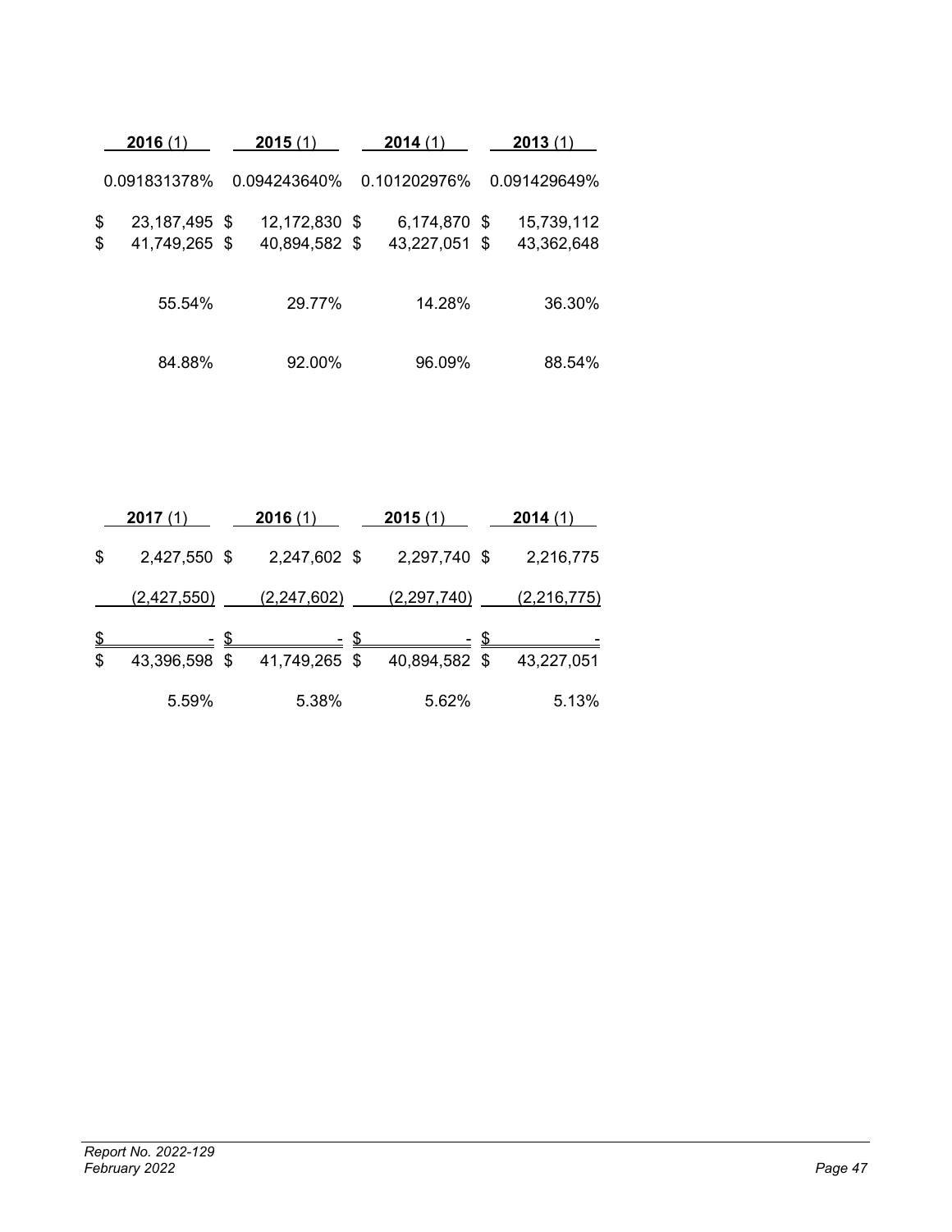| **2016** (1) | **2015** (1) | **2014** (1) | **2013** (1) |
|---|---|---|---|
| 0.091831378% | 0.094243640% | 0.101202976% | 0.091429649% |
| $ 23,187,495 | $ 12,172,830 | $ 6,174,870 | $ 15,739,112 |
| $ 41,749,265 | $ 40,894,582 | $ 43,227,051 | $ 43,362,648 |
| 55.54% | 29.77% | 14.28% | 36.30% |
| 84.88% | 92.00% | 96.09% | 88.54% |

| **2017** (1) | **2016** (1) | **2015** (1) | **2014** (1) |
|---|---|---|---|
| $ 2,427,550 | $ 2,247,602 | $ 2,297,740 | $ 2,216,775 |
| (2,427,550) | (2,247,602) | (2,297,740) | (2,216,775) |
| $ - | $ - | $ - | $ - |
| $ 43,396,598 | $ 41,749,265 | $ 40,894,582 | $ 43,227,051 |
| 5.59% | 5.38% | 5.62% | 5.13% |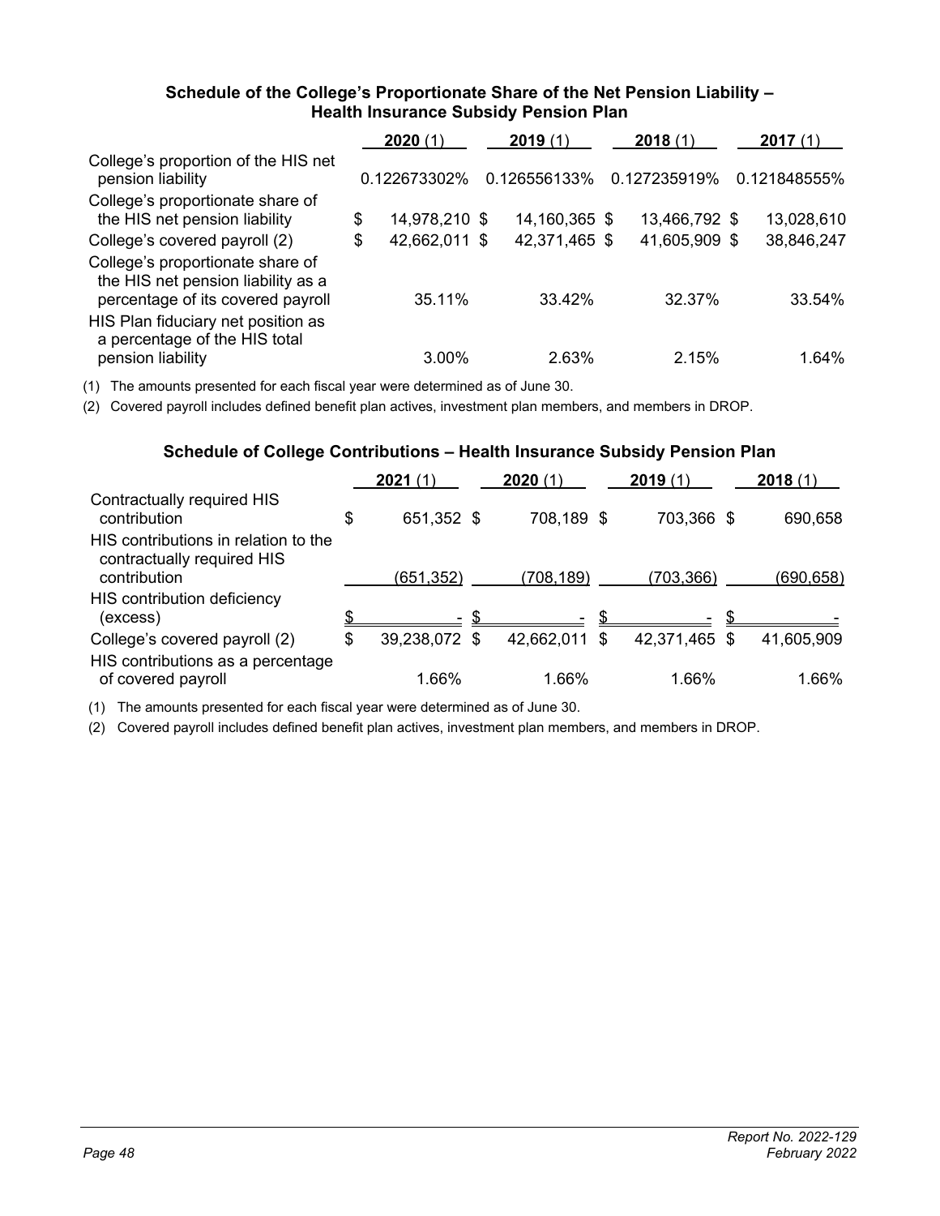### Schedule of the College's Proportionate Share of the Net Pension Liability – Health Insurance Subsidy Pension Plan

| | **2020** (1) | **2019** (1) | **2018** (1) | **2017** (1) |
|---|---|---|---|---|
| College's proportion of the HIS net pension liability | 0.122673302% | 0.126556133% | 0.127235919% | 0.121848555% |
| College's proportionate share of the HIS net pension liability | $ 14,978,210 | $ 14,160,365 | $ 13,466,792 | $ 13,028,610 |
| College's covered payroll (2) | $ 42,662,011 | $ 42,371,465 | $ 41,605,909 | $ 38,846,247 |
| College's proportionate share of the HIS net pension liability as a percentage of its covered payroll | 35.11% | 33.42% | 32.37% | 33.54% |
| HIS Plan fiduciary net position as a percentage of the HIS total pension liability | 3.00% | 2.63% | 2.15% | 1.64% |

(1) The amounts presented for each fiscal year were determined as of June 30.

(2) Covered payroll includes defined benefit plan actives, investment plan members, and members in DROP.

### Schedule of College Contributions – Health Insurance Subsidy Pension Plan

| | **2021** (1) | **2020** (1) | **2019** (1) | **2018** (1) |
|---|---|---|---|---|
| Contractually required HIS contribution | $ 651,352 | $ 708,189 | $ 703,366 | $ 690,658 |
| HIS contributions in relation to the contractually required HIS contribution | (651,352) | (708,189) | (703,366) | (690,658) |
| HIS contribution deficiency (excess) | $ - | $ - | $ - | $ - |
| College's covered payroll (2) | $ 39,238,072 | $ 42,662,011 | $ 42,371,465 | $ 41,605,909 |
| HIS contributions as a percentage of covered payroll | 1.66% | 1.66% | 1.66% | 1.66% |

(1) The amounts presented for each fiscal year were determined as of June 30.

(2) Covered payroll includes defined benefit plan actives, investment plan members, and members in DROP.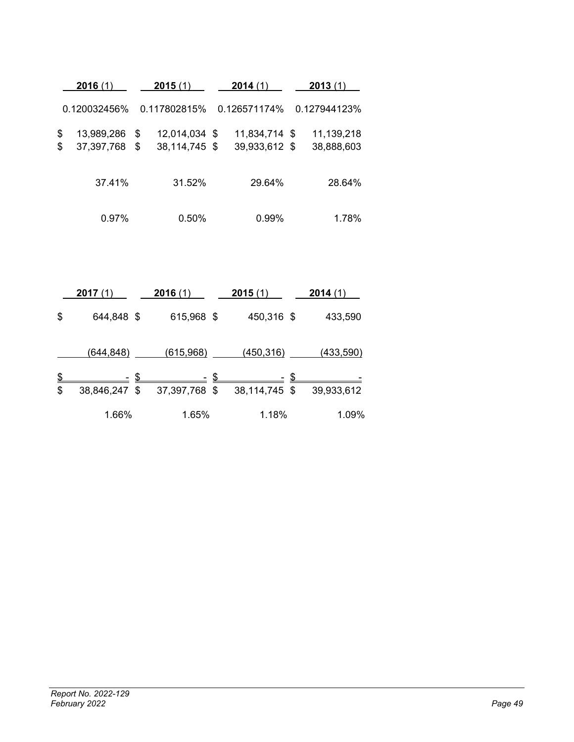| 2016 (1) | 2015 (1) | 2014 (1) | 2013 (1) |
|---|---|---|---|
| 0.120032456% | 0.117802815% | 0.126571174% | 0.127944123% |
| $ 13,989,286 | $ 12,014,034 | $ 11,834,714 | $ 11,139,218 |
| $ 37,397,768 | $ 38,114,745 | $ 39,933,612 | $ 38,888,603 |
| 37.41% | 31.52% | 29.64% | 28.64% |
| 0.97% | 0.50% | 0.99% | 1.78% |

| 2017 (1) | 2016 (1) | 2015 (1) | 2014 (1) |
|---|---|---|---|
| $ 644,848 | $ 615,968 | $ 450,316 | $ 433,590 |
| (644,848) | (615,968) | (450,316) | (433,590) |
| $ - | $ - | $ - | $ - |
| $ 38,846,247 | $ 37,397,768 | $ 38,114,745 | $ 39,933,612 |
| 1.66% | 1.65% | 1.18% | 1.09% |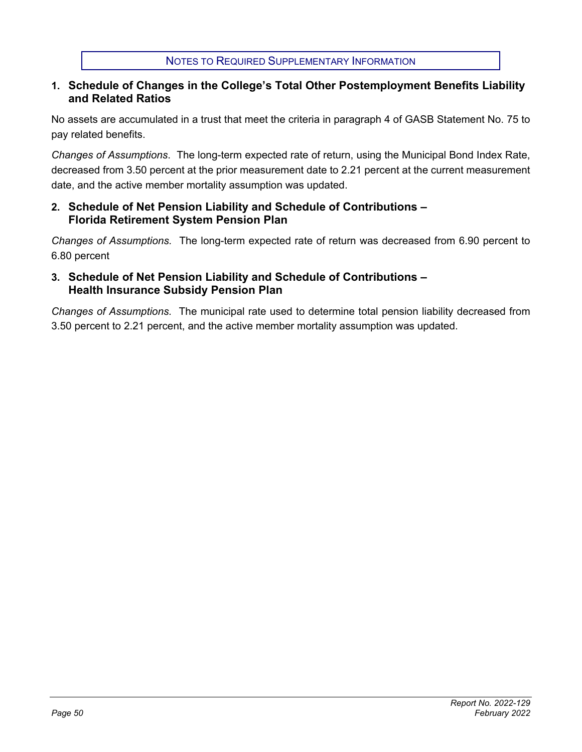## Notes to Required Supplementary Information

### 1. Schedule of Changes in the College's Total Other Postemployment Benefits Liability and Related Ratios

No assets are accumulated in a trust that meet the criteria in paragraph 4 of GASB Statement No. 75 to pay related benefits.

*Changes of Assumptions*. The long-term expected rate of return, using the Municipal Bond Index Rate, decreased from 3.50 percent at the prior measurement date to 2.21 percent at the current measurement date, and the active member mortality assumption was updated.

### 2. Schedule of Net Pension Liability and Schedule of Contributions – Florida Retirement System Pension Plan

*Changes of Assumptions.* The long-term expected rate of return was decreased from 6.90 percent to 6.80 percent

### 3. Schedule of Net Pension Liability and Schedule of Contributions – Health Insurance Subsidy Pension Plan

*Changes of Assumptions.* The municipal rate used to determine total pension liability decreased from 3.50 percent to 2.21 percent, and the active member mortality assumption was updated.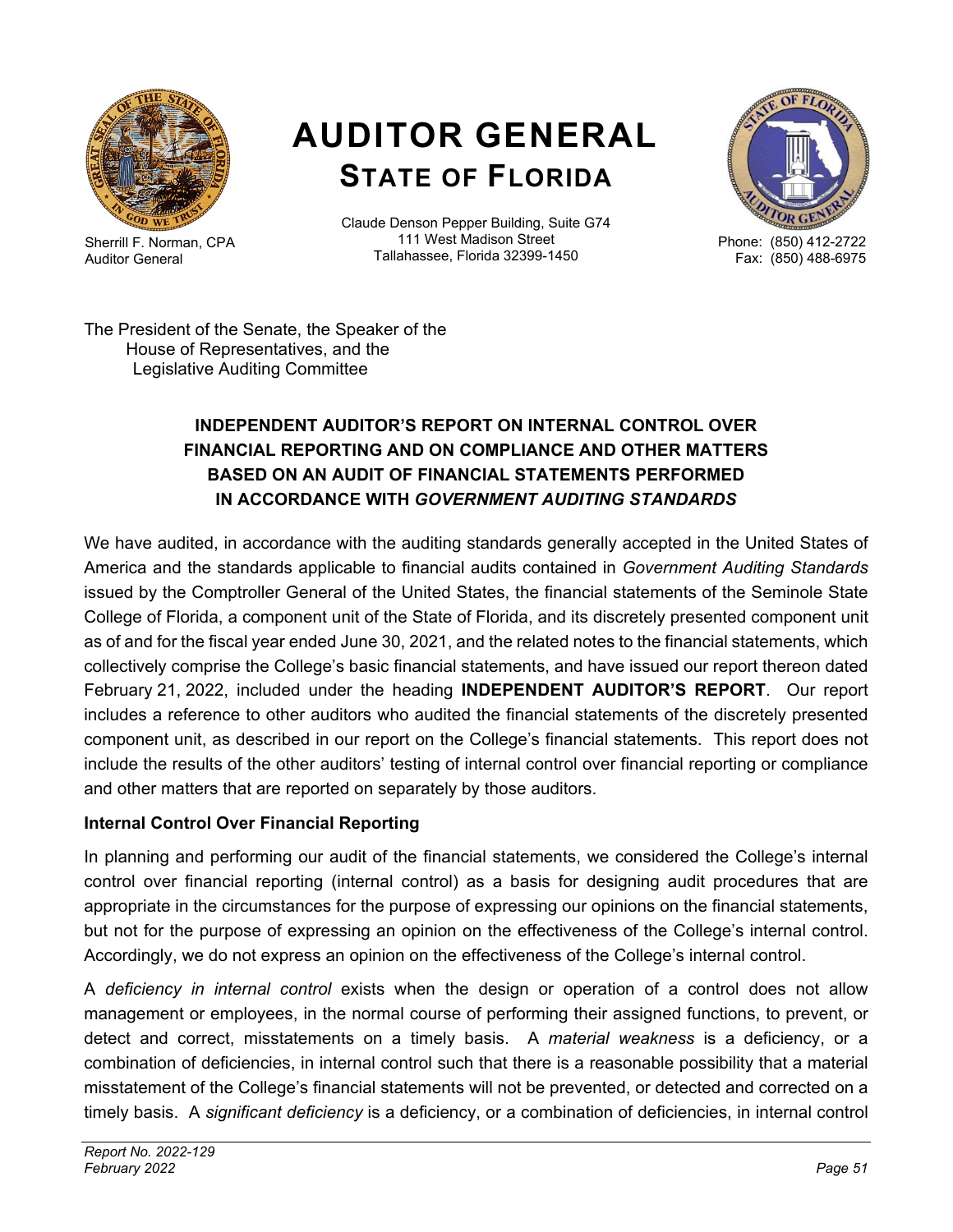Sherrill F. Norman, CPA
Auditor General

# AUDITOR GENERAL
## STATE OF FLORIDA

Claude Denson Pepper Building, Suite G74
111 West Madison Street
Tallahassee, Florida 32399-1450

Phone: (850) 412-2722
Fax: (850) 488-6975

The President of the Senate, the Speaker of the
House of Representatives, and the
Legislative Auditing Committee

### INDEPENDENT AUDITOR'S REPORT ON INTERNAL CONTROL OVER FINANCIAL REPORTING AND ON COMPLIANCE AND OTHER MATTERS BASED ON AN AUDIT OF FINANCIAL STATEMENTS PERFORMED IN ACCORDANCE WITH *GOVERNMENT AUDITING STANDARDS*

We have audited, in accordance with the auditing standards generally accepted in the United States of America and the standards applicable to financial audits contained in *Government Auditing Standards* issued by the Comptroller General of the United States, the financial statements of the Seminole State College of Florida, a component unit of the State of Florida, and its discretely presented component unit as of and for the fiscal year ended June 30, 2021, and the related notes to the financial statements, which collectively comprise the College's basic financial statements, and have issued our report thereon dated February 21, 2022, included under the heading **INDEPENDENT AUDITOR'S REPORT**. Our report includes a reference to other auditors who audited the financial statements of the discretely presented component unit, as described in our report on the College's financial statements. This report does not include the results of the other auditors' testing of internal control over financial reporting or compliance and other matters that are reported on separately by those auditors.

**Internal Control Over Financial Reporting**

In planning and performing our audit of the financial statements, we considered the College's internal control over financial reporting (internal control) as a basis for designing audit procedures that are appropriate in the circumstances for the purpose of expressing our opinions on the financial statements, but not for the purpose of expressing an opinion on the effectiveness of the College's internal control. Accordingly, we do not express an opinion on the effectiveness of the College's internal control.

A *deficiency in internal control* exists when the design or operation of a control does not allow management or employees, in the normal course of performing their assigned functions, to prevent, or detect and correct, misstatements on a timely basis. A *material weakness* is a deficiency, or a combination of deficiencies, in internal control such that there is a reasonable possibility that a material misstatement of the College's financial statements will not be prevented, or detected and corrected on a timely basis. A *significant deficiency* is a deficiency, or a combination of deficiencies, in internal control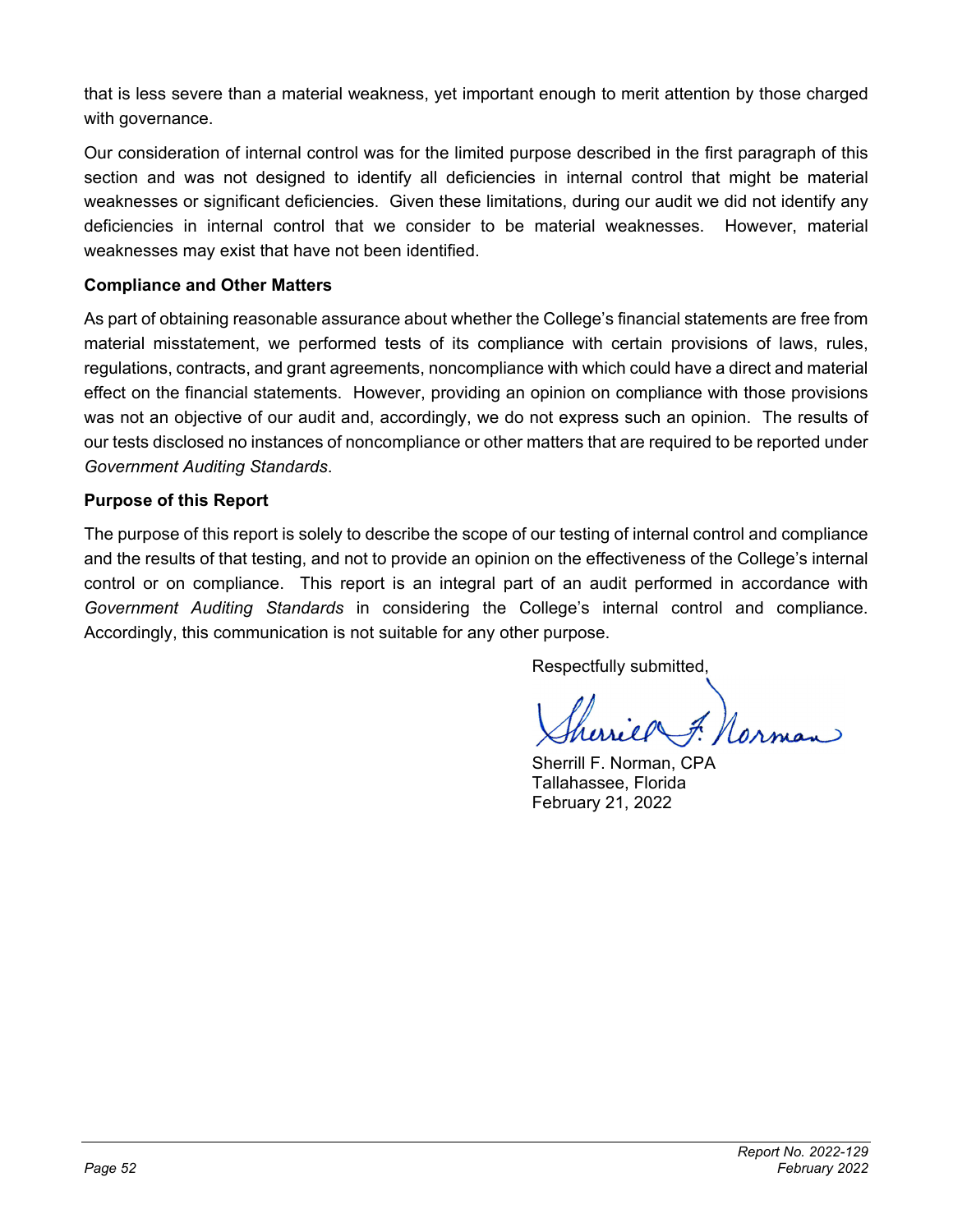that is less severe than a material weakness, yet important enough to merit attention by those charged with governance.

Our consideration of internal control was for the limited purpose described in the first paragraph of this section and was not designed to identify all deficiencies in internal control that might be material weaknesses or significant deficiencies. Given these limitations, during our audit we did not identify any deficiencies in internal control that we consider to be material weaknesses. However, material weaknesses may exist that have not been identified.

**Compliance and Other Matters**

As part of obtaining reasonable assurance about whether the College's financial statements are free from material misstatement, we performed tests of its compliance with certain provisions of laws, rules, regulations, contracts, and grant agreements, noncompliance with which could have a direct and material effect on the financial statements. However, providing an opinion on compliance with those provisions was not an objective of our audit and, accordingly, we do not express such an opinion. The results of our tests disclosed no instances of noncompliance or other matters that are required to be reported under *Government Auditing Standards*.

**Purpose of this Report**

The purpose of this report is solely to describe the scope of our testing of internal control and compliance and the results of that testing, and not to provide an opinion on the effectiveness of the College's internal control or on compliance. This report is an integral part of an audit performed in accordance with *Government Auditing Standards* in considering the College's internal control and compliance. Accordingly, this communication is not suitable for any other purpose.

Respectfully submitted,

Sherrill F. Norman, CPA
Tallahassee, Florida
February 21, 2022